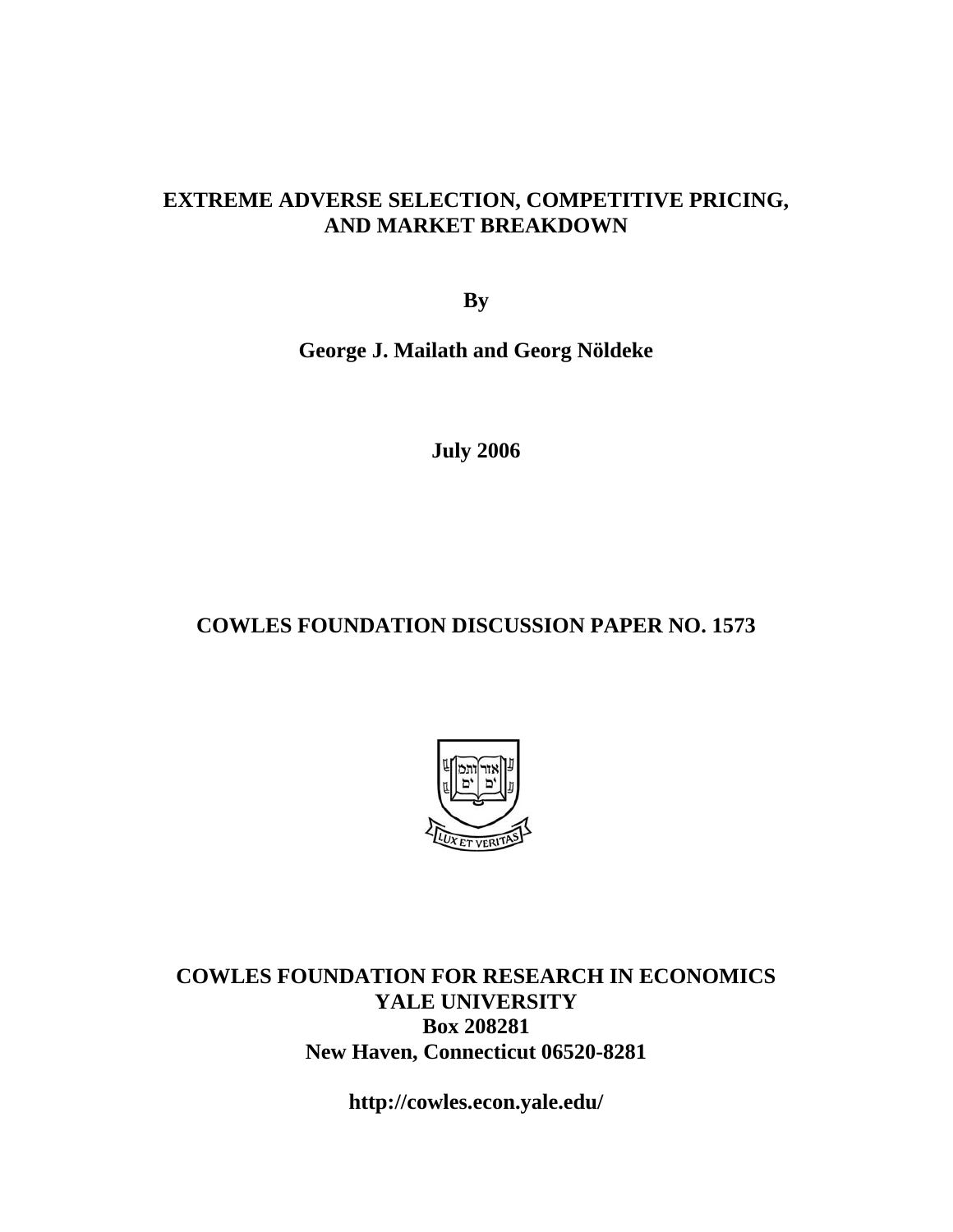# EXTREME ADVERSE SELECTION, COMPETITIVE PRICING, AND MARKET BREAKDOWN

**By**

**George J. Mailath and Georg Nöldeke**

**July 2006**

**COWLES FOUNDATION DISCUSSION PAPER NO. 1573**

**COWLES FOUNDATION FOR RESEARCH IN ECONOMICS**
**YALE UNIVERSITY**
**Box 208281**
**New Haven, Connecticut 06520-8281**

**http://cowles.econ.yale.edu/**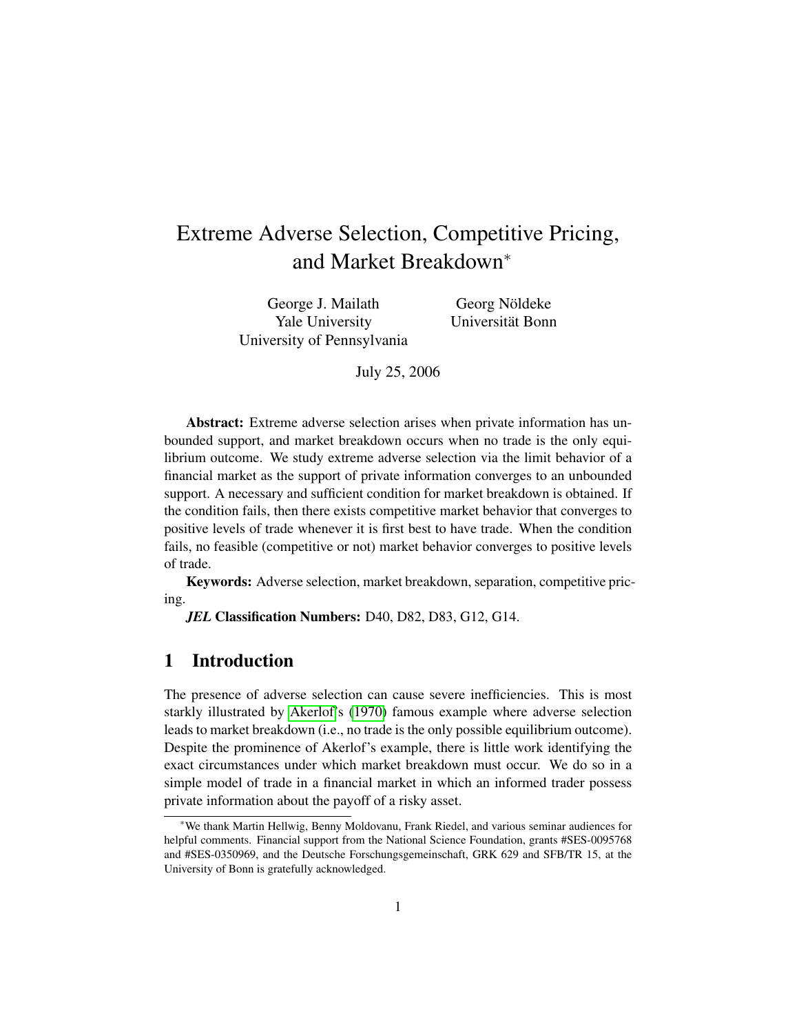# Extreme Adverse Selection, Competitive Pricing, and Market Breakdown*

George J. Mailath
Yale University
University of Pennsylvania

Georg Nöldeke
Universität Bonn

July 25, 2006

**Abstract:** Extreme adverse selection arises when private information has unbounded support, and market breakdown occurs when no trade is the only equilibrium outcome. We study extreme adverse selection via the limit behavior of a financial market as the support of private information converges to an unbounded support. A necessary and sufficient condition for market breakdown is obtained. If the condition fails, then there exists competitive market behavior that converges to positive levels of trade whenever it is first best to have trade. When the condition fails, no feasible (competitive or not) market behavior converges to positive levels of trade.

**Keywords:** Adverse selection, market breakdown, separation, competitive pricing.

***JEL* Classification Numbers:** D40, D82, D83, G12, G14.

## 1 Introduction

The presence of adverse selection can cause severe inefficiencies. This is most starkly illustrated by Akerlof's (1970) famous example where adverse selection leads to market breakdown (i.e., no trade is the only possible equilibrium outcome). Despite the prominence of Akerlof's example, there is little work identifying the exact circumstances under which market breakdown must occur. We do so in a simple model of trade in a financial market in which an informed trader possess private information about the payoff of a risky asset.

*We thank Martin Hellwig, Benny Moldovanu, Frank Riedel, and various seminar audiences for helpful comments. Financial support from the National Science Foundation, grants #SES-0095768 and #SES-0350969, and the Deutsche Forschungsgemeinschaft, GRK 629 and SFB/TR 15, at the University of Bonn is gratefully acknowledged.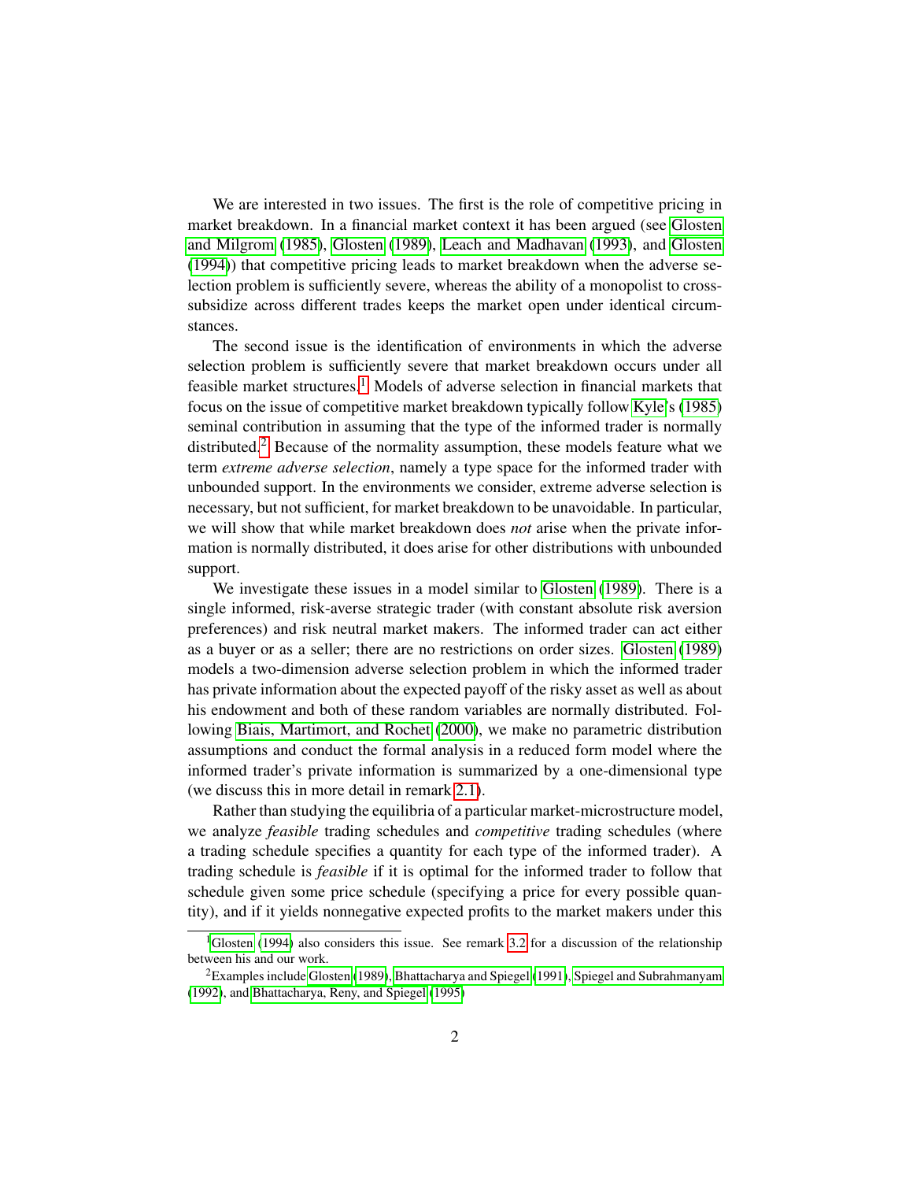We are interested in two issues. The first is the role of competitive pricing in market breakdown. In a financial market context it has been argued (see Glosten and Milgrom (1985), Glosten (1989), Leach and Madhavan (1993), and Glosten (1994)) that competitive pricing leads to market breakdown when the adverse selection problem is sufficiently severe, whereas the ability of a monopolist to cross-subsidize across different trades keeps the market open under identical circumstances.

The second issue is the identification of environments in which the adverse selection problem is sufficiently severe that market breakdown occurs under all feasible market structures.[1] Models of adverse selection in financial markets that focus on the issue of competitive market breakdown typically follow Kyle's (1985) seminal contribution in assuming that the type of the informed trader is normally distributed.[2] Because of the normality assumption, these models feature what we term *extreme adverse selection*, namely a type space for the informed trader with unbounded support. In the environments we consider, extreme adverse selection is necessary, but not sufficient, for market breakdown to be unavoidable. In particular, we will show that while market breakdown does *not* arise when the private information is normally distributed, it does arise for other distributions with unbounded support.

We investigate these issues in a model similar to Glosten (1989). There is a single informed, risk-averse strategic trader (with constant absolute risk aversion preferences) and risk neutral market makers. The informed trader can act either as a buyer or as a seller; there are no restrictions on order sizes. Glosten (1989) models a two-dimension adverse selection problem in which the informed trader has private information about the expected payoff of the risky asset as well as about his endowment and both of these random variables are normally distributed. Following Biais, Martimort, and Rochet (2000), we make no parametric distribution assumptions and conduct the formal analysis in a reduced form model where the informed trader's private information is summarized by a one-dimensional type (we discuss this in more detail in remark 2.1).

Rather than studying the equilibria of a particular market-microstructure model, we analyze *feasible* trading schedules and *competitive* trading schedules (where a trading schedule specifies a quantity for each type of the informed trader). A trading schedule is *feasible* if it is optimal for the informed trader to follow that schedule given some price schedule (specifying a price for every possible quantity), and if it yields nonnegative expected profits to the market makers under this

[1] Glosten (1994) also considers this issue. See remark 3.2 for a discussion of the relationship between his and our work.

[2] Examples include Glosten (1989), Bhattacharya and Spiegel (1991), Spiegel and Subrahmanyam (1992), and Bhattacharya, Reny, and Spiegel (1995)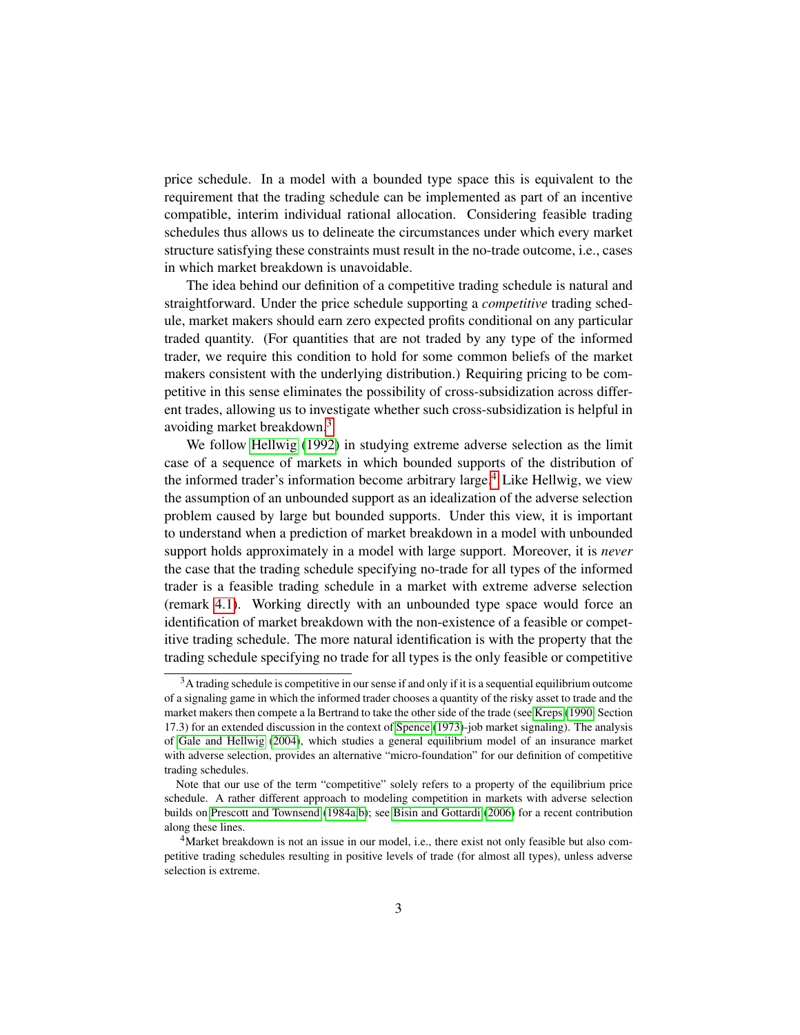price schedule. In a model with a bounded type space this is equivalent to the requirement that the trading schedule can be implemented as part of an incentive compatible, interim individual rational allocation. Considering feasible trading schedules thus allows us to delineate the circumstances under which every market structure satisfying these constraints must result in the no-trade outcome, i.e., cases in which market breakdown is unavoidable.

The idea behind our definition of a competitive trading schedule is natural and straightforward. Under the price schedule supporting a *competitive* trading schedule, market makers should earn zero expected profits conditional on any particular traded quantity. (For quantities that are not traded by any type of the informed trader, we require this condition to hold for some common beliefs of the market makers consistent with the underlying distribution.) Requiring pricing to be competitive in this sense eliminates the possibility of cross-subsidization across different trades, allowing us to investigate whether such cross-subsidization is helpful in avoiding market breakdown.[3]

We follow Hellwig (1992) in studying extreme adverse selection as the limit case of a sequence of markets in which bounded supports of the distribution of the informed trader's information become arbitrary large.[4] Like Hellwig, we view the assumption of an unbounded support as an idealization of the adverse selection problem caused by large but bounded supports. Under this view, it is important to understand when a prediction of market breakdown in a model with unbounded support holds approximately in a model with large support. Moreover, it is *never* the case that the trading schedule specifying no-trade for all types of the informed trader is a feasible trading schedule in a market with extreme adverse selection (remark 4.1). Working directly with an unbounded type space would force an identification of market breakdown with the non-existence of a feasible or competitive trading schedule. The more natural identification is with the property that the trading schedule specifying no trade for all types is the only feasible or competitive

---

[3] A trading schedule is competitive in our sense if and only if it is a sequential equilibrium outcome of a signaling game in which the informed trader chooses a quantity of the risky asset to trade and the market makers then compete a la Bertrand to take the other side of the trade (see Kreps (1990, Section 17.3) for an extended discussion in the context of Spence (1973)-job market signaling). The analysis of Gale and Hellwig (2004), which studies a general equilibrium model of an insurance market with adverse selection, provides an alternative "micro-foundation" for our definition of competitive trading schedules.

Note that our use of the term "competitive" solely refers to a property of the equilibrium price schedule. A rather different approach to modeling competition in markets with adverse selection builds on Prescott and Townsend (1984a,b); see Bisin and Gottardi (2006) for a recent contribution along these lines.

[4] Market breakdown is not an issue in our model, i.e., there exist not only feasible but also competitive trading schedules resulting in positive levels of trade (for almost all types), unless adverse selection is extreme.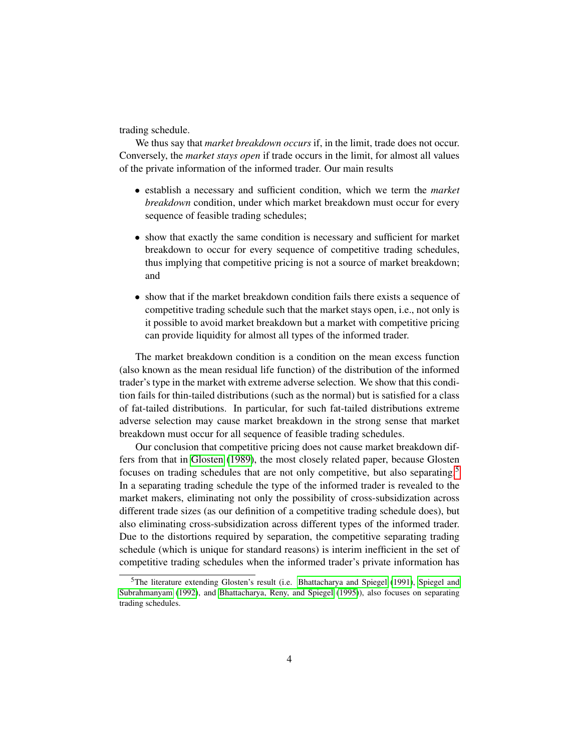trading schedule.

We thus say that *market breakdown occurs* if, in the limit, trade does not occur. Conversely, the *market stays open* if trade occurs in the limit, for almost all values of the private information of the informed trader. Our main results

- establish a necessary and sufficient condition, which we term the *market breakdown* condition, under which market breakdown must occur for every sequence of feasible trading schedules;
- show that exactly the same condition is necessary and sufficient for market breakdown to occur for every sequence of competitive trading schedules, thus implying that competitive pricing is not a source of market breakdown; and
- show that if the market breakdown condition fails there exists a sequence of competitive trading schedule such that the market stays open, i.e., not only is it possible to avoid market breakdown but a market with competitive pricing can provide liquidity for almost all types of the informed trader.

The market breakdown condition is a condition on the mean excess function (also known as the mean residual life function) of the distribution of the informed trader's type in the market with extreme adverse selection. We show that this condition fails for thin-tailed distributions (such as the normal) but is satisfied for a class of fat-tailed distributions. In particular, for such fat-tailed distributions extreme adverse selection may cause market breakdown in the strong sense that market breakdown must occur for all sequence of feasible trading schedules.

Our conclusion that competitive pricing does not cause market breakdown differs from that in Glosten (1989), the most closely related paper, because Glosten focuses on trading schedules that are not only competitive, but also separating.[5] In a separating trading schedule the type of the informed trader is revealed to the market makers, eliminating not only the possibility of cross-subsidization across different trade sizes (as our definition of a competitive trading schedule does), but also eliminating cross-subsidization across different types of the informed trader. Due to the distortions required by separation, the competitive separating trading schedule (which is unique for standard reasons) is interim inefficient in the set of competitive trading schedules when the informed trader's private information has

[5]The literature extending Glosten's result (i.e. Bhattacharya and Spiegel (1991), Spiegel and Subrahmanyam (1992), and Bhattacharya, Reny, and Spiegel (1995)), also focuses on separating trading schedules.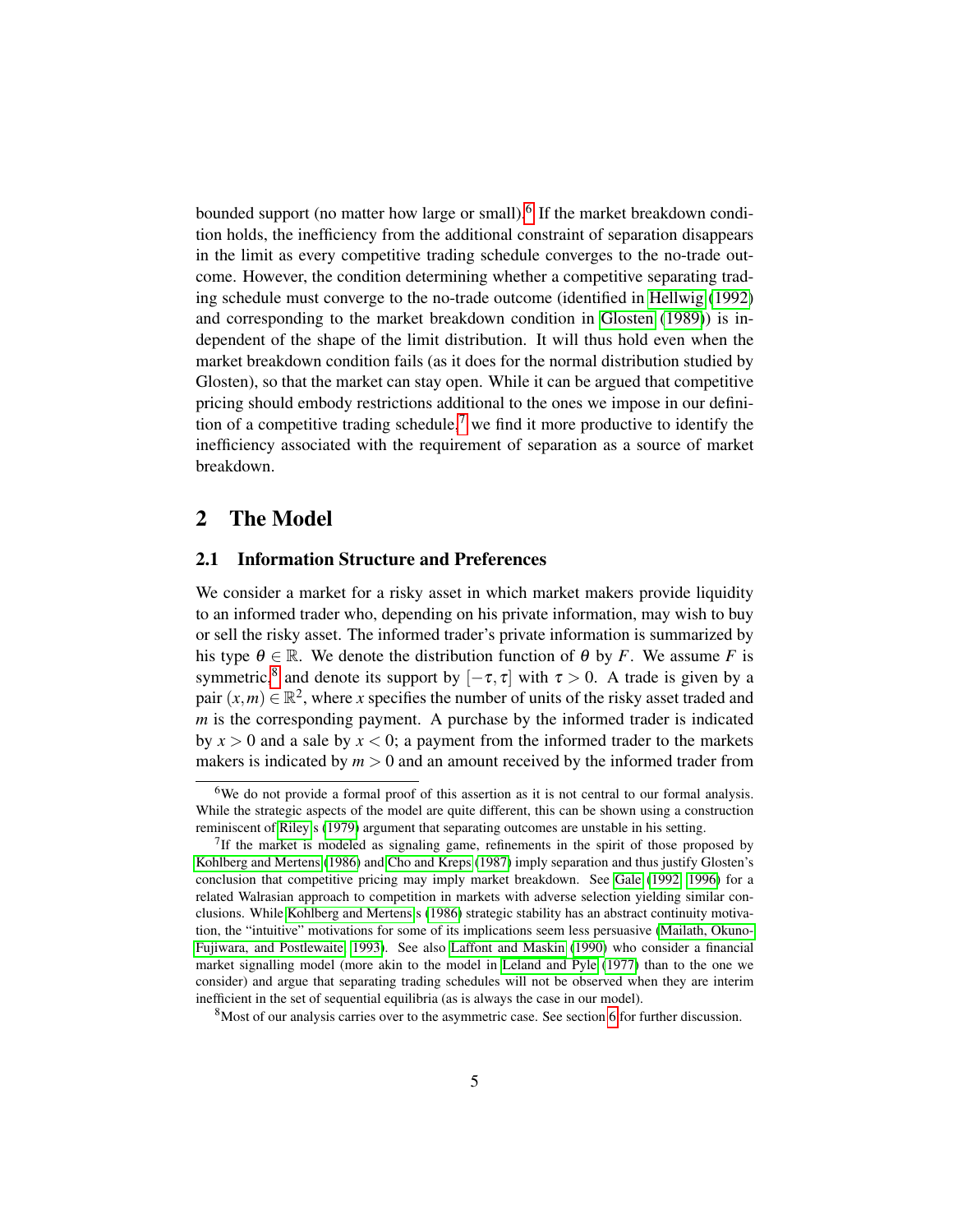bounded support (no matter how large or small).[6] If the market breakdown condition holds, the inefficiency from the additional constraint of separation disappears in the limit as every competitive trading schedule converges to the no-trade outcome. However, the condition determining whether a competitive separating trading schedule must converge to the no-trade outcome (identified in Hellwig (1992) and corresponding to the market breakdown condition in Glosten (1989)) is independent of the shape of the limit distribution. It will thus hold even when the market breakdown condition fails (as it does for the normal distribution studied by Glosten), so that the market can stay open. While it can be argued that competitive pricing should embody restrictions additional to the ones we impose in our definition of a competitive trading schedule,[7] we find it more productive to identify the inefficiency associated with the requirement of separation as a source of market breakdown.

## 2 The Model

### 2.1 Information Structure and Preferences

We consider a market for a risky asset in which market makers provide liquidity to an informed trader who, depending on his private information, may wish to buy or sell the risky asset. The informed trader's private information is summarized by his type $\theta \in \mathbb{R}$. We denote the distribution function of $\theta$ by $F$. We assume $F$ is symmetric,[8] and denote its support by $[-\tau, \tau]$ with $\tau > 0$. A trade is given by a pair $(x, m) \in \mathbb{R}^2$, where $x$ specifies the number of units of the risky asset traded and $m$ is the corresponding payment. A purchase by the informed trader is indicated by $x > 0$ and a sale by $x < 0$; a payment from the informed trader to the markets makers is indicated by $m > 0$ and an amount received by the informed trader from

---

[6] We do not provide a formal proof of this assertion as it is not central to our formal analysis. While the strategic aspects of the model are quite different, this can be shown using a construction reminiscent of Riley's (1979) argument that separating outcomes are unstable in his setting.

[7] If the market is modeled as signaling game, refinements in the spirit of those proposed by Kohlberg and Mertens (1986) and Cho and Kreps (1987) imply separation and thus justify Glosten's conclusion that competitive pricing may imply market breakdown. See Gale (1992, 1996) for a related Walrasian approach to competition in markets with adverse selection yielding similar conclusions. While Kohlberg and Mertens's (1986) strategic stability has an abstract continuity motivation, the "intuitive" motivations for some of its implications seem less persuasive (Mailath, Okuno-Fujiwara, and Postlewaite, 1993). See also Laffont and Maskin (1990) who consider a financial market signalling model (more akin to the model in Leland and Pyle (1977) than to the one we consider) and argue that separating trading schedules will not be observed when they are interim inefficient in the set of sequential equilibria (as is always the case in our model).

[8] Most of our analysis carries over to the asymmetric case. See section 6 for further discussion.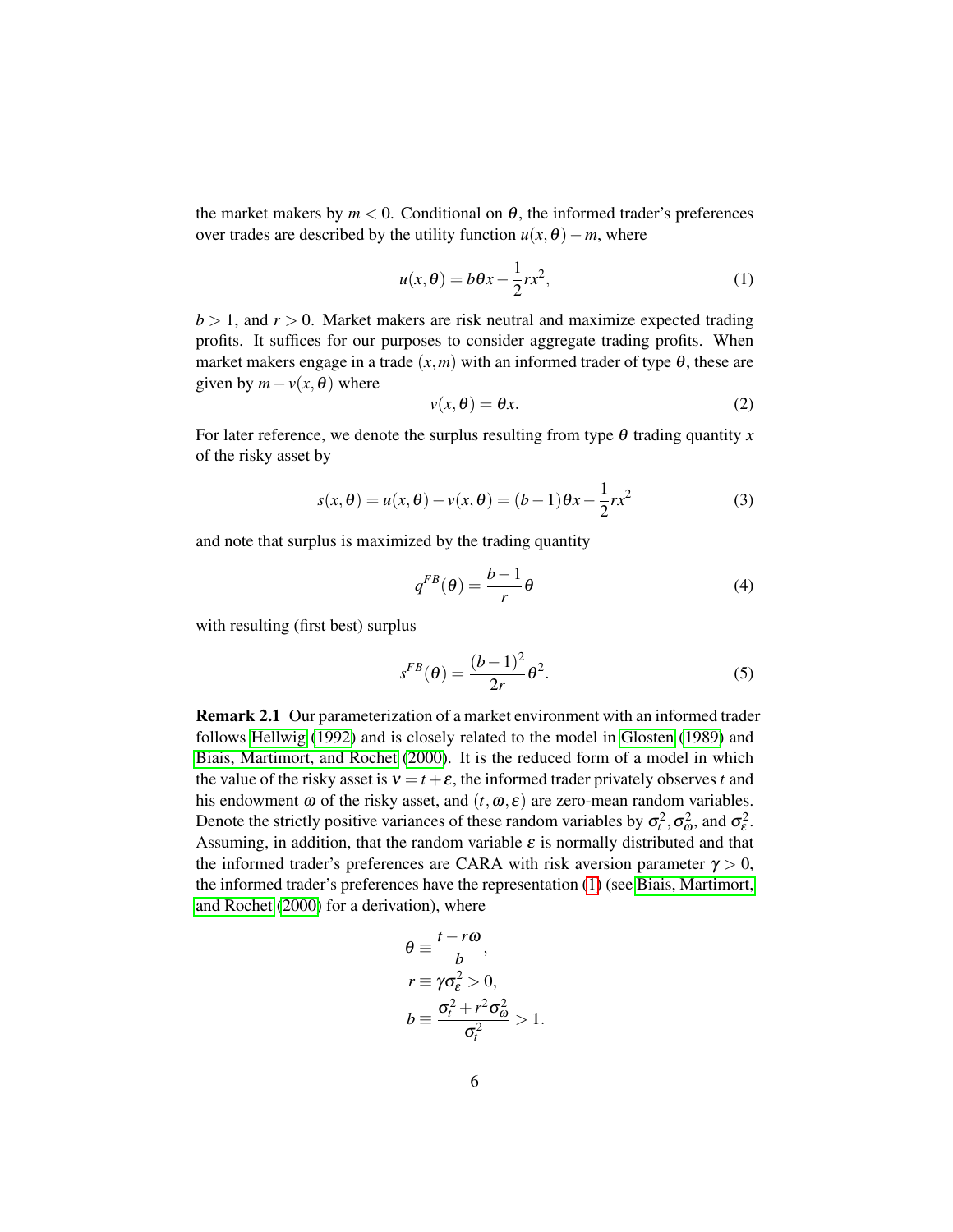the market makers by $m < 0$. Conditional on $\theta$, the informed trader's preferences over trades are described by the utility function $u(x, \theta) - m$, where

$$u(x, \theta) = b\theta x - \frac{1}{2}rx^2, \tag{1}$$

$b > 1$, and $r > 0$. Market makers are risk neutral and maximize expected trading profits. It suffices for our purposes to consider aggregate trading profits. When market makers engage in a trade $(x, m)$ with an informed trader of type $\theta$, these are given by $m - v(x, \theta)$ where

$$v(x, \theta) = \theta x. \tag{2}$$

For later reference, we denote the surplus resulting from type $\theta$ trading quantity $x$ of the risky asset by

$$s(x, \theta) = u(x, \theta) - v(x, \theta) = (b-1)\theta x - \frac{1}{2}rx^2 \tag{3}$$

and note that surplus is maximized by the trading quantity

$$q^{FB}(\theta) = \frac{b-1}{r}\theta \tag{4}$$

with resulting (first best) surplus

$$s^{FB}(\theta) = \frac{(b-1)^2}{2r}\theta^2. \tag{5}$$

**Remark 2.1** Our parameterization of a market environment with an informed trader follows Hellwig (1992) and is closely related to the model in Glosten (1989) and Biais, Martimort, and Rochet (2000). It is the reduced form of a model in which the value of the risky asset is $v = t + \varepsilon$, the informed trader privately observes $t$ and his endowment $\omega$ of the risky asset, and $(t, \omega, \varepsilon)$ are zero-mean random variables. Denote the strictly positive variances of these random variables by $\sigma_t^2, \sigma_\omega^2$, and $\sigma_\varepsilon^2$. Assuming, in addition, that the random variable $\varepsilon$ is normally distributed and that the informed trader's preferences are CARA with risk aversion parameter $\gamma > 0$, the informed trader's preferences have the representation (1) (see Biais, Martimort, and Rochet (2000) for a derivation), where

$$\theta \equiv \frac{t - r\omega}{b},$$
$$r \equiv \gamma\sigma_\varepsilon^2 > 0,$$
$$b \equiv \frac{\sigma_t^2 + r^2\sigma_\omega^2}{\sigma_t^2} > 1.$$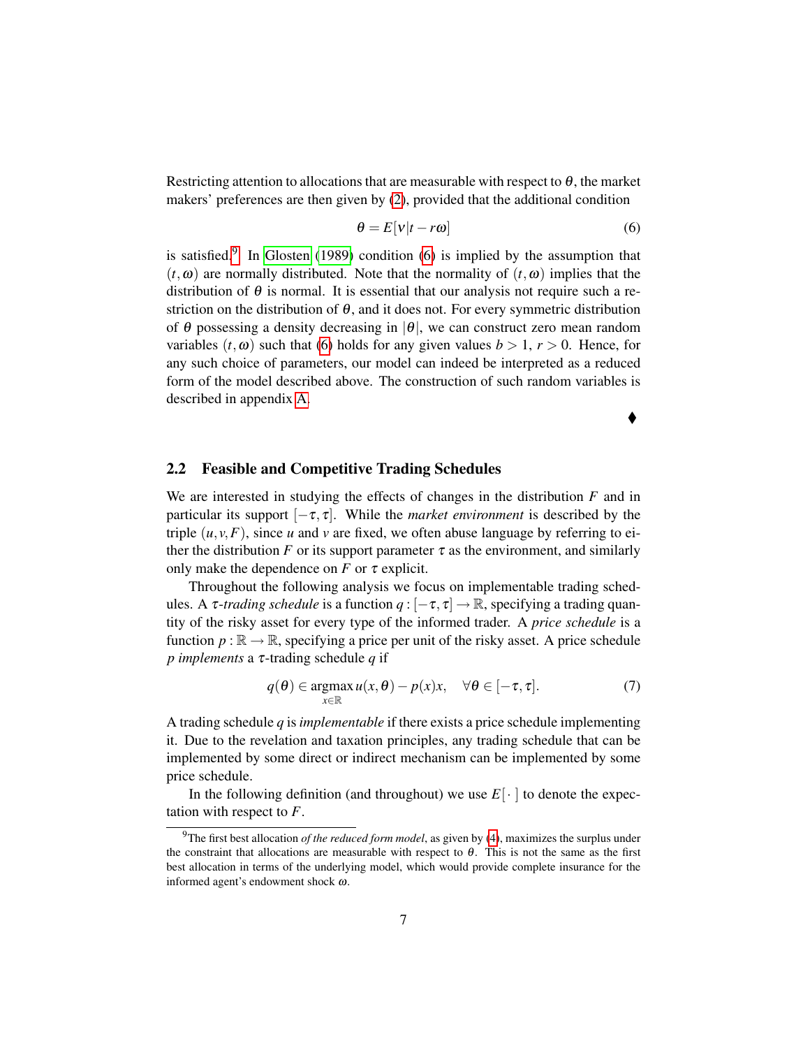Restricting attention to allocations that are measurable with respect to $\theta$, the market makers' preferences are then given by (2), provided that the additional condition

$$\theta = E[v|t - r\omega] \tag{6}$$

is satisfied.[9] In Glosten (1989) condition (6) is implied by the assumption that $(t,\omega)$ are normally distributed. Note that the normality of $(t,\omega)$ implies that the distribution of $\theta$ is normal. It is essential that our analysis not require such a restriction on the distribution of $\theta$, and it does not. For every symmetric distribution of $\theta$ possessing a density decreasing in $|\theta|$, we can construct zero mean random variables $(t,\omega)$ such that (6) holds for any given values $b > 1$, $r > 0$. Hence, for any such choice of parameters, our model can indeed be interpreted as a reduced form of the model described above. The construction of such random variables is described in appendix A.

♦

## 2.2 Feasible and Competitive Trading Schedules

We are interested in studying the effects of changes in the distribution $F$ and in particular its support $[-\tau,\tau]$. While the *market environment* is described by the triple $(u,v,F)$, since $u$ and $v$ are fixed, we often abuse language by referring to either the distribution $F$ or its support parameter $\tau$ as the environment, and similarly only make the dependence on $F$ or $\tau$ explicit.

Throughout the following analysis we focus on implementable trading schedules. A *$\tau$-trading schedule* is a function $q : [-\tau,\tau] \to \mathbb{R}$, specifying a trading quantity of the risky asset for every type of the informed trader. A *price schedule* is a function $p : \mathbb{R} \to \mathbb{R}$, specifying a price per unit of the risky asset. A price schedule $p$ *implements* a $\tau$-trading schedule $q$ if

$$q(\theta) \in \underset{x\in\mathbb{R}}{\operatorname{argmax}}\, u(x,\theta) - p(x)x, \quad \forall \theta \in [-\tau,\tau]. \tag{7}$$

A trading schedule $q$ is *implementable* if there exists a price schedule implementing it. Due to the revelation and taxation principles, any trading schedule that can be implemented by some direct or indirect mechanism can be implemented by some price schedule.

In the following definition (and throughout) we use $E[\,\cdot\,]$ to denote the expectation with respect to $F$.

[9] The first best allocation *of the reduced form model*, as given by (4), maximizes the surplus under the constraint that allocations are measurable with respect to $\theta$. This is not the same as the first best allocation in terms of the underlying model, which would provide complete insurance for the informed agent's endowment shock $\omega$.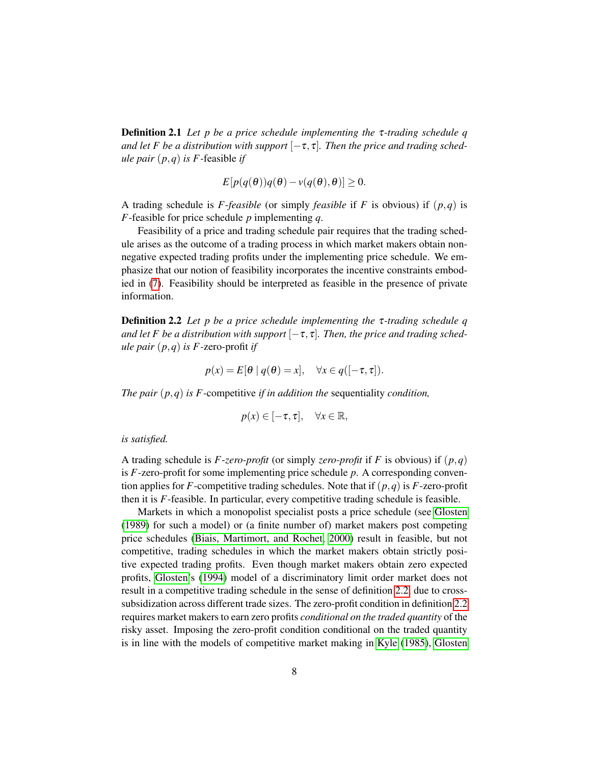**Definition 2.1** *Let $p$ be a price schedule implementing the $\tau$-trading schedule $q$ and let $F$ be a distribution with support $[-\tau, \tau]$. Then the price and trading schedule pair $(p,q)$ is $F$-*feasible *if*

$$E[p(q(\theta))q(\theta) - v(q(\theta), \theta)] \geq 0.$$

A trading schedule is *$F$-feasible* (or simply *feasible* if $F$ is obvious) if $(p,q)$ is $F$-feasible for price schedule $p$ implementing $q$.

Feasibility of a price and trading schedule pair requires that the trading schedule arises as the outcome of a trading process in which market makers obtain nonnegative expected trading profits under the implementing price schedule. We emphasize that our notion of feasibility incorporates the incentive constraints embodied in (7). Feasibility should be interpreted as feasible in the presence of private information.

**Definition 2.2** *Let $p$ be a price schedule implementing the $\tau$-trading schedule $q$ and let $F$ be a distribution with support $[-\tau, \tau]$. Then, the price and trading schedule pair $(p,q)$ is $F$-*zero-profit *if*

$$p(x) = E[\theta \mid q(\theta) = x], \quad \forall x \in q([-\tau, \tau]).$$

*The pair $(p,q)$ is $F$-*competitive *if in addition the* sequentiality *condition,*

$$p(x) \in [-\tau, \tau], \quad \forall x \in \mathbb{R},$$

*is satisfied.*

A trading schedule is *$F$-zero-profit* (or simply *zero-profit* if $F$ is obvious) if $(p,q)$ is $F$-zero-profit for some implementing price schedule $p$. A corresponding convention applies for $F$-competitive trading schedules. Note that if $(p,q)$ is $F$-zero-profit then it is $F$-feasible. In particular, every competitive trading schedule is feasible.

Markets in which a monopolist specialist posts a price schedule (see Glosten (1989) for such a model) or (a finite number of) market makers post competing price schedules (Biais, Martimort, and Rochet, 2000) result in feasible, but not competitive, trading schedules in which the market makers obtain strictly positive expected trading profits. Even though market makers obtain zero expected profits, Glosten's (1994) model of a discriminatory limit order market does not result in a competitive trading schedule in the sense of definition 2.2, due to cross-subsidization across different trade sizes. The zero-profit condition in definition 2.2 requires market makers to earn zero profits *conditional on the traded quantity* of the risky asset. Imposing the zero-profit condition conditional on the traded quantity is in line with the models of competitive market making in Kyle (1985), Glosten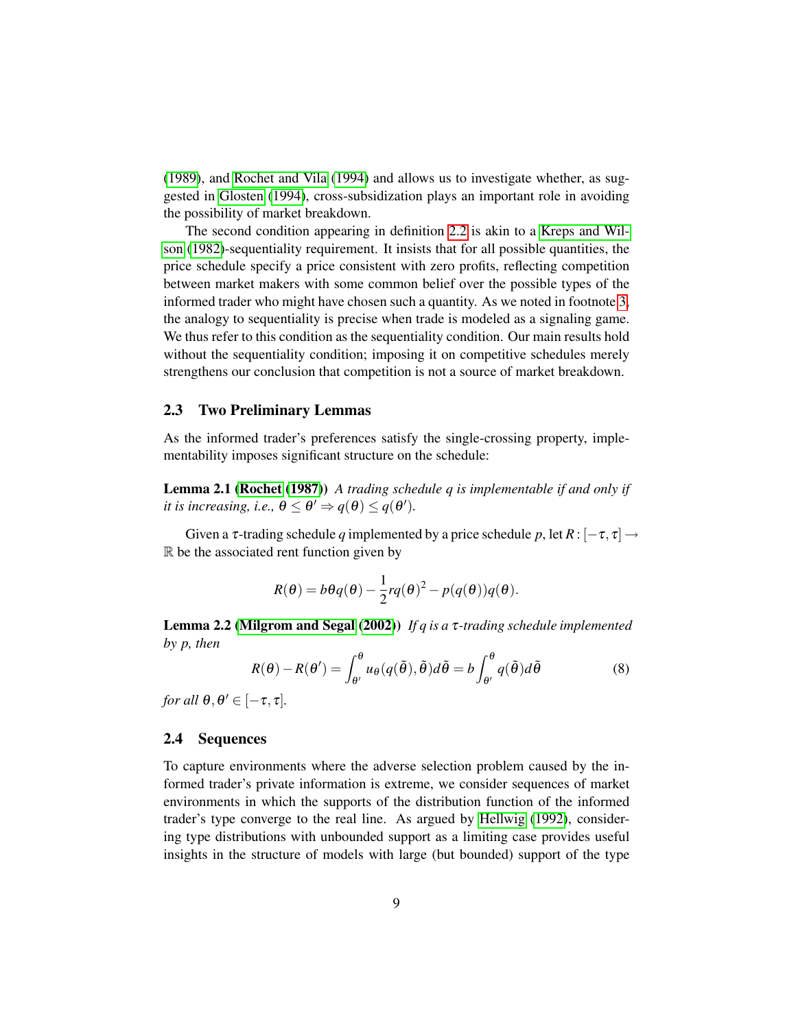(1989), and Rochet and Vila (1994) and allows us to investigate whether, as suggested in Glosten (1994), cross-subsidization plays an important role in avoiding the possibility of market breakdown.

The second condition appearing in definition 2.2 is akin to a Kreps and Wilson (1982)-sequentiality requirement. It insists that for all possible quantities, the price schedule specify a price consistent with zero profits, reflecting competition between market makers with some common belief over the possible types of the informed trader who might have chosen such a quantity. As we noted in footnote 3, the analogy to sequentiality is precise when trade is modeled as a signaling game. We thus refer to this condition as the sequentiality condition. Our main results hold without the sequentiality condition; imposing it on competitive schedules merely strengthens our conclusion that competition is not a source of market breakdown.

## 2.3 Two Preliminary Lemmas

As the informed trader's preferences satisfy the single-crossing property, implementability imposes significant structure on the schedule:

**Lemma 2.1 (Rochet (1987))** *A trading schedule $q$ is implementable if and only if it is increasing, i.e., $\theta \leq \theta' \Rightarrow q(\theta) \leq q(\theta')$.*

Given a $\tau$-trading schedule $q$ implemented by a price schedule $p$, let $R : [-\tau, \tau] \to \mathbb{R}$ be the associated rent function given by

$$R(\theta) = b\theta q(\theta) - \frac{1}{2} r q(\theta)^2 - p(q(\theta)) q(\theta).$$

**Lemma 2.2 (Milgrom and Segal (2002))** *If $q$ is a $\tau$-trading schedule implemented by $p$, then*

$$R(\theta) - R(\theta') = \int_{\theta'}^{\theta} u_\theta(q(\tilde{\theta}), \tilde{\theta}) d\tilde{\theta} = b \int_{\theta'}^{\theta} q(\tilde{\theta}) d\tilde{\theta} \tag{8}$$

*for all $\theta, \theta' \in [-\tau, \tau]$.*

## 2.4 Sequences

To capture environments where the adverse selection problem caused by the informed trader's private information is extreme, we consider sequences of market environments in which the supports of the distribution function of the informed trader's type converge to the real line. As argued by Hellwig (1992), considering type distributions with unbounded support as a limiting case provides useful insights in the structure of models with large (but bounded) support of the type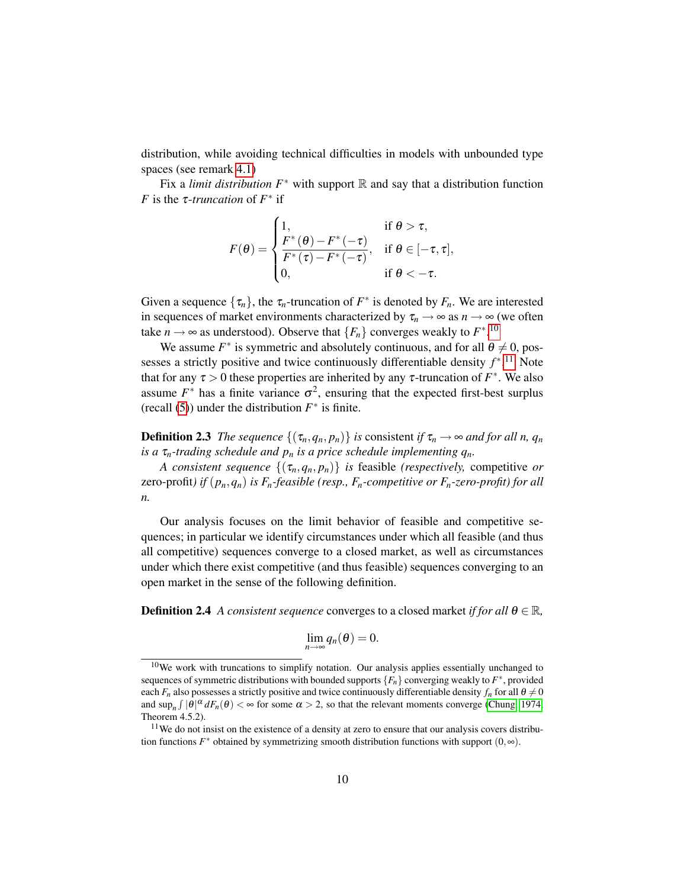distribution, while avoiding technical difficulties in models with unbounded type spaces (see remark 4.1)

Fix a *limit distribution* $F^*$ with support $\mathbb{R}$ and say that a distribution function $F$ is the $\tau$*-truncation* of $F^*$ if

$$F(\theta) = \begin{cases} 1, & \text{if } \theta > \tau, \\ \dfrac{F^*(\theta) - F^*(-\tau)}{F^*(\tau) - F^*(-\tau)}, & \text{if } \theta \in [-\tau, \tau], \\ 0, & \text{if } \theta < -\tau. \end{cases}$$

Given a sequence $\{\tau_n\}$, the $\tau_n$-truncation of $F^*$ is denoted by $F_n$. We are interested in sequences of market environments characterized by $\tau_n \to \infty$ as $n \to \infty$ (we often take $n \to \infty$ as understood). Observe that $\{F_n\}$ converges weakly to $F^*$.[10]

We assume $F^*$ is symmetric and absolutely continuous, and for all $\theta \neq 0$, possesses a strictly positive and twice continuously differentiable density $f^*$.[11] Note that for any $\tau > 0$ these properties are inherited by any $\tau$-truncation of $F^*$. We also assume $F^*$ has a finite variance $\sigma^2$, ensuring that the expected first-best surplus (recall (5)) under the distribution $F^*$ is finite.

**Definition 2.3** *The sequence* $\{(\tau_n, q_n, p_n)\}$ *is* consistent *if* $\tau_n \to \infty$ *and for all n,* $q_n$ *is a* $\tau_n$*-trading schedule and* $p_n$ *is a price schedule implementing* $q_n$*.*

*A consistent sequence* $\{(\tau_n, q_n, p_n)\}$ *is* feasible *(respectively,* competitive *or* zero-profit*) if* $(p_n, q_n)$ *is* $F_n$*-feasible (resp.,* $F_n$*-competitive or* $F_n$*-zero-profit) for all n.*

Our analysis focuses on the limit behavior of feasible and competitive sequences; in particular we identify circumstances under which all feasible (and thus all competitive) sequences converge to a closed market, as well as circumstances under which there exist competitive (and thus feasible) sequences converging to an open market in the sense of the following definition.

**Definition 2.4** *A consistent sequence* converges to a closed market *if for all* $\theta \in \mathbb{R}$*,*

$$\lim_{n \to \infty} q_n(\theta) = 0.$$

[10] We work with truncations to simplify notation. Our analysis applies essentially unchanged to sequences of symmetric distributions with bounded supports $\{F_n\}$ converging weakly to $F^*$, provided each $F_n$ also possesses a strictly positive and twice continuously differentiable density $f_n$ for all $\theta \neq 0$ and $\sup_n \int |\theta|^\alpha \, dF_n(\theta) < \infty$ for some $\alpha > 2$, so that the relevant moments converge (Chung, 1974, Theorem 4.5.2).

[11] We do not insist on the existence of a density at zero to ensure that our analysis covers distribution functions $F^*$ obtained by symmetrizing smooth distribution functions with support $(0, \infty)$.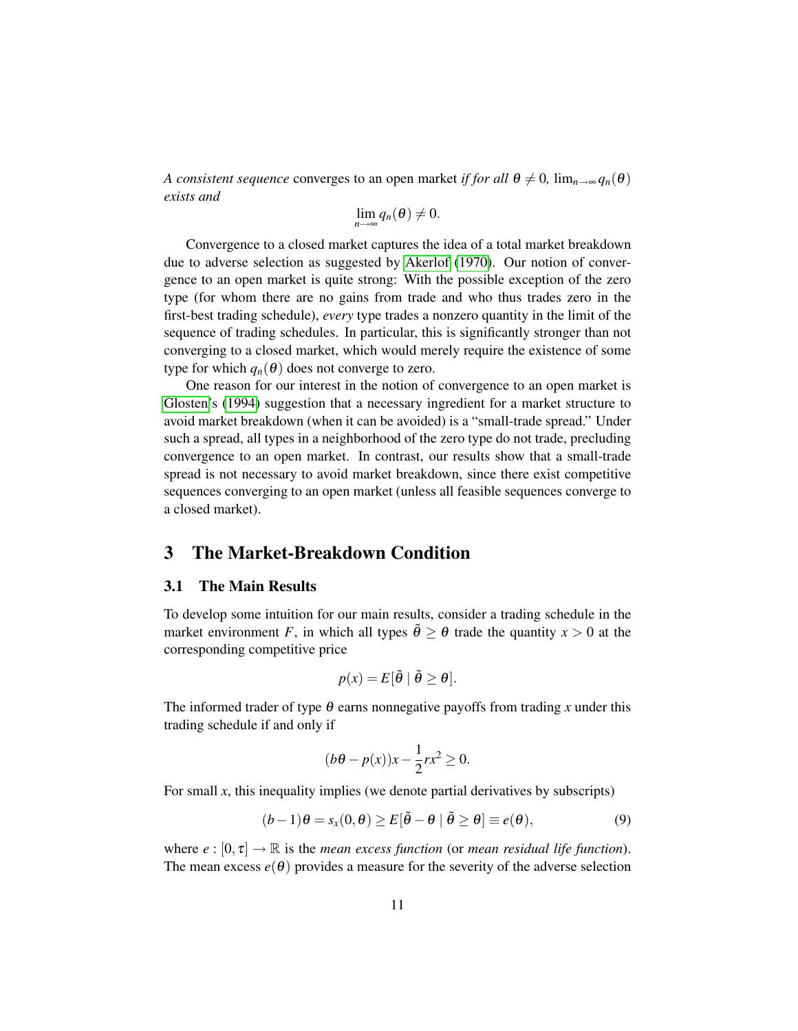*A consistent sequence* converges to an open market *if for all $\theta \neq 0$, $\lim_{n\to\infty} q_n(\theta)$ exists and*

$$\lim_{n\to\infty} q_n(\theta) \neq 0.$$

Convergence to a closed market captures the idea of a total market breakdown due to adverse selection as suggested by Akerlof (1970). Our notion of convergence to an open market is quite strong: With the possible exception of the zero type (for whom there are no gains from trade and who thus trades zero in the first-best trading schedule), *every* type trades a nonzero quantity in the limit of the sequence of trading schedules. In particular, this is significantly stronger than not converging to a closed market, which would merely require the existence of some type for which $q_n(\theta)$ does not converge to zero.

One reason for our interest in the notion of convergence to an open market is Glosten's (1994) suggestion that a necessary ingredient for a market structure to avoid market breakdown (when it can be avoided) is a "small-trade spread." Under such a spread, all types in a neighborhood of the zero type do not trade, precluding convergence to an open market. In contrast, our results show that a small-trade spread is not necessary to avoid market breakdown, since there exist competitive sequences converging to an open market (unless all feasible sequences converge to a closed market).

# 3 The Market-Breakdown Condition

## 3.1 The Main Results

To develop some intuition for our main results, consider a trading schedule in the market environment $F$, in which all types $\tilde{\theta} \geq \theta$ trade the quantity $x > 0$ at the corresponding competitive price

$$p(x) = E[\tilde{\theta} \mid \tilde{\theta} \geq \theta].$$

The informed trader of type $\theta$ earns nonnegative payoffs from trading $x$ under this trading schedule if and only if

$$(b\theta - p(x))x - \frac{1}{2}rx^2 \geq 0.$$

For small $x$, this inequality implies (we denote partial derivatives by subscripts)

$$(b-1)\theta = s_x(0,\theta) \geq E[\tilde{\theta} - \theta \mid \tilde{\theta} \geq \theta] \equiv e(\theta), \tag{9}$$

where $e : [0,\tau] \to \mathbb{R}$ is the *mean excess function* (or *mean residual life function*). The mean excess $e(\theta)$ provides a measure for the severity of the adverse selection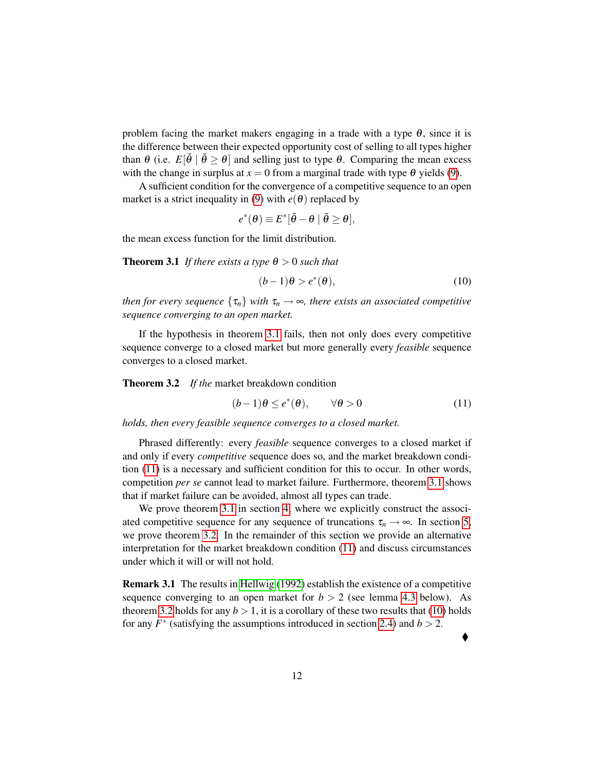problem facing the market makers engaging in a trade with a type $\theta$, since it is the difference between their expected opportunity cost of selling to all types higher than $\theta$ (i.e. $E[\tilde{\theta} \mid \tilde{\theta} \geq \theta]$ and selling just to type $\theta$. Comparing the mean excess with the change in surplus at $x = 0$ from a marginal trade with type $\theta$ yields (9).

A sufficient condition for the convergence of a competitive sequence to an open market is a strict inequality in (9) with $e(\theta)$ replaced by

$$e^*(\theta) \equiv E^*[\tilde{\theta} - \theta \mid \tilde{\theta} \geq \theta],$$

the mean excess function for the limit distribution.

**Theorem 3.1** *If there exists a type $\theta > 0$ such that*

$$(b-1)\theta > e^*(\theta), \tag{10}$$

*then for every sequence $\{\tau_n\}$ with $\tau_n \to \infty$, there exists an associated competitive sequence converging to an open market.*

If the hypothesis in theorem 3.1 fails, then not only does every competitive sequence converge to a closed market but more generally every *feasible* sequence converges to a closed market.

**Theorem 3.2** *If the* market breakdown condition

$$(b-1)\theta \leq e^*(\theta), \qquad \forall \theta > 0 \tag{11}$$

*holds, then every feasible sequence converges to a closed market.*

Phrased differently: every *feasible* sequence converges to a closed market if and only if every *competitive* sequence does so, and the market breakdown condition (11) is a necessary and sufficient condition for this to occur. In other words, competition *per se* cannot lead to market failure. Furthermore, theorem 3.1 shows that if market failure can be avoided, almost all types can trade.

We prove theorem 3.1 in section 4, where we explicitly construct the associated competitive sequence for any sequence of truncations $\tau_n \to \infty$. In section 5, we prove theorem 3.2. In the remainder of this section we provide an alternative interpretation for the market breakdown condition (11) and discuss circumstances under which it will or will not hold.

**Remark 3.1** The results in Hellwig (1992) establish the existence of a competitive sequence converging to an open market for $b > 2$ (see lemma 4.3 below). As theorem 3.2 holds for any $b > 1$, it is a corollary of these two results that (10) holds for any $F^*$ (satisfying the assumptions introduced in section 2.4) and $b > 2$.

♦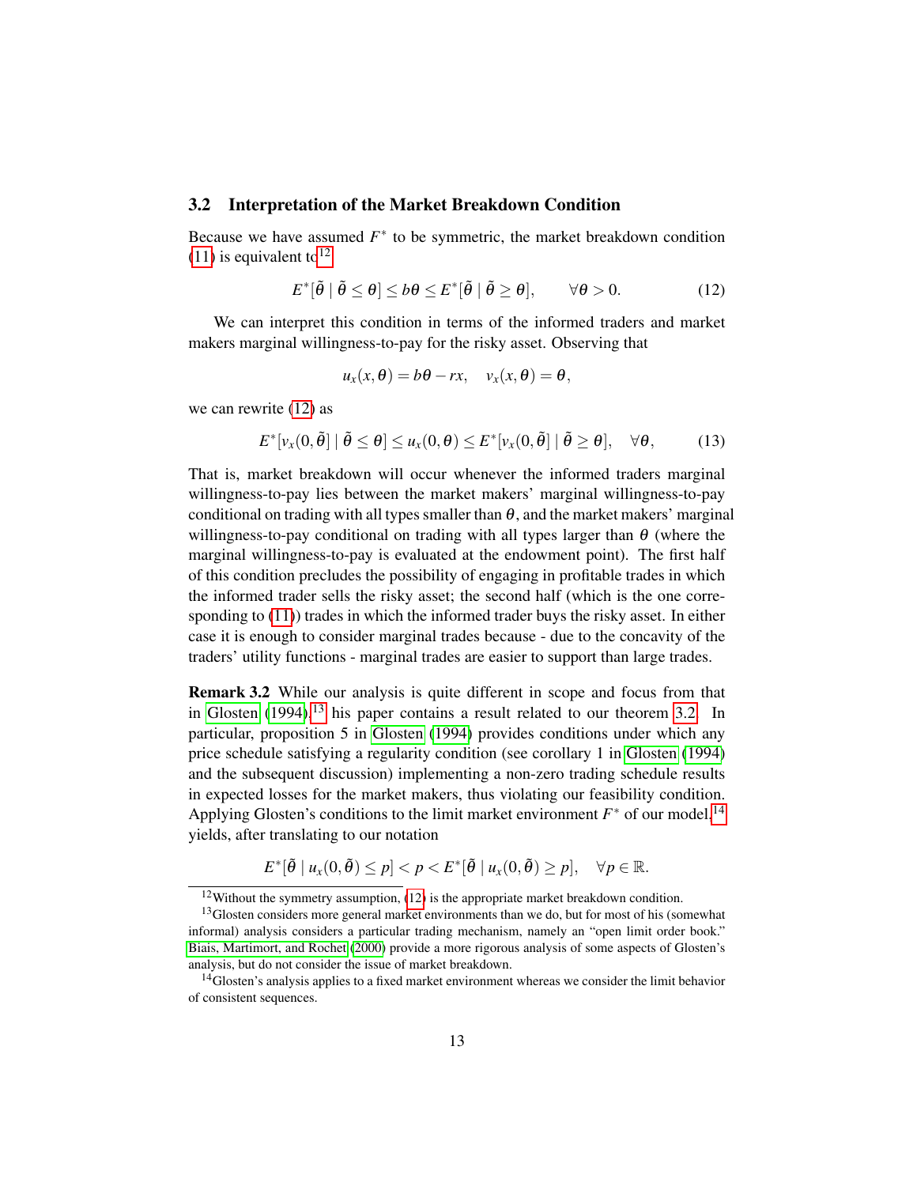## 3.2 Interpretation of the Market Breakdown Condition

Because we have assumed $F^*$ to be symmetric, the market breakdown condition (11) is equivalent to[12]

$$E^*[\tilde{\theta} \mid \tilde{\theta} \leq \theta] \leq b\theta \leq E^*[\tilde{\theta} \mid \tilde{\theta} \geq \theta], \qquad \forall \theta > 0. \tag{12}$$

We can interpret this condition in terms of the informed traders and market makers marginal willingness-to-pay for the risky asset. Observing that

$$u_x(x, \theta) = b\theta - rx, \quad v_x(x, \theta) = \theta,$$

we can rewrite (12) as

$$E^*[v_x(0, \tilde{\theta}) \mid \tilde{\theta} \leq \theta] \leq u_x(0, \theta) \leq E^*[v_x(0, \tilde{\theta}] \mid \tilde{\theta} \geq \theta], \quad \forall \theta, \tag{13}$$

That is, market breakdown will occur whenever the informed traders marginal willingness-to-pay lies between the market makers' marginal willingness-to-pay conditional on trading with all types smaller than $\theta$, and the market makers' marginal willingness-to-pay conditional on trading with all types larger than $\theta$ (where the marginal willingness-to-pay is evaluated at the endowment point). The first half of this condition precludes the possibility of engaging in profitable trades in which the informed trader sells the risky asset; the second half (which is the one corresponding to (11)) trades in which the informed trader buys the risky asset. In either case it is enough to consider marginal trades because - due to the concavity of the traders' utility functions - marginal trades are easier to support than large trades.

**Remark 3.2** While our analysis is quite different in scope and focus from that in Glosten (1994),[13] his paper contains a result related to our theorem 3.2. In particular, proposition 5 in Glosten (1994) provides conditions under which any price schedule satisfying a regularity condition (see corollary 1 in Glosten (1994) and the subsequent discussion) implementing a non-zero trading schedule results in expected losses for the market makers, thus violating our feasibility condition. Applying Glosten's conditions to the limit market environment $F^*$ of our model,[14] yields, after translating to our notation

$$E^*[\tilde{\theta} \mid u_x(0, \tilde{\theta}) \leq p] < p < E^*[\tilde{\theta} \mid u_x(0, \tilde{\theta}) \geq p], \quad \forall p \in \mathbb{R}.$$

---

[12] Without the symmetry assumption, (12) is the appropriate market breakdown condition.

[13] Glosten considers more general market environments than we do, but for most of his (somewhat informal) analysis considers a particular trading mechanism, namely an "open limit order book." Biais, Martimort, and Rochet (2000) provide a more rigorous analysis of some aspects of Glosten's analysis, but do not consider the issue of market breakdown.

[14] Glosten's analysis applies to a fixed market environment whereas we consider the limit behavior of consistent sequences.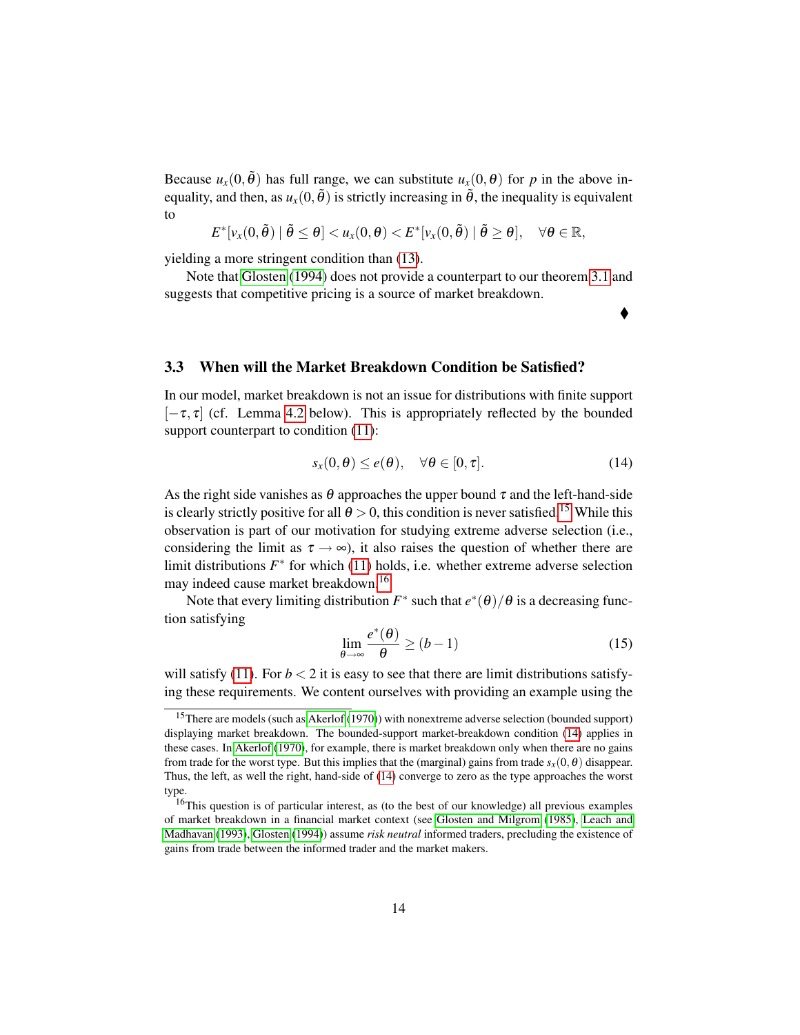Because $u_x(0, \tilde{\theta})$ has full range, we can substitute $u_x(0, \theta)$ for $p$ in the above inequality, and then, as $u_x(0, \tilde{\theta})$ is strictly increasing in $\tilde{\theta}$, the inequality is equivalent to

$$E^*[v_x(0, \tilde{\theta}) \mid \tilde{\theta} \leq \theta] < u_x(0, \theta) < E^*[v_x(0, \tilde{\theta}) \mid \tilde{\theta} \geq \theta], \quad \forall \theta \in \mathbb{R},$$

yielding a more stringent condition than (13).

Note that Glosten (1994) does not provide a counterpart to our theorem 3.1 and suggests that competitive pricing is a source of market breakdown.

♦

### 3.3 When will the Market Breakdown Condition be Satisfied?

In our model, market breakdown is not an issue for distributions with finite support $[-\tau, \tau]$ (cf. Lemma 4.2 below). This is appropriately reflected by the bounded support counterpart to condition (11):

$$s_x(0, \theta) \leq e(\theta), \quad \forall \theta \in [0, \tau]. \tag{14}$$

As the right side vanishes as $\theta$ approaches the upper bound $\tau$ and the left-hand-side is clearly strictly positive for all $\theta > 0$, this condition is never satisfied.[15] While this observation is part of our motivation for studying extreme adverse selection (i.e., considering the limit as $\tau \to \infty$), it also raises the question of whether there are limit distributions $F^*$ for which (11) holds, i.e. whether extreme adverse selection may indeed cause market breakdown.[16]

Note that every limiting distribution $F^*$ such that $e^*(\theta)/\theta$ is a decreasing function satisfying

$$\lim_{\theta \to \infty} \frac{e^*(\theta)}{\theta} \geq (b-1) \tag{15}$$

will satisfy (11). For $b < 2$ it is easy to see that there are limit distributions satisfying these requirements. We content ourselves with providing an example using the

[15] There are models (such as Akerlof (1970)) with nonextreme adverse selection (bounded support) displaying market breakdown. The bounded-support market-breakdown condition (14) applies in these cases. In Akerlof (1970), for example, there is market breakdown only when there are no gains from trade for the worst type. But this implies that the (marginal) gains from trade $s_x(0, \theta)$ disappear. Thus, the left, as well the right, hand-side of (14) converge to zero as the type approaches the worst type.

[16] This question is of particular interest, as (to the best of our knowledge) all previous examples of market breakdown in a financial market context (see Glosten and Milgrom (1985), Leach and Madhavan (1993), Glosten (1994)) assume *risk neutral* informed traders, precluding the existence of gains from trade between the informed trader and the market makers.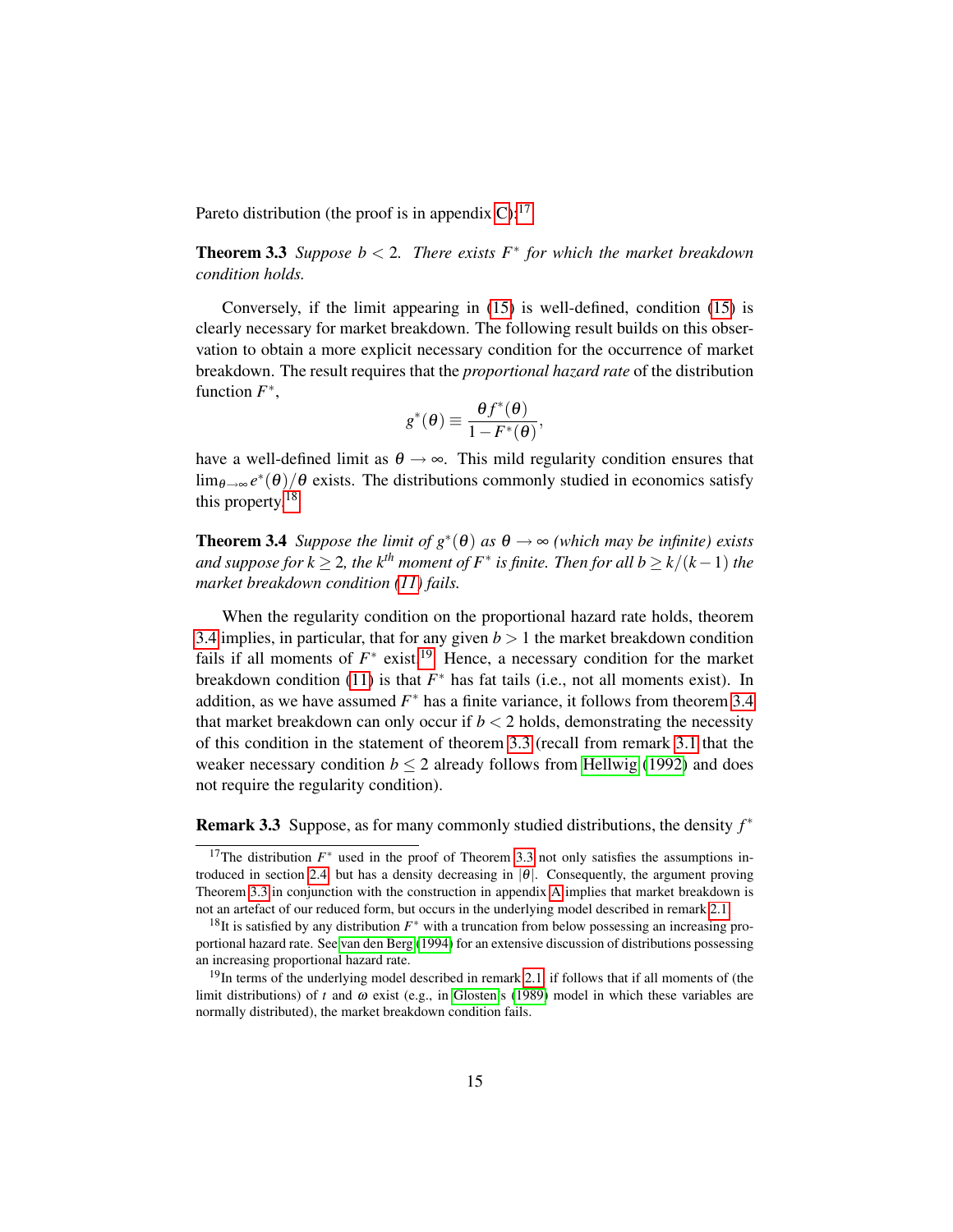Pareto distribution (the proof is in appendix C):[17]

**Theorem 3.3** *Suppose $b < 2$. There exists $F^*$ for which the market breakdown condition holds.*

Conversely, if the limit appearing in (15) is well-defined, condition (15) is clearly necessary for market breakdown. The following result builds on this observation to obtain a more explicit necessary condition for the occurrence of market breakdown. The result requires that the *proportional hazard rate* of the distribution function $F^*$,

$$g^*(\theta) \equiv \frac{\theta f^*(\theta)}{1 - F^*(\theta)},$$

have a well-defined limit as $\theta \to \infty$. This mild regularity condition ensures that $\lim_{\theta \to \infty} e^*(\theta)/\theta$ exists. The distributions commonly studied in economics satisfy this property.[18]

**Theorem 3.4** *Suppose the limit of $g^*(\theta)$ as $\theta \to \infty$ (which may be infinite) exists and suppose for $k \geq 2$, the $k^{th}$ moment of $F^*$ is finite. Then for all $b \geq k/(k-1)$ the market breakdown condition (11) fails.*

When the regularity condition on the proportional hazard rate holds, theorem 3.4 implies, in particular, that for any given $b > 1$ the market breakdown condition fails if all moments of $F^*$ exist.[19] Hence, a necessary condition for the market breakdown condition (11) is that $F^*$ has fat tails (i.e., not all moments exist). In addition, as we have assumed $F^*$ has a finite variance, it follows from theorem 3.4 that market breakdown can only occur if $b < 2$ holds, demonstrating the necessity of this condition in the statement of theorem 3.3 (recall from remark 3.1 that the weaker necessary condition $b \leq 2$ already follows from Hellwig (1992) and does not require the regularity condition).

**Remark 3.3** Suppose, as for many commonly studied distributions, the density $f^*$

---

[17] The distribution $F^*$ used in the proof of Theorem 3.3 not only satisfies the assumptions introduced in section 2.4 but has a density decreasing in $|\theta|$. Consequently, the argument proving Theorem 3.3 in conjunction with the construction in appendix A implies that market breakdown is not an artefact of our reduced form, but occurs in the underlying model described in remark 2.1.

[18] It is satisfied by any distribution $F^*$ with a truncation from below possessing an increasing proportional hazard rate. See van den Berg (1994) for an extensive discussion of distributions possessing an increasing proportional hazard rate.

[19] In terms of the underlying model described in remark 2.1, if follows that if all moments of (the limit distributions) of $t$ and $\omega$ exist (e.g., in Glosten's (1989) model in which these variables are normally distributed), the market breakdown condition fails.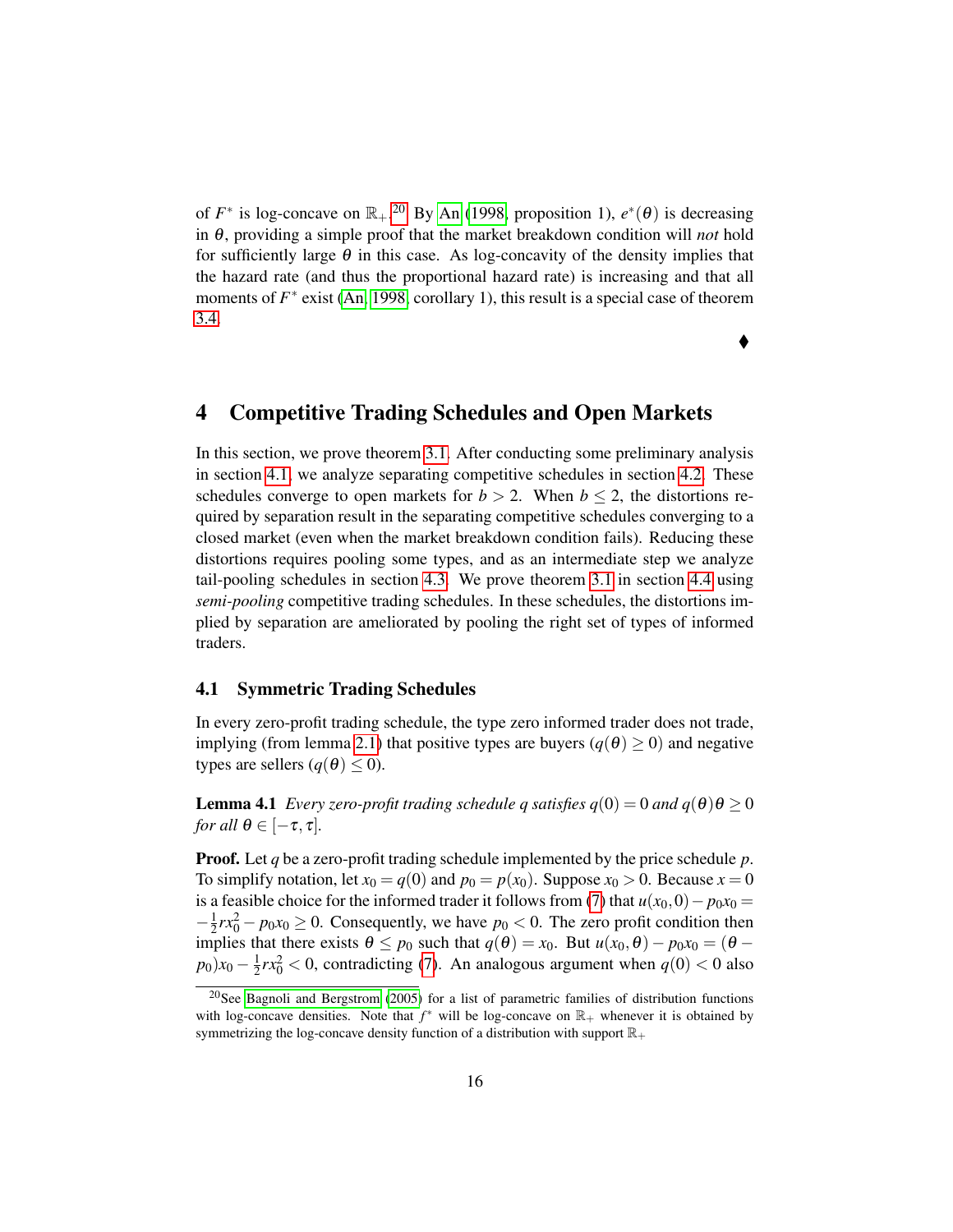of $F^*$ is log-concave on $\mathbb{R}_+$.[20] By An (1998, proposition 1), $e^*(\theta)$ is decreasing in $\theta$, providing a simple proof that the market breakdown condition will *not* hold for sufficiently large $\theta$ in this case. As log-concavity of the density implies that the hazard rate (and thus the proportional hazard rate) is increasing and that all moments of $F^*$ exist (An, 1998, corollary 1), this result is a special case of theorem 3.4.

♦

# 4 Competitive Trading Schedules and Open Markets

In this section, we prove theorem 3.1. After conducting some preliminary analysis in section 4.1, we analyze separating competitive schedules in section 4.2. These schedules converge to open markets for $b > 2$. When $b \leq 2$, the distortions required by separation result in the separating competitive schedules converging to a closed market (even when the market breakdown condition fails). Reducing these distortions requires pooling some types, and as an intermediate step we analyze tail-pooling schedules in section 4.3. We prove theorem 3.1 in section 4.4 using *semi-pooling* competitive trading schedules. In these schedules, the distortions implied by separation are ameliorated by pooling the right set of types of informed traders.

## 4.1 Symmetric Trading Schedules

In every zero-profit trading schedule, the type zero informed trader does not trade, implying (from lemma 2.1) that positive types are buyers ($q(\theta) \geq 0$) and negative types are sellers ($q(\theta) \leq 0$).

**Lemma 4.1** *Every zero-profit trading schedule $q$ satisfies $q(0) = 0$ and $q(\theta)\theta \geq 0$ for all $\theta \in [-\tau, \tau]$.*

**Proof.** Let $q$ be a zero-profit trading schedule implemented by the price schedule $p$. To simplify notation, let $x_0 = q(0)$ and $p_0 = p(x_0)$. Suppose $x_0 > 0$. Because $x = 0$ is a feasible choice for the informed trader it follows from (7) that $u(x_0, 0) - p_0 x_0 = -\frac{1}{2} r x_0^2 - p_0 x_0 \geq 0$. Consequently, we have $p_0 < 0$. The zero profit condition then implies that there exists $\theta \leq p_0$ such that $q(\theta) = x_0$. But $u(x_0, \theta) - p_0 x_0 = (\theta - p_0)x_0 - \frac{1}{2} r x_0^2 < 0$, contradicting (7). An analogous argument when $q(0) < 0$ also

[20] See Bagnoli and Bergstrom (2005) for a list of parametric families of distribution functions with log-concave densities. Note that $f^*$ will be log-concave on $\mathbb{R}_+$ whenever it is obtained by symmetrizing the log-concave density function of a distribution with support $\mathbb{R}_+$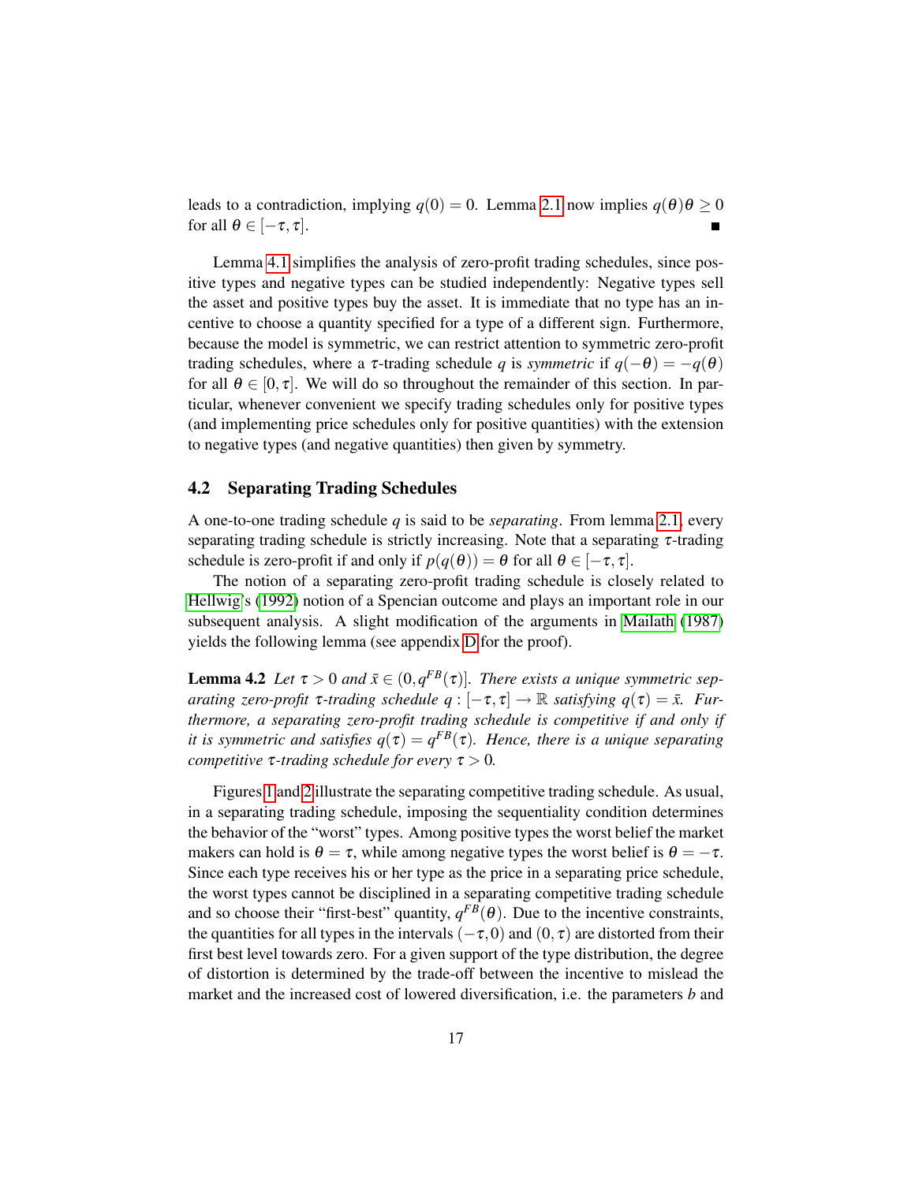leads to a contradiction, implying $q(0) = 0$. Lemma 2.1 now implies $q(\theta)\theta \geq 0$ for all $\theta \in [-\tau, \tau]$. ∎

Lemma 4.1 simplifies the analysis of zero-profit trading schedules, since positive types and negative types can be studied independently: Negative types sell the asset and positive types buy the asset. It is immediate that no type has an incentive to choose a quantity specified for a type of a different sign. Furthermore, because the model is symmetric, we can restrict attention to symmetric zero-profit trading schedules, where a $\tau$-trading schedule $q$ is *symmetric* if $q(-\theta) = -q(\theta)$ for all $\theta \in [0, \tau]$. We will do so throughout the remainder of this section. In particular, whenever convenient we specify trading schedules only for positive types (and implementing price schedules only for positive quantities) with the extension to negative types (and negative quantities) then given by symmetry.

## 4.2 Separating Trading Schedules

A one-to-one trading schedule $q$ is said to be *separating*. From lemma 2.1, every separating trading schedule is strictly increasing. Note that a separating $\tau$-trading schedule is zero-profit if and only if $p(q(\theta)) = \theta$ for all $\theta \in [-\tau, \tau]$.

The notion of a separating zero-profit trading schedule is closely related to Hellwig's (1992) notion of a Spencian outcome and plays an important role in our subsequent analysis. A slight modification of the arguments in Mailath (1987) yields the following lemma (see appendix D for the proof).

**Lemma 4.2** *Let $\tau > 0$ and $\bar{x} \in (0, q^{FB}(\tau)]$. There exists a unique symmetric separating zero-profit $\tau$-trading schedule $q : [-\tau, \tau] \to \mathbb{R}$ satisfying $q(\tau) = \bar{x}$. Furthermore, a separating zero-profit trading schedule is competitive if and only if it is symmetric and satisfies $q(\tau) = q^{FB}(\tau)$. Hence, there is a unique separating competitive $\tau$-trading schedule for every $\tau > 0$.*

Figures 1 and 2 illustrate the separating competitive trading schedule. As usual, in a separating trading schedule, imposing the sequentiality condition determines the behavior of the "worst" types. Among positive types the worst belief the market makers can hold is $\theta = \tau$, while among negative types the worst belief is $\theta = -\tau$. Since each type receives his or her type as the price in a separating price schedule, the worst types cannot be disciplined in a separating competitive trading schedule and so choose their "first-best" quantity, $q^{FB}(\theta)$. Due to the incentive constraints, the quantities for all types in the intervals $(-\tau, 0)$ and $(0, \tau)$ are distorted from their first best level towards zero. For a given support of the type distribution, the degree of distortion is determined by the trade-off between the incentive to mislead the market and the increased cost of lowered diversification, i.e. the parameters $b$ and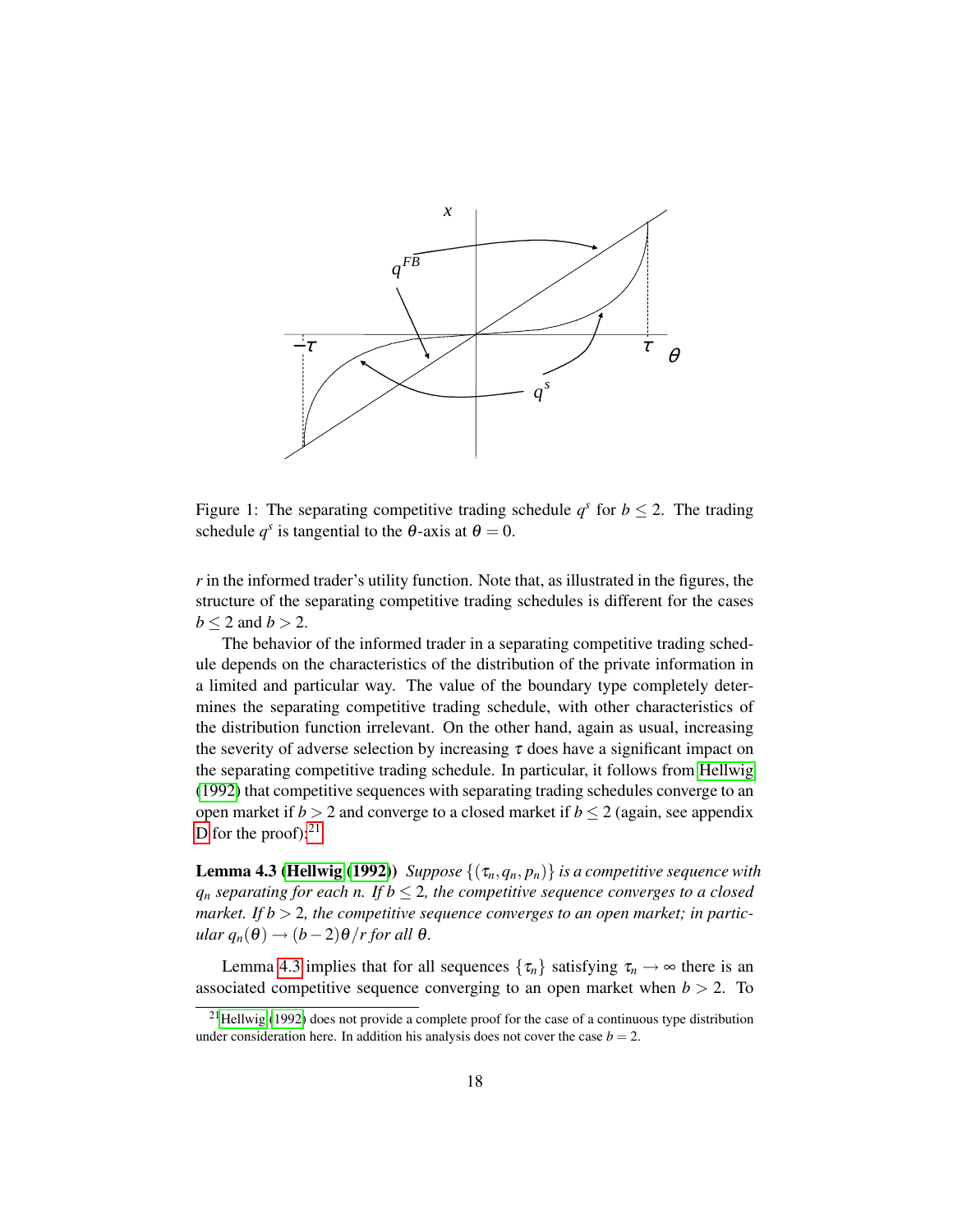Figure 1: The separating competitive trading schedule $q^s$ for $b \leq 2$. The trading schedule $q^s$ is tangential to the $\theta$-axis at $\theta = 0$.

$r$ in the informed trader's utility function. Note that, as illustrated in the figures, the structure of the separating competitive trading schedules is different for the cases $b \leq 2$ and $b > 2$.

The behavior of the informed trader in a separating competitive trading schedule depends on the characteristics of the distribution of the private information in a limited and particular way. The value of the boundary type completely determines the separating competitive trading schedule, with other characteristics of the distribution function irrelevant. On the other hand, again as usual, increasing the severity of adverse selection by increasing $\tau$ does have a significant impact on the separating competitive trading schedule. In particular, it follows from Hellwig (1992) that competitive sequences with separating trading schedules converge to an open market if $b > 2$ and converge to a closed market if $b \leq 2$ (again, see appendix D for the proof):[21]

**Lemma 4.3 (Hellwig (1992))** *Suppose $\{(\tau_n, q_n, p_n)\}$ is a competitive sequence with $q_n$ separating for each $n$. If $b \leq 2$, the competitive sequence converges to a closed market. If $b > 2$, the competitive sequence converges to an open market; in particular $q_n(\theta) \to (b-2)\theta/r$ for all $\theta$.*

Lemma 4.3 implies that for all sequences $\{\tau_n\}$ satisfying $\tau_n \to \infty$ there is an associated competitive sequence converging to an open market when $b > 2$. To

[21] Hellwig (1992) does not provide a complete proof for the case of a continuous type distribution under consideration here. In addition his analysis does not cover the case $b = 2$.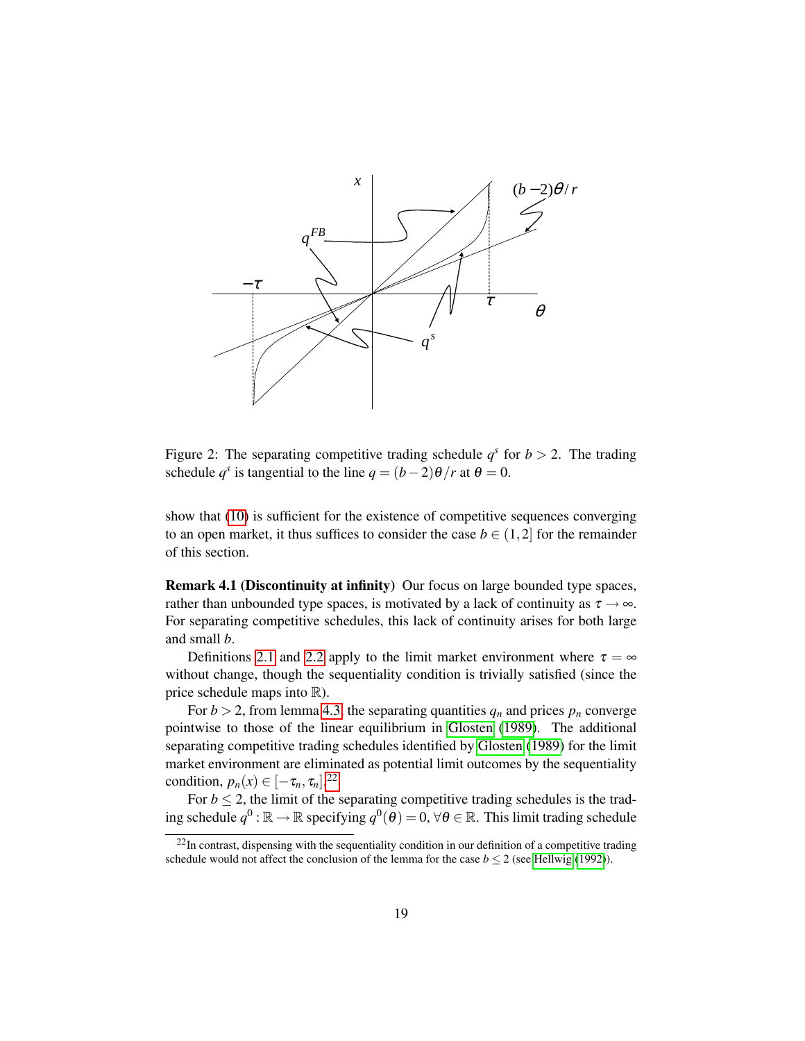Figure 2: The separating competitive trading schedule $q^s$ for $b > 2$. The trading schedule $q^s$ is tangential to the line $q = (b-2)\theta/r$ at $\theta = 0$.

show that (10) is sufficient for the existence of competitive sequences converging to an open market, it thus suffices to consider the case $b \in (1,2]$ for the remainder of this section.

**Remark 4.1 (Discontinuity at infinity)** Our focus on large bounded type spaces, rather than unbounded type spaces, is motivated by a lack of continuity as $\tau \to \infty$. For separating competitive schedules, this lack of continuity arises for both large and small $b$.

Definitions 2.1 and 2.2 apply to the limit market environment where $\tau = \infty$ without change, though the sequentiality condition is trivially satisfied (since the price schedule maps into $\mathbb{R}$).

For $b > 2$, from lemma 4.3, the separating quantities $q_n$ and prices $p_n$ converge pointwise to those of the linear equilibrium in Glosten (1989). The additional separating competitive trading schedules identified by Glosten (1989) for the limit market environment are eliminated as potential limit outcomes by the sequentiality condition, $p_n(x) \in [-\tau_n, \tau_n]$.[22]

For $b \leq 2$, the limit of the separating competitive trading schedules is the trading schedule $q^0 : \mathbb{R} \to \mathbb{R}$ specifying $q^0(\theta) = 0, \forall \theta \in \mathbb{R}$. This limit trading schedule

[22] In contrast, dispensing with the sequentiality condition in our definition of a competitive trading schedule would not affect the conclusion of the lemma for the case $b \leq 2$ (see Hellwig (1992)).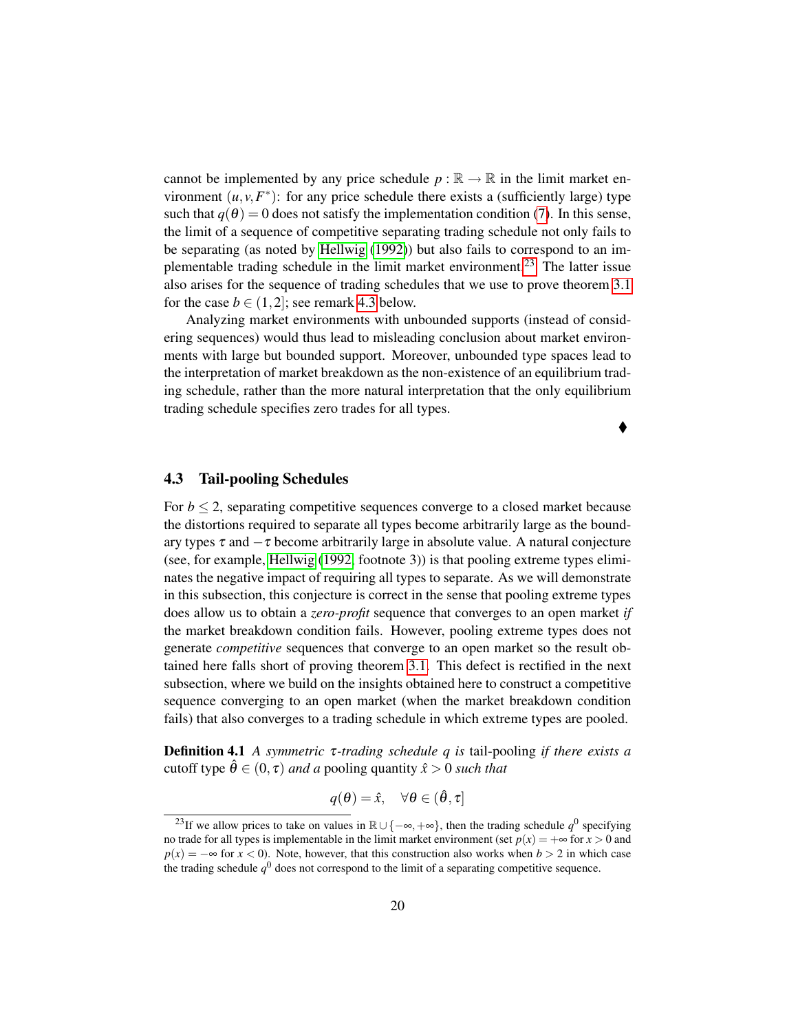cannot be implemented by any price schedule $p : \mathbb{R} \to \mathbb{R}$ in the limit market environment $(u, v, F^*)$: for any price schedule there exists a (sufficiently large) type such that $q(\theta) = 0$ does not satisfy the implementation condition (7). In this sense, the limit of a sequence of competitive separating trading schedule not only fails to be separating (as noted by Hellwig (1992)) but also fails to correspond to an implementable trading schedule in the limit market environment.[23] The latter issue also arises for the sequence of trading schedules that we use to prove theorem 3.1 for the case $b \in (1, 2]$; see remark 4.3 below.

Analyzing market environments with unbounded supports (instead of considering sequences) would thus lead to misleading conclusion about market environments with large but bounded support. Moreover, unbounded type spaces lead to the interpretation of market breakdown as the non-existence of an equilibrium trading schedule, rather than the more natural interpretation that the only equilibrium trading schedule specifies zero trades for all types.

♦

### 4.3 Tail-pooling Schedules

For $b \leq 2$, separating competitive sequences converge to a closed market because the distortions required to separate all types become arbitrarily large as the boundary types $\tau$ and $-\tau$ become arbitrarily large in absolute value. A natural conjecture (see, for example, Hellwig (1992, footnote 3)) is that pooling extreme types eliminates the negative impact of requiring all types to separate. As we will demonstrate in this subsection, this conjecture is correct in the sense that pooling extreme types does allow us to obtain a *zero-profit* sequence that converges to an open market *if* the market breakdown condition fails. However, pooling extreme types does not generate *competitive* sequences that converge to an open market so the result obtained here falls short of proving theorem 3.1. This defect is rectified in the next subsection, where we build on the insights obtained here to construct a competitive sequence converging to an open market (when the market breakdown condition fails) that also converges to a trading schedule in which extreme types are pooled.

**Definition 4.1** *A symmetric $\tau$-trading schedule $q$ is* tail-pooling *if there exists a* cutoff type *$\hat{\theta} \in (0, \tau)$ and a* pooling quantity *$\hat{x} > 0$ such that*

$$q(\theta) = \hat{x}, \quad \forall \theta \in (\hat{\theta}, \tau]$$

[23] If we allow prices to take on values in $\mathbb{R} \cup \{-\infty, +\infty\}$, then the trading schedule $q^0$ specifying no trade for all types is implementable in the limit market environment (set $p(x) = +\infty$ for $x > 0$ and $p(x) = -\infty$ for $x < 0$). Note, however, that this construction also works when $b > 2$ in which case the trading schedule $q^0$ does not correspond to the limit of a separating competitive sequence.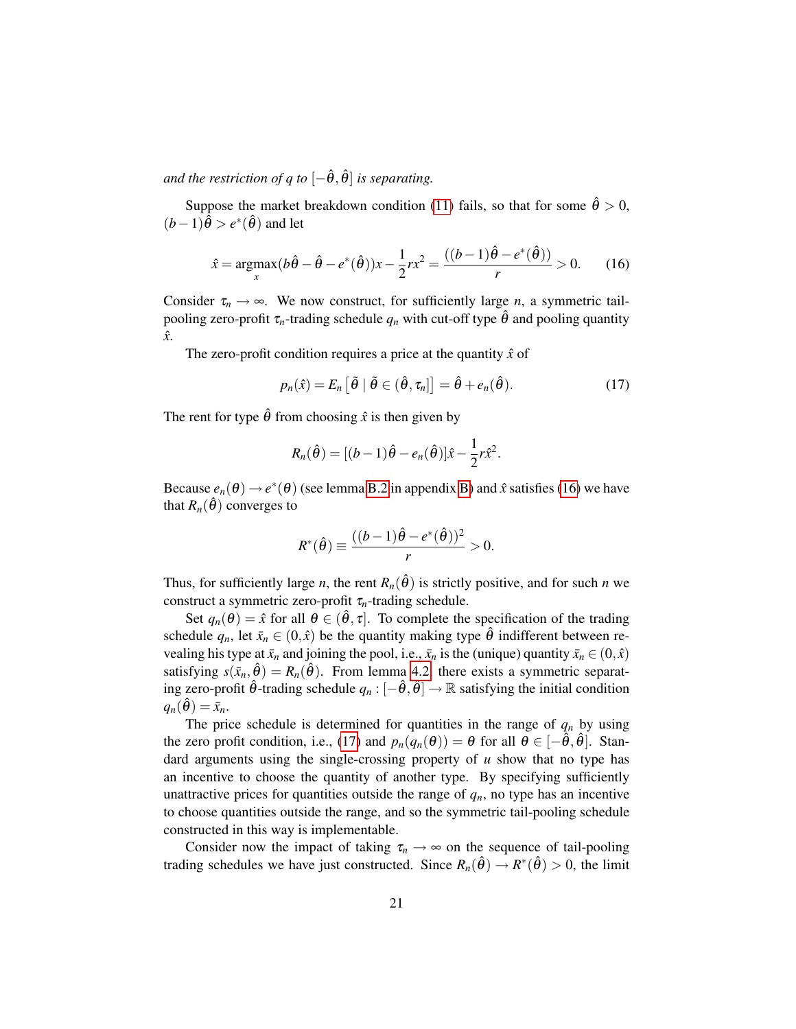*and the restriction of $q$ to $[-\hat{\theta}, \hat{\theta}]$ is separating.*

Suppose the market breakdown condition (11) fails, so that for some $\hat{\theta} > 0$, $(b-1)\hat{\theta} > e^*(\hat{\theta})$ and let

$$\hat{x} = \underset{x}{\operatorname{argmax}}(b\hat{\theta} - \hat{\theta} - e^*(\hat{\theta}))x - \frac{1}{2}rx^2 = \frac{((b-1)\hat{\theta} - e^*(\hat{\theta}))}{r} > 0. \tag{16}$$

Consider $\tau_n \to \infty$. We now construct, for sufficiently large $n$, a symmetric tail-pooling zero-profit $\tau_n$-trading schedule $q_n$ with cut-off type $\hat{\theta}$ and pooling quantity $\hat{x}$.

The zero-profit condition requires a price at the quantity $\hat{x}$ of

$$p_n(\hat{x}) = E_n\left[\tilde{\theta} \mid \tilde{\theta} \in (\hat{\theta}, \tau_n]\right] = \hat{\theta} + e_n(\hat{\theta}). \tag{17}$$

The rent for type $\hat{\theta}$ from choosing $\hat{x}$ is then given by

$$R_n(\hat{\theta}) = [(b-1)\hat{\theta} - e_n(\hat{\theta})]\hat{x} - \frac{1}{2}r\hat{x}^2.$$

Because $e_n(\theta) \to e^*(\theta)$ (see lemma B.2 in appendix B) and $\hat{x}$ satisfies (16) we have that $R_n(\hat{\theta})$ converges to

$$R^*(\hat{\theta}) \equiv \frac{((b-1)\hat{\theta} - e^*(\hat{\theta}))^2}{r} > 0.$$

Thus, for sufficiently large $n$, the rent $R_n(\hat{\theta})$ is strictly positive, and for such $n$ we construct a symmetric zero-profit $\tau_n$-trading schedule.

Set $q_n(\theta) = \hat{x}$ for all $\theta \in (\hat{\theta}, \tau]$. To complete the specification of the trading schedule $q_n$, let $\bar{x}_n \in (0, \hat{x})$ be the quantity making type $\hat{\theta}$ indifferent between revealing his type at $\bar{x}_n$ and joining the pool, i.e., $\bar{x}_n$ is the (unique) quantity $\bar{x}_n \in (0, \hat{x})$ satisfying $s(\bar{x}_n, \hat{\theta}) = R_n(\hat{\theta})$. From lemma 4.2 there exists a symmetric separating zero-profit $\hat{\theta}$-trading schedule $q_n : [-\hat{\theta}, \theta] \to \mathbb{R}$ satisfying the initial condition $q_n(\hat{\theta}) = \bar{x}_n$.

The price schedule is determined for quantities in the range of $q_n$ by using the zero profit condition, i.e., (17) and $p_n(q_n(\theta)) = \theta$ for all $\theta \in [-\hat{\theta}, \hat{\theta}]$. Standard arguments using the single-crossing property of $u$ show that no type has an incentive to choose the quantity of another type. By specifying sufficiently unattractive prices for quantities outside the range of $q_n$, no type has an incentive to choose quantities outside the range, and so the symmetric tail-pooling schedule constructed in this way is implementable.

Consider now the impact of taking $\tau_n \to \infty$ on the sequence of tail-pooling trading schedules we have just constructed. Since $R_n(\hat{\theta}) \to R^*(\hat{\theta}) > 0$, the limit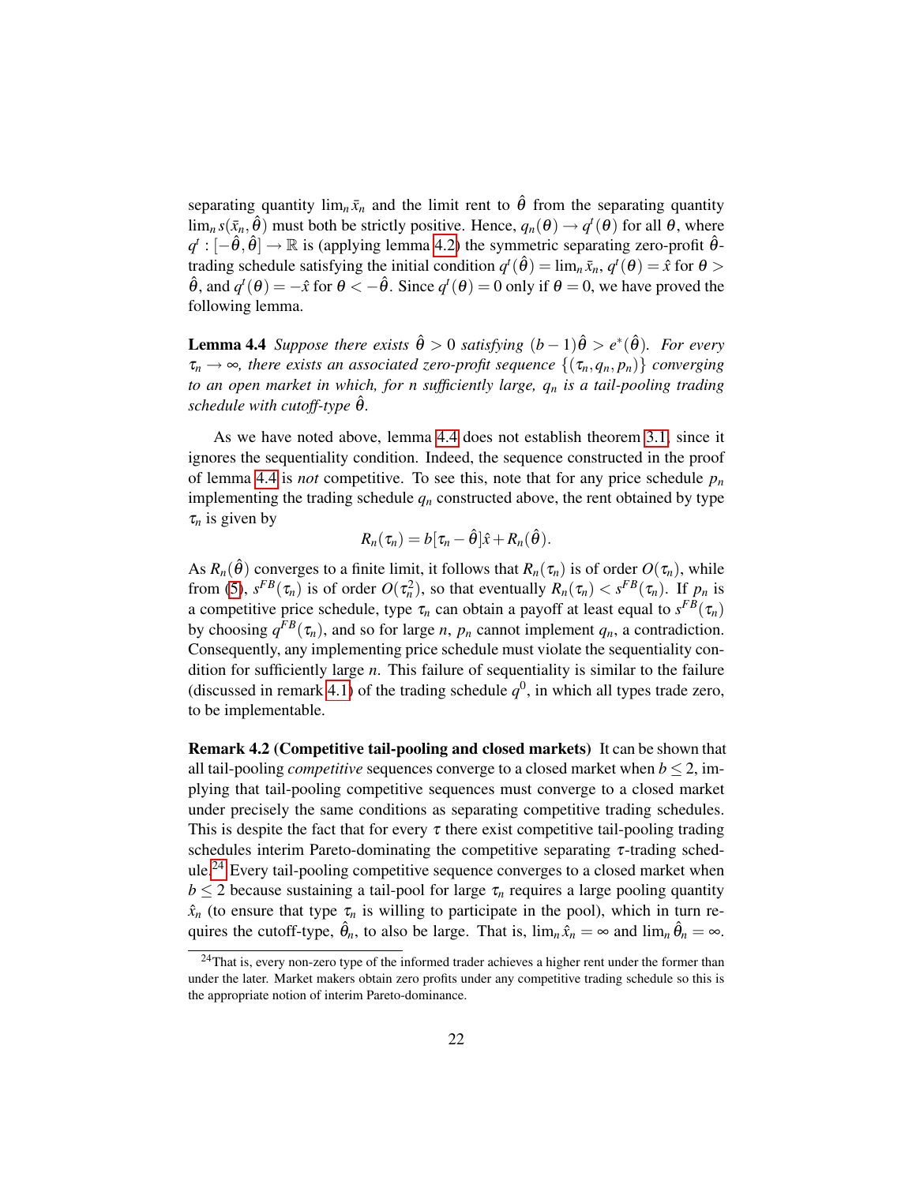separating quantity $\lim_n \bar{x}_n$ and the limit rent to $\hat{\theta}$ from the separating quantity $\lim_n s(\bar{x}_n, \hat{\theta})$ must both be strictly positive. Hence, $q_n(\theta) \to q^t(\theta)$ for all $\theta$, where $q^t : [-\hat{\theta}, \hat{\theta}] \to \mathbb{R}$ is (applying lemma 4.2) the symmetric separating zero-profit $\hat{\theta}$-trading schedule satisfying the initial condition $q^t(\hat{\theta}) = \lim_n \bar{x}_n$, $q^t(\theta) = \hat{x}$ for $\theta > \hat{\theta}$, and $q^t(\theta) = -\hat{x}$ for $\theta < -\hat{\theta}$. Since $q^t(\theta) = 0$ only if $\theta = 0$, we have proved the following lemma.

**Lemma 4.4** *Suppose there exists $\hat{\theta} > 0$ satisfying $(b-1)\hat{\theta} > e^*(\hat{\theta})$. For every $\tau_n \to \infty$, there exists an associated zero-profit sequence $\{(\tau_n, q_n, p_n)\}$ converging to an open market in which, for $n$ sufficiently large, $q_n$ is a tail-pooling trading schedule with cutoff-type $\hat{\theta}$.*

As we have noted above, lemma 4.4 does not establish theorem 3.1, since it ignores the sequentiality condition. Indeed, the sequence constructed in the proof of lemma 4.4 is *not* competitive. To see this, note that for any price schedule $p_n$ implementing the trading schedule $q_n$ constructed above, the rent obtained by type $\tau_n$ is given by

$$R_n(\tau_n) = b[\tau_n - \hat{\theta}]\hat{x} + R_n(\hat{\theta}).$$

As $R_n(\hat{\theta})$ converges to a finite limit, it follows that $R_n(\tau_n)$ is of order $O(\tau_n)$, while from (5), $s^{FB}(\tau_n)$ is of order $O(\tau_n^2)$, so that eventually $R_n(\tau_n) < s^{FB}(\tau_n)$. If $p_n$ is a competitive price schedule, type $\tau_n$ can obtain a payoff at least equal to $s^{FB}(\tau_n)$ by choosing $q^{FB}(\tau_n)$, and so for large $n$, $p_n$ cannot implement $q_n$, a contradiction. Consequently, any implementing price schedule must violate the sequentiality condition for sufficiently large $n$. This failure of sequentiality is similar to the failure (discussed in remark 4.1) of the trading schedule $q^0$, in which all types trade zero, to be implementable.

**Remark 4.2 (Competitive tail-pooling and closed markets)** It can be shown that all tail-pooling *competitive* sequences converge to a closed market when $b \leq 2$, implying that tail-pooling competitive sequences must converge to a closed market under precisely the same conditions as separating competitive trading schedules. This is despite the fact that for every $\tau$ there exist competitive tail-pooling trading schedules interim Pareto-dominating the competitive separating $\tau$-trading schedule.[24] Every tail-pooling competitive sequence converges to a closed market when $b \leq 2$ because sustaining a tail-pool for large $\tau_n$ requires a large pooling quantity $\hat{x}_n$ (to ensure that type $\tau_n$ is willing to participate in the pool), which in turn requires the cutoff-type, $\hat{\theta}_n$, to also be large. That is, $\lim_n \hat{x}_n = \infty$ and $\lim_n \hat{\theta}_n = \infty$.

[24] That is, every non-zero type of the informed trader achieves a higher rent under the former than under the later. Market makers obtain zero profits under any competitive trading schedule so this is the appropriate notion of interim Pareto-dominance.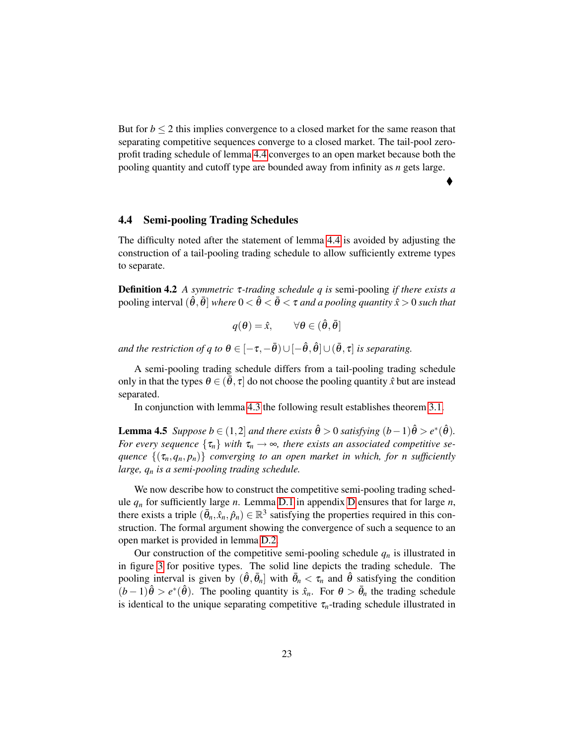But for $b \leq 2$ this implies convergence to a closed market for the same reason that separating competitive sequences converge to a closed market. The tail-pool zero-profit trading schedule of lemma 4.4 converges to an open market because both the pooling quantity and cutoff type are bounded away from infinity as $n$ gets large.

♦

### 4.4 Semi-pooling Trading Schedules

The difficulty noted after the statement of lemma 4.4 is avoided by adjusting the construction of a tail-pooling trading schedule to allow sufficiently extreme types to separate.

**Definition 4.2** *A symmetric $\tau$-trading schedule $q$ is* semi-pooling *if there exists a* pooling interval $(\hat{\theta}, \bar{\theta}]$ *where $0 < \hat{\theta} < \bar{\theta} < \tau$ and a pooling quantity $\hat{x} > 0$ such that*

$$q(\theta) = \hat{x}, \qquad \forall \theta \in (\hat{\theta}, \bar{\theta}]$$

*and the restriction of $q$ to $\theta \in [-\tau, -\bar{\theta}) \cup [-\hat{\theta}, \hat{\theta}] \cup (\bar{\theta}, \tau]$ is separating.*

A semi-pooling trading schedule differs from a tail-pooling trading schedule only in that the types $\theta \in (\bar{\theta}, \tau]$ do not choose the pooling quantity $\hat{x}$ but are instead separated.

In conjunction with lemma 4.3 the following result establishes theorem 3.1.

**Lemma 4.5** *Suppose $b \in (1,2]$ and there exists $\hat{\theta} > 0$ satisfying $(b-1)\hat{\theta} > e^*(\hat{\theta})$. For every sequence $\{\tau_n\}$ with $\tau_n \to \infty$, there exists an associated competitive sequence $\{(\tau_n, q_n, p_n)\}$ converging to an open market in which, for $n$ sufficiently large, $q_n$ is a semi-pooling trading schedule.*

We now describe how to construct the competitive semi-pooling trading schedule $q_n$ for sufficiently large $n$. Lemma D.1 in appendix D ensures that for large $n$, there exists a triple $(\bar{\theta}_n, \hat{x}_n, \hat{p}_n) \in \mathbb{R}^3$ satisfying the properties required in this construction. The formal argument showing the convergence of such a sequence to an open market is provided in lemma D.2.

Our construction of the competitive semi-pooling schedule $q_n$ is illustrated in in figure 3 for positive types. The solid line depicts the trading schedule. The pooling interval is given by $(\hat{\theta}, \bar{\theta}_n]$ with $\bar{\theta}_n < \tau_n$ and $\hat{\theta}$ satisfying the condition $(b-1)\hat{\theta} > e^*(\hat{\theta})$. The pooling quantity is $\hat{x}_n$. For $\theta > \bar{\theta}_n$ the trading schedule is identical to the unique separating competitive $\tau_n$-trading schedule illustrated in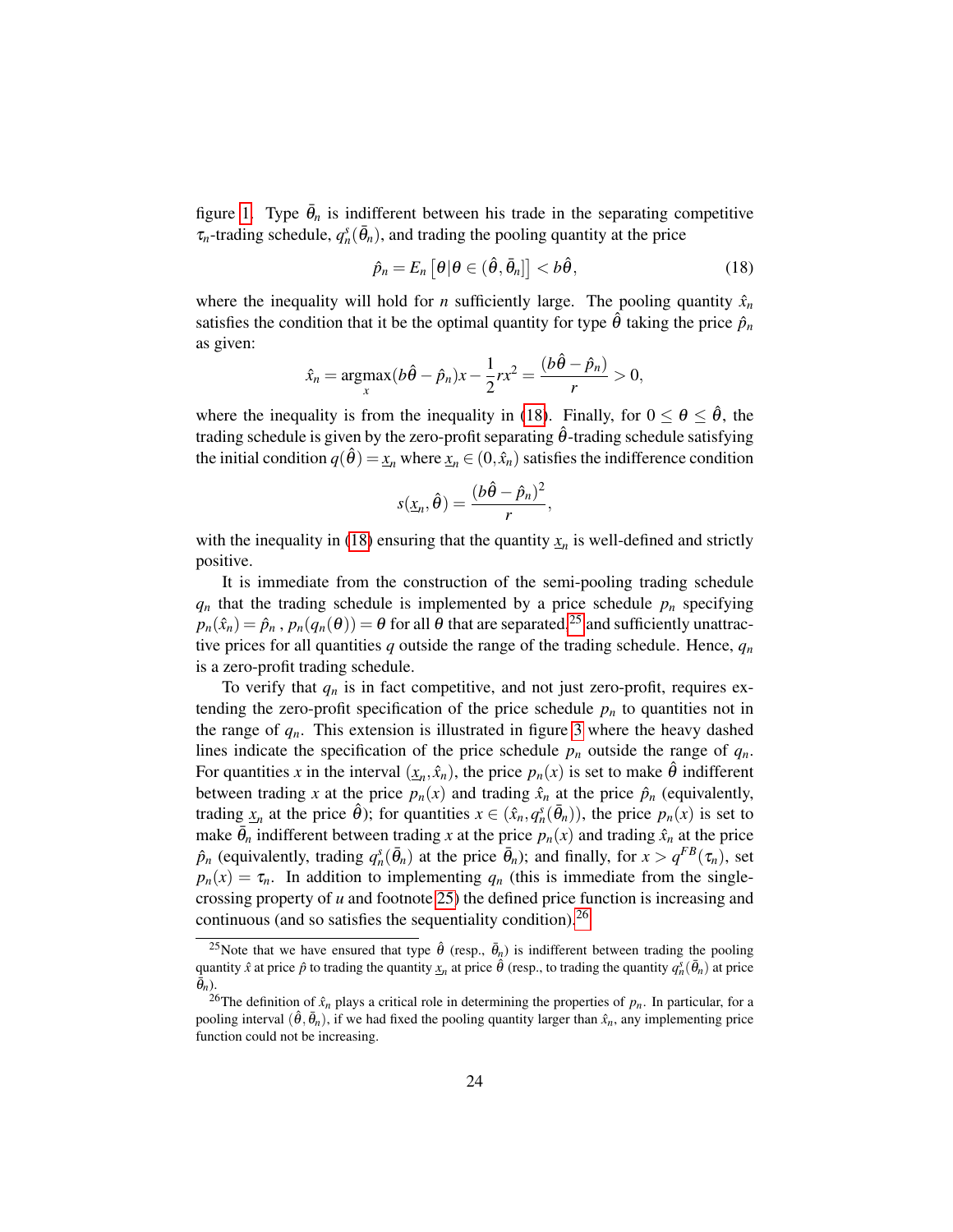figure 1. Type $\bar{\theta}_n$ is indifferent between his trade in the separating competitive $\tau_n$-trading schedule, $q_n^s(\bar{\theta}_n)$, and trading the pooling quantity at the price

$$\hat{p}_n = E_n\left[\theta | \theta \in (\hat{\theta}, \bar{\theta}_n]\right] < b\hat{\theta}, \tag{18}$$

where the inequality will hold for $n$ sufficiently large. The pooling quantity $\hat{x}_n$ satisfies the condition that it be the optimal quantity for type $\hat{\theta}$ taking the price $\hat{p}_n$ as given:

$$\hat{x}_n = \underset{x}{\operatorname{argmax}}(b\hat{\theta} - \hat{p}_n)x - \frac{1}{2}rx^2 = \frac{(b\hat{\theta} - \hat{p}_n)}{r} > 0,$$

where the inequality is from the inequality in (18). Finally, for $0 \leq \theta \leq \hat{\theta}$, the trading schedule is given by the zero-profit separating $\hat{\theta}$-trading schedule satisfying the initial condition $q(\hat{\theta}) = \underline{x}_n$ where $\underline{x}_n \in (0, \hat{x}_n)$ satisfies the indifference condition

$$s(\underline{x}_n, \hat{\theta}) = \frac{(b\hat{\theta} - \hat{p}_n)^2}{r},$$

with the inequality in (18) ensuring that the quantity $\underline{x}_n$ is well-defined and strictly positive.

It is immediate from the construction of the semi-pooling trading schedule $q_n$ that the trading schedule is implemented by a price schedule $p_n$ specifying $p_n(\hat{x}_n) = \hat{p}_n$ , $p_n(q_n(\theta)) = \theta$ for all $\theta$ that are separated,[25] and sufficiently unattractive prices for all quantities $q$ outside the range of the trading schedule. Hence, $q_n$ is a zero-profit trading schedule.

To verify that $q_n$ is in fact competitive, and not just zero-profit, requires extending the zero-profit specification of the price schedule $p_n$ to quantities not in the range of $q_n$. This extension is illustrated in figure 3 where the heavy dashed lines indicate the specification of the price schedule $p_n$ outside the range of $q_n$. For quantities $x$ in the interval $(\underline{x}_n, \hat{x}_n)$, the price $p_n(x)$ is set to make $\hat{\theta}$ indifferent between trading $x$ at the price $p_n(x)$ and trading $\hat{x}_n$ at the price $\hat{p}_n$ (equivalently, trading $\underline{x}_n$ at the price $\hat{\theta}$); for quantities $x \in (\hat{x}_n, q_n^s(\bar{\theta}_n))$, the price $p_n(x)$ is set to make $\bar{\theta}_n$ indifferent between trading $x$ at the price $p_n(x)$ and trading $\hat{x}_n$ at the price $\hat{p}_n$ (equivalently, trading $q_n^s(\bar{\theta}_n)$ at the price $\bar{\theta}_n$); and finally, for $x > q^{FB}(\tau_n)$, set $p_n(x) = \tau_n$. In addition to implementing $q_n$ (this is immediate from the single-crossing property of $u$ and footnote 25) the defined price function is increasing and continuous (and so satisfies the sequentiality condition).[26]

[25] Note that we have ensured that type $\hat{\theta}$ (resp., $\bar{\theta}_n$) is indifferent between trading the pooling quantity $\hat{x}$ at price $\hat{p}$ to trading the quantity $\underline{x}_n$ at price $\hat{\theta}$ (resp., to trading the quantity $q_n^s(\bar{\theta}_n)$ at price $\bar{\theta}_n$).

[26] The definition of $\hat{x}_n$ plays a critical role in determining the properties of $p_n$. In particular, for a pooling interval $(\hat{\theta}, \bar{\theta}_n)$, if we had fixed the pooling quantity larger than $\hat{x}_n$, any implementing price function could not be increasing.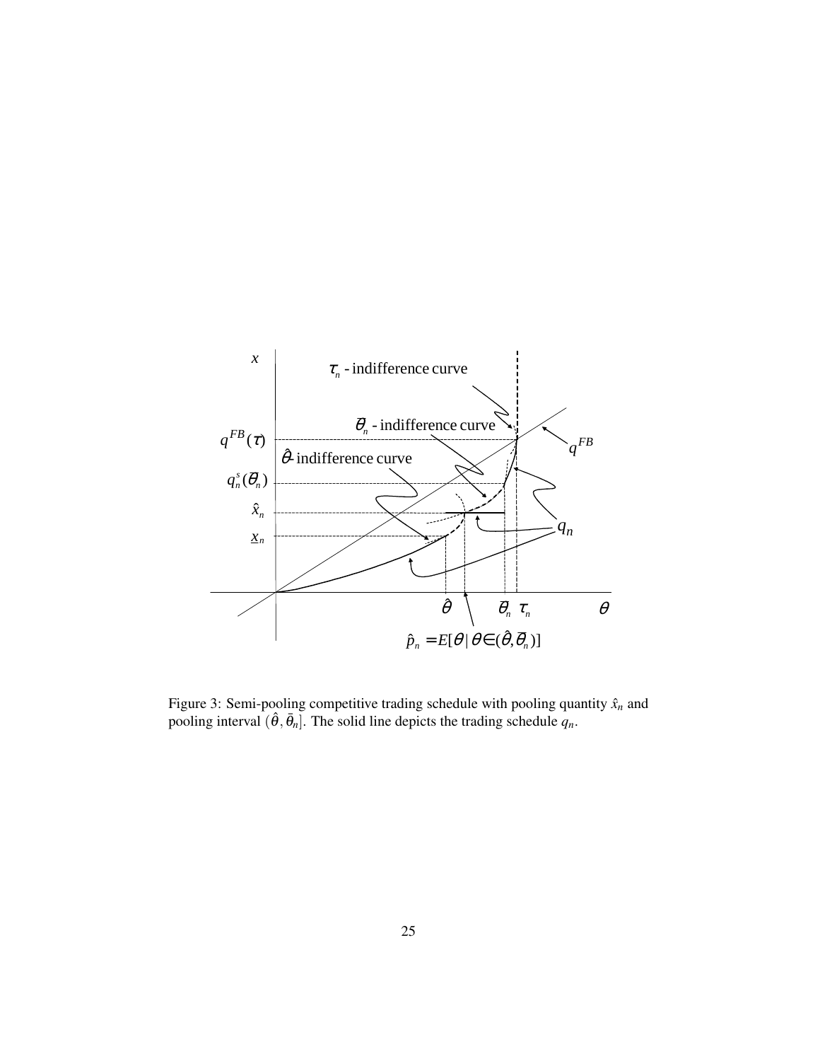Figure 3: Semi-pooling competitive trading schedule with pooling quantity $\hat{x}_n$ and pooling interval $(\hat{\theta}, \bar{\theta}_n]$. The solid line depicts the trading schedule $q_n$.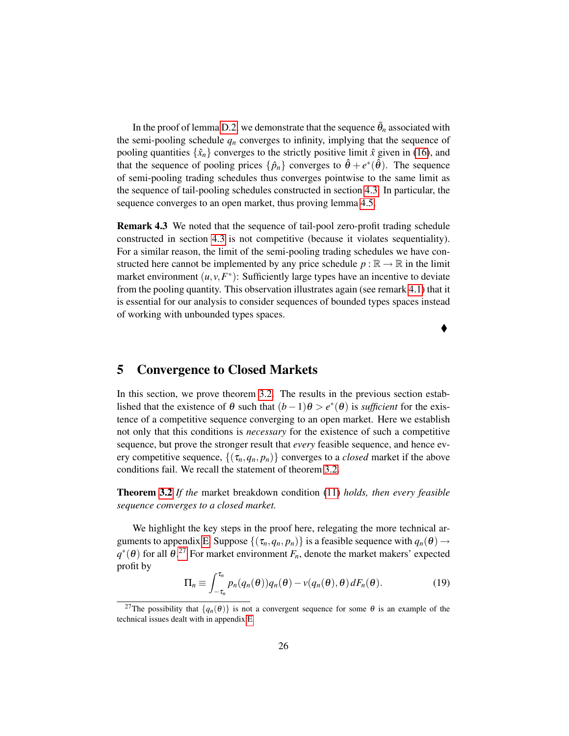In the proof of lemma D.2, we demonstrate that the sequence $\bar{\theta}_n$ associated with the semi-pooling schedule $q_n$ converges to infinity, implying that the sequence of pooling quantities $\{\hat{x}_n\}$ converges to the strictly positive limit $\hat{x}$ given in (16), and that the sequence of pooling prices $\{\hat{p}_n\}$ converges to $\hat{\theta} + e^*(\hat{\theta})$. The sequence of semi-pooling trading schedules thus converges pointwise to the same limit as the sequence of tail-pooling schedules constructed in section 4.3. In particular, the sequence converges to an open market, thus proving lemma 4.5.

**Remark 4.3** We noted that the sequence of tail-pool zero-profit trading schedule constructed in section 4.3 is not competitive (because it violates sequentiality). For a similar reason, the limit of the semi-pooling trading schedules we have constructed here cannot be implemented by any price schedule $p : \mathbb{R} \to \mathbb{R}$ in the limit market environment $(u, v, F^*)$: Sufficiently large types have an incentive to deviate from the pooling quantity. This observation illustrates again (see remark 4.1) that it is essential for our analysis to consider sequences of bounded types spaces instead of working with unbounded types spaces.

♦

# 5 Convergence to Closed Markets

In this section, we prove theorem 3.2. The results in the previous section established that the existence of $\theta$ such that $(b-1)\theta > e^*(\theta)$ is *sufficient* for the existence of a competitive sequence converging to an open market. Here we establish not only that this conditions is *necessary* for the existence of such a competitive sequence, but prove the stronger result that *every* feasible sequence, and hence every competitive sequence, $\{(\tau_n, q_n, p_n)\}$ converges to a *closed* market if the above conditions fail. We recall the statement of theorem 3.2.

**Theorem 3.2** *If the* market breakdown condition (11) *holds, then every feasible sequence converges to a closed market.*

We highlight the key steps in the proof here, relegating the more technical arguments to appendix E. Suppose $\{(\tau_n, q_n, p_n)\}$ is a feasible sequence with $q_n(\theta) \to q^*(\theta)$ for all $\theta$.[27] For market environment $F_n$, denote the market makers' expected profit by

$$\Pi_n \equiv \int_{-\tau_n}^{\tau_n} p_n(q_n(\theta))q_n(\theta) - v(q_n(\theta), \theta)\, dF_n(\theta). \tag{19}$$

[27] The possibility that $\{q_n(\theta)\}$ is not a convergent sequence for some $\theta$ is an example of the technical issues dealt with in appendix E.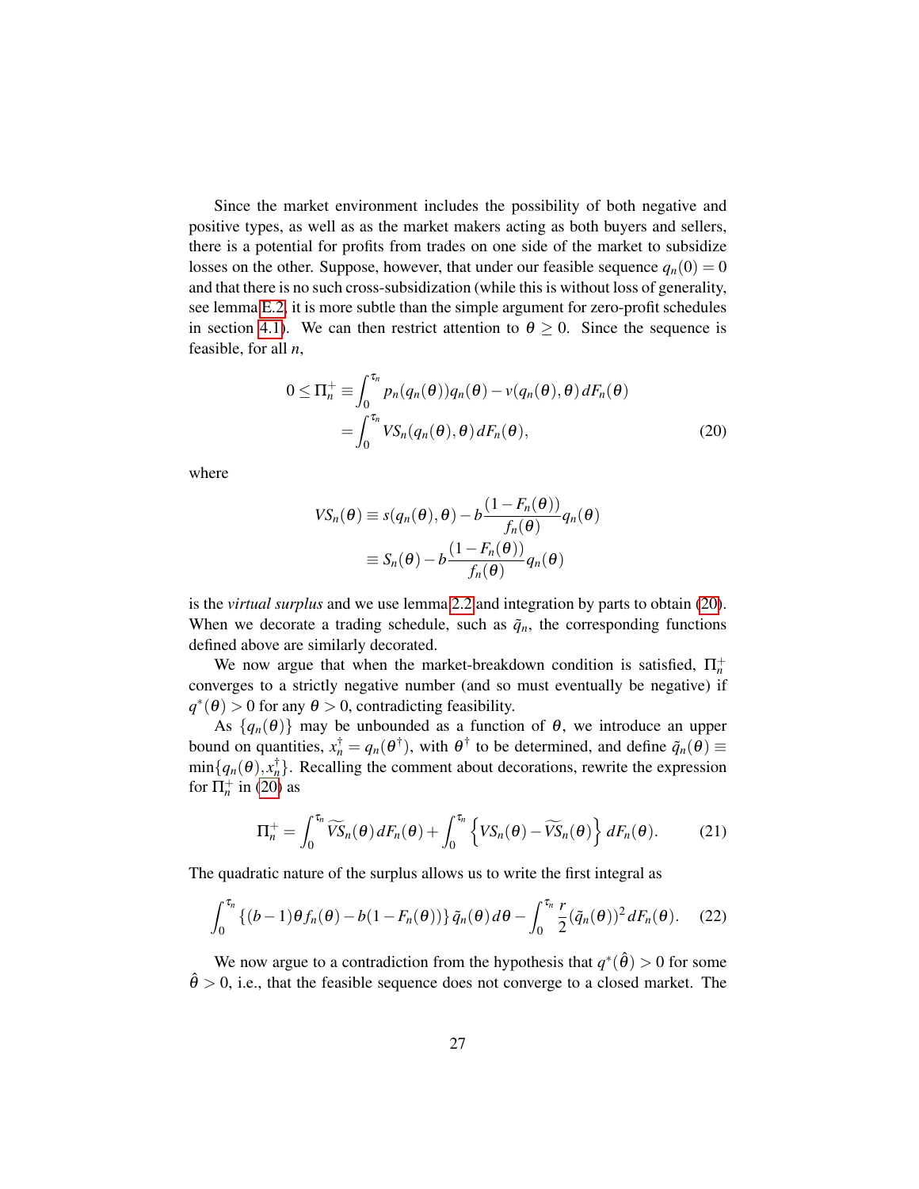Since the market environment includes the possibility of both negative and positive types, as well as as the market makers acting as both buyers and sellers, there is a potential for profits from trades on one side of the market to subsidize losses on the other. Suppose, however, that under our feasible sequence $q_n(0) = 0$ and that there is no such cross-subsidization (while this is without loss of generality, see lemma E.2, it is more subtle than the simple argument for zero-profit schedules in section 4.1). We can then restrict attention to $\theta \geq 0$. Since the sequence is feasible, for all $n$,

$$
\begin{aligned}
0 \leq \Pi_n^+ &\equiv \int_0^{\tau_n} p_n(q_n(\theta))q_n(\theta) - v(q_n(\theta), \theta)\, dF_n(\theta) \\
&= \int_0^{\tau_n} VS_n(q_n(\theta), \theta)\, dF_n(\theta),
\end{aligned}
\tag{20}
$$

where

$$
\begin{aligned}
VS_n(\theta) &\equiv s(q_n(\theta), \theta) - b\frac{(1-F_n(\theta))}{f_n(\theta)}q_n(\theta) \\
&\equiv S_n(\theta) - b\frac{(1-F_n(\theta))}{f_n(\theta)}q_n(\theta)
\end{aligned}
$$

is the *virtual surplus* and we use lemma 2.2 and integration by parts to obtain (20). When we decorate a trading schedule, such as $\tilde{q}_n$, the corresponding functions defined above are similarly decorated.

We now argue that when the market-breakdown condition is satisfied, $\Pi_n^+$ converges to a strictly negative number (and so must eventually be negative) if $q^*(\theta) > 0$ for any $\theta > 0$, contradicting feasibility.

As $\{q_n(\theta)\}$ may be unbounded as a function of $\theta$, we introduce an upper bound on quantities, $x_n^\dagger = q_n(\theta^\dagger)$, with $\theta^\dagger$ to be determined, and define $\tilde{q}_n(\theta) \equiv \min\{q_n(\theta), x_n^\dagger\}$. Recalling the comment about decorations, rewrite the expression for $\Pi_n^+$ in (20) as

$$
\Pi_n^+ = \int_0^{\tau_n} \widetilde{VS}_n(\theta)\, dF_n(\theta) + \int_0^{\tau_n} \left\{ VS_n(\theta) - \widetilde{VS}_n(\theta) \right\} dF_n(\theta). \tag{21}
$$

The quadratic nature of the surplus allows us to write the first integral as

$$
\int_0^{\tau_n} \{(b-1)\theta f_n(\theta) - b(1-F_n(\theta))\}\, \tilde{q}_n(\theta)\, d\theta - \int_0^{\tau_n} \frac{r}{2}(\tilde{q}_n(\theta))^2\, dF_n(\theta). \tag{22}
$$

We now argue to a contradiction from the hypothesis that $q^*(\hat{\theta}) > 0$ for some $\hat{\theta} > 0$, i.e., that the feasible sequence does not converge to a closed market. The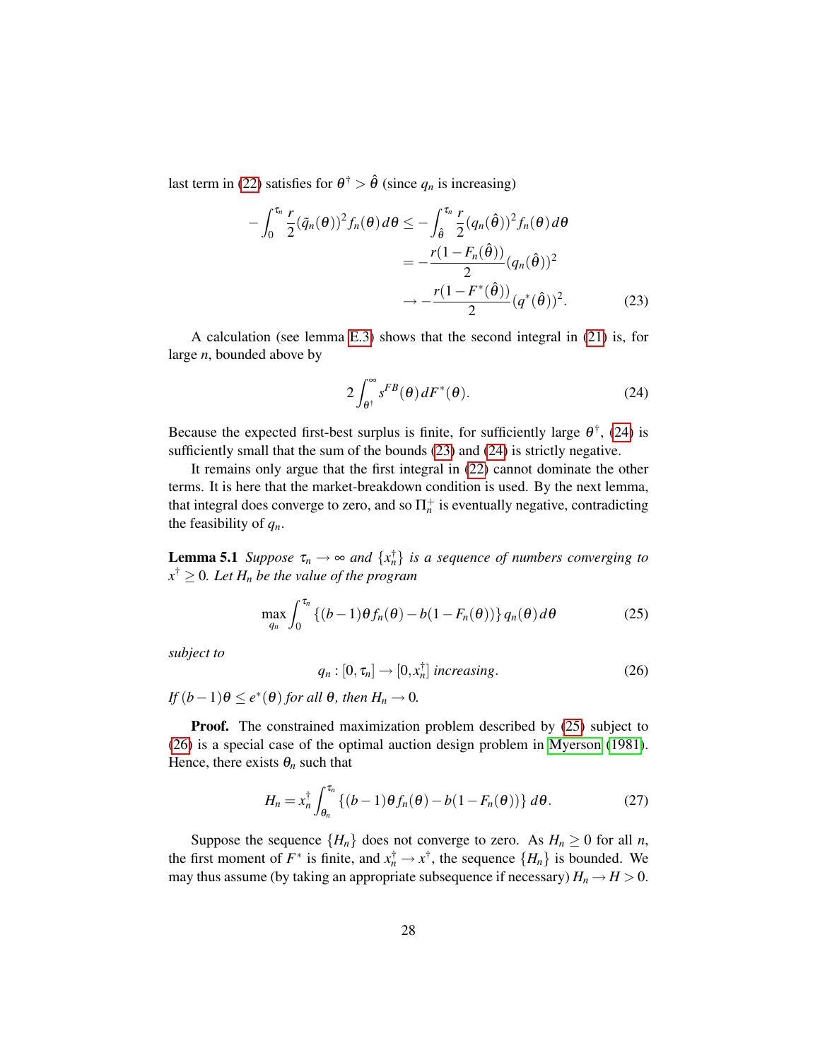last term in (22) satisfies for $\theta^\dagger > \hat{\theta}$ (since $q_n$ is increasing)

$$
\begin{aligned}
-\int_0^{\tau_n} \frac{r}{2}(\tilde{q}_n(\theta))^2 f_n(\theta)\, d\theta &\leq -\int_{\hat{\theta}}^{\tau_n} \frac{r}{2}(q_n(\hat{\theta}))^2 f_n(\theta)\, d\theta \\
&= -\frac{r(1-F_n(\hat{\theta}))}{2}(q_n(\hat{\theta}))^2 \\
&\to -\frac{r(1-F^*(\hat{\theta}))}{2}(q^*(\hat{\theta}))^2. \qquad (23)
\end{aligned}
$$

A calculation (see lemma E.3) shows that the second integral in (21) is, for large $n$, bounded above by

$$
2\int_{\theta^\dagger}^{\infty} s^{FB}(\theta)\, dF^*(\theta). \qquad (24)
$$

Because the expected first-best surplus is finite, for sufficiently large $\theta^\dagger$, (24) is sufficiently small that the sum of the bounds (23) and (24) is strictly negative.

It remains only argue that the first integral in (22) cannot dominate the other terms. It is here that the market-breakdown condition is used. By the next lemma, that integral does converge to zero, and so $\Pi_n^+$ is eventually negative, contradicting the feasibility of $q_n$.

**Lemma 5.1** *Suppose $\tau_n \to \infty$ and $\{x_n^\dagger\}$ is a sequence of numbers converging to $x^\dagger \geq 0$. Let $H_n$ be the value of the program*

$$
\max_{q_n} \int_0^{\tau_n} \{(b-1)\theta f_n(\theta) - b(1-F_n(\theta))\}\, q_n(\theta)\, d\theta \qquad (25)
$$

*subject to*

$$
q_n : [0, \tau_n] \to [0, x_n^\dagger] \text{ increasing}. \qquad (26)
$$

*If $(b-1)\theta \leq e^*(\theta)$ for all $\theta$, then $H_n \to 0$.*

**Proof.** The constrained maximization problem described by (25) subject to (26) is a special case of the optimal auction design problem in Myerson (1981). Hence, there exists $\theta_n$ such that

$$
H_n = x_n^\dagger \int_{\theta_n}^{\tau_n} \{(b-1)\theta f_n(\theta) - b(1-F_n(\theta))\}\, d\theta. \qquad (27)
$$

Suppose the sequence $\{H_n\}$ does not converge to zero. As $H_n \geq 0$ for all $n$, the first moment of $F^*$ is finite, and $x_n^\dagger \to x^\dagger$, the sequence $\{H_n\}$ is bounded. We may thus assume (by taking an appropriate subsequence if necessary) $H_n \to H > 0$.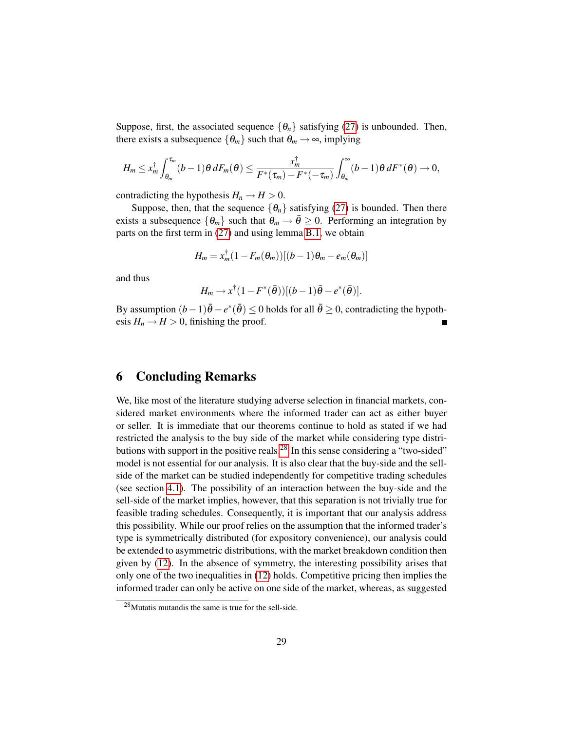Suppose, first, the associated sequence $\{\theta_n\}$ satisfying (27) is unbounded. Then, there exists a subsequence $\{\theta_m\}$ such that $\theta_m \to \infty$, implying

$$H_m \leq x_m^\dagger \int_{\theta_m}^{\tau_m} (b-1)\theta \, dF_m(\theta) \leq \frac{x_m^\dagger}{F^*(\tau_m) - F^*(-\tau_m)} \int_{\theta_m}^{\infty} (b-1)\theta \, dF^*(\theta) \to 0,$$

contradicting the hypothesis $H_n \to H > 0$.

Suppose, then, that the sequence $\{\theta_n\}$ satisfying (27) is bounded. Then there exists a subsequence $\{\theta_m\}$ such that $\theta_m \to \bar{\theta} \geq 0$. Performing an integration by parts on the first term in (27) and using lemma B.1, we obtain

$$H_m = x_m^\dagger (1 - F_m(\theta_m))[(b-1)\theta_m - e_m(\theta_m)]$$

and thus

$$H_m \to x^\dagger (1 - F^*(\bar{\theta}))[(b-1)\bar{\theta} - e^*(\bar{\theta})].$$

By assumption $(b-1)\bar{\theta} - e^*(\bar{\theta}) \leq 0$ holds for all $\bar{\theta} \geq 0$, contradicting the hypothesis $H_n \to H > 0$, finishing the proof. ■

# 6 Concluding Remarks

We, like most of the literature studying adverse selection in financial markets, considered market environments where the informed trader can act as either buyer or seller. It is immediate that our theorems continue to hold as stated if we had restricted the analysis to the buy side of the market while considering type distributions with support in the positive reals.[28] In this sense considering a "two-sided" model is not essential for our analysis. It is also clear that the buy-side and the sell-side of the market can be studied independently for competitive trading schedules (see section 4.1). The possibility of an interaction between the buy-side and the sell-side of the market implies, however, that this separation is not trivially true for feasible trading schedules. Consequently, it is important that our analysis address this possibility. While our proof relies on the assumption that the informed trader's type is symmetrically distributed (for expository convenience), our analysis could be extended to asymmetric distributions, with the market breakdown condition then given by (12). In the absence of symmetry, the interesting possibility arises that only one of the two inequalities in (12) holds. Competitive pricing then implies the informed trader can only be active on one side of the market, whereas, as suggested

[28] Mutatis mutandis the same is true for the sell-side.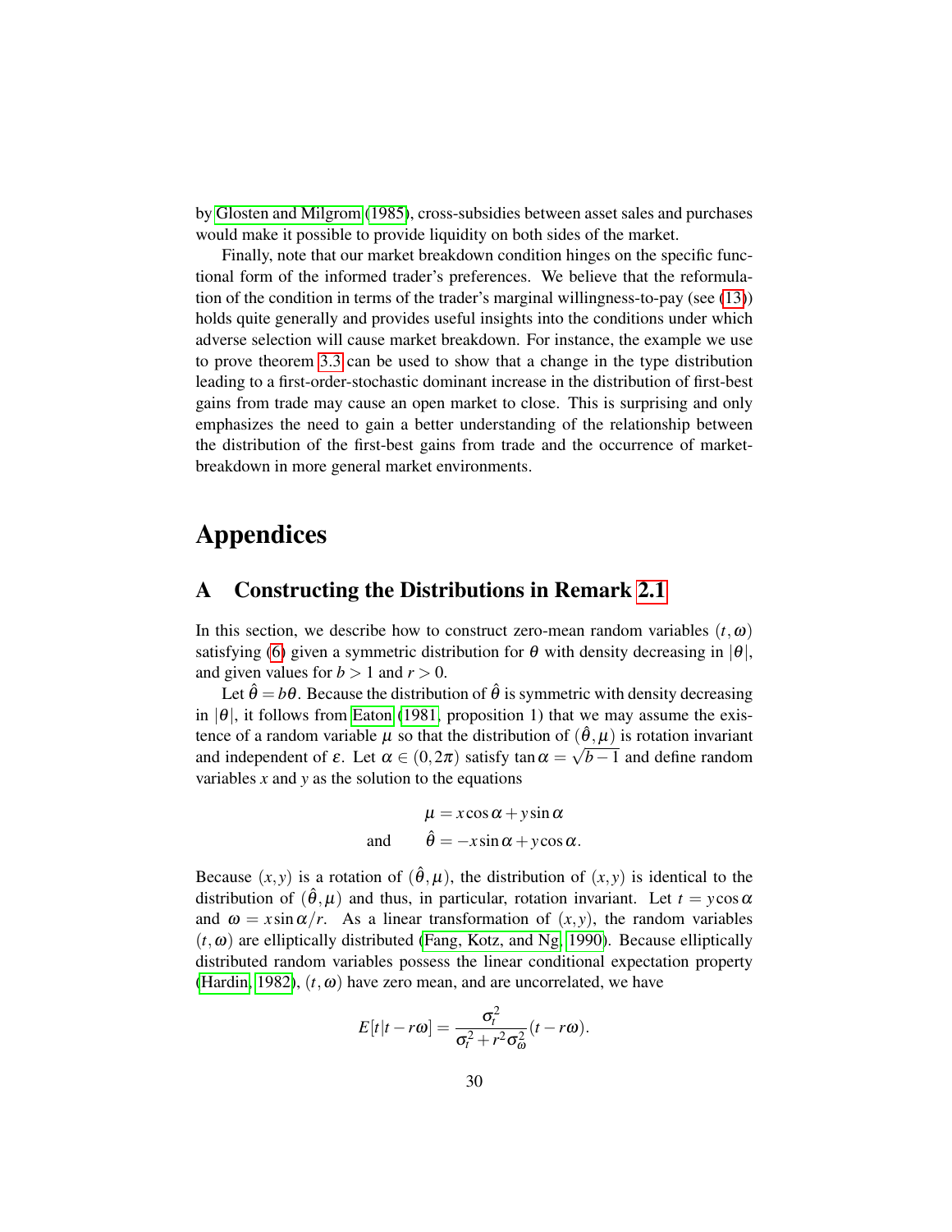by Glosten and Milgrom (1985), cross-subsidies between asset sales and purchases would make it possible to provide liquidity on both sides of the market.

Finally, note that our market breakdown condition hinges on the specific functional form of the informed trader's preferences. We believe that the reformulation of the condition in terms of the trader's marginal willingness-to-pay (see (13)) holds quite generally and provides useful insights into the conditions under which adverse selection will cause market breakdown. For instance, the example we use to prove theorem 3.3 can be used to show that a change in the type distribution leading to a first-order-stochastic dominant increase in the distribution of first-best gains from trade may cause an open market to close. This is surprising and only emphasizes the need to gain a better understanding of the relationship between the distribution of the first-best gains from trade and the occurrence of market-breakdown in more general market environments.

# Appendices

## A Constructing the Distributions in Remark 2.1

In this section, we describe how to construct zero-mean random variables $(t,\omega)$ satisfying (6) given a symmetric distribution for $\theta$ with density decreasing in $|\theta|$, and given values for $b > 1$ and $r > 0$.

Let $\hat{\theta} = b\theta$. Because the distribution of $\hat{\theta}$ is symmetric with density decreasing in $|\theta|$, it follows from Eaton (1981, proposition 1) that we may assume the existence of a random variable $\mu$ so that the distribution of $(\hat{\theta},\mu)$ is rotation invariant and independent of $\varepsilon$. Let $\alpha \in (0,2\pi)$ satisfy $\tan\alpha = \sqrt{b-1}$ and define random variables $x$ and $y$ as the solution to the equations

$$\mu = x\cos\alpha + y\sin\alpha$$
$$\text{and} \qquad \hat{\theta} = -x\sin\alpha + y\cos\alpha.$$

Because $(x,y)$ is a rotation of $(\hat{\theta},\mu)$, the distribution of $(x,y)$ is identical to the distribution of $(\hat{\theta},\mu)$ and thus, in particular, rotation invariant. Let $t = y\cos\alpha$ and $\omega = x\sin\alpha/r$. As a linear transformation of $(x,y)$, the random variables $(t,\omega)$ are elliptically distributed (Fang, Kotz, and Ng, 1990). Because elliptically distributed random variables possess the linear conditional expectation property (Hardin, 1982), $(t,\omega)$ have zero mean, and are uncorrelated, we have

$$E[t|t-r\omega] = \frac{\sigma_t^2}{\sigma_t^2 + r^2\sigma_\omega^2}(t-r\omega).$$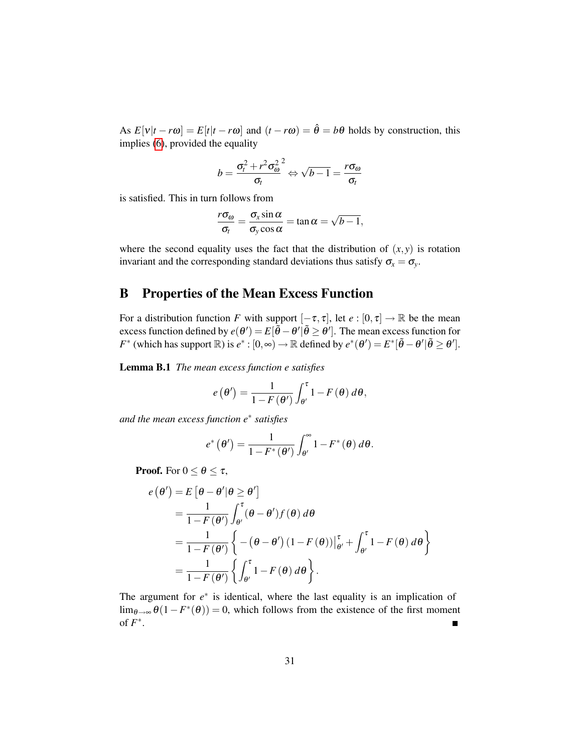As $E[v|t-r\omega] = E[t|t-r\omega]$ and $(t-r\omega) = \hat{\theta} = b\theta$ holds by construction, this implies (6), provided the equality

$$b = \frac{\sigma_t^2 + r^2\sigma_\omega^2}{\sigma_t}^2 \Leftrightarrow \sqrt{b-1} = \frac{r\sigma_\omega}{\sigma_t}$$

is satisfied. This in turn follows from

$$\frac{r\sigma_\omega}{\sigma_t} = \frac{\sigma_x \sin\alpha}{\sigma_y \cos\alpha} = \tan\alpha = \sqrt{b-1},$$

where the second equality uses the fact that the distribution of $(x, y)$ is rotation invariant and the corresponding standard deviations thus satisfy $\sigma_x = \sigma_y$.

## B Properties of the Mean Excess Function

For a distribution function $F$ with support $[-\tau, \tau]$, let $e : [0, \tau] \to \mathbb{R}$ be the mean excess function defined by $e(\theta') = E[\tilde{\theta} - \theta' | \tilde{\theta} \geq \theta']$. The mean excess function for $F^*$ (which has support $\mathbb{R}$) is $e^* : [0, \infty) \to \mathbb{R}$ defined by $e^*(\theta') = E^*[\tilde{\theta} - \theta' | \tilde{\theta} \geq \theta']$.

**Lemma B.1** *The mean excess function e satisfies*

$$e(\theta') = \frac{1}{1-F(\theta')} \int_{\theta'}^{\tau} 1 - F(\theta)\, d\theta,$$

*and the mean excess function $e^*$ satisfies*

$$e^*(\theta') = \frac{1}{1-F^*(\theta')} \int_{\theta'}^{\infty} 1 - F^*(\theta)\, d\theta.$$

**Proof.** For $0 \leq \theta \leq \tau$,

$$\begin{aligned}
e(\theta') &= E\left[\theta - \theta' | \theta \geq \theta'\right] \\
&= \frac{1}{1-F(\theta')} \int_{\theta'}^{\tau} (\theta - \theta') f(\theta)\, d\theta \\
&= \frac{1}{1-F(\theta')} \left\{ -\left(\theta - \theta'\right)\left(1 - F(\theta)\right)\Big|_{\theta'}^{\tau} + \int_{\theta'}^{\tau} 1 - F(\theta)\, d\theta \right\} \\
&= \frac{1}{1-F(\theta')} \left\{ \int_{\theta'}^{\tau} 1 - F(\theta)\, d\theta \right\}.
\end{aligned}$$

The argument for $e^*$ is identical, where the last equality is an implication of $\lim_{\theta\to\infty} \theta(1 - F^*(\theta)) = 0$, which follows from the existence of the first moment of $F^*$. ∎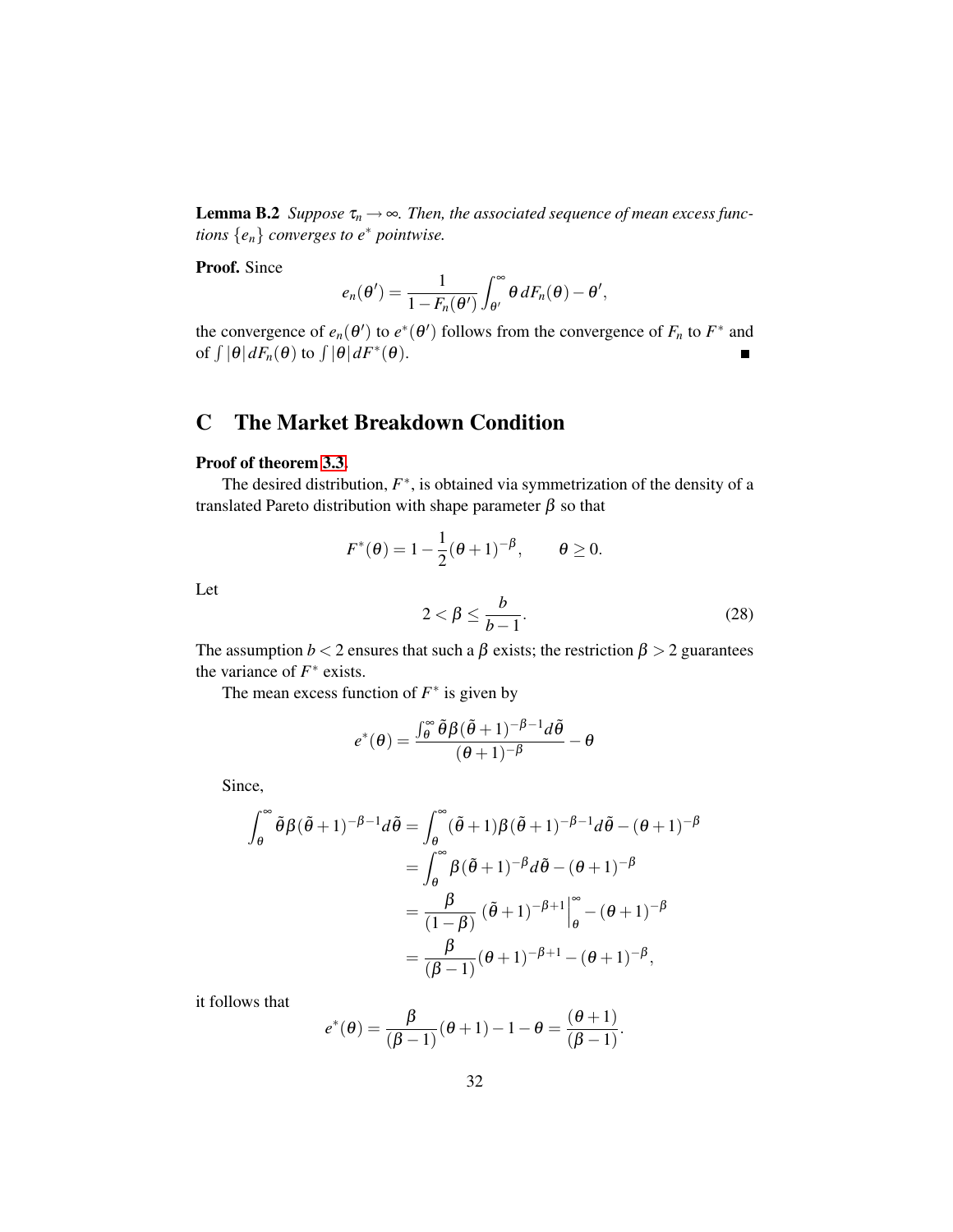**Lemma B.2** *Suppose $\tau_n \to \infty$. Then, the associated sequence of mean excess functions $\{e_n\}$ converges to $e^*$ pointwise.*

**Proof.** Since

$$e_n(\theta') = \frac{1}{1 - F_n(\theta')} \int_{\theta'}^{\infty} \theta \, dF_n(\theta) - \theta',$$

the convergence of $e_n(\theta')$ to $e^*(\theta')$ follows from the convergence of $F_n$ to $F^*$ and of $\int |\theta| \, dF_n(\theta)$ to $\int |\theta| \, dF^*(\theta)$. ∎

# C The Market Breakdown Condition

**Proof of theorem 3.3.**

The desired distribution, $F^*$, is obtained via symmetrization of the density of a translated Pareto distribution with shape parameter $\beta$ so that

$$F^*(\theta) = 1 - \frac{1}{2}(\theta + 1)^{-\beta}, \qquad \theta \geq 0.$$

Let

$$2 < \beta \leq \frac{b}{b-1}. \tag{28}$$

The assumption $b < 2$ ensures that such a $\beta$ exists; the restriction $\beta > 2$ guarantees the variance of $F^*$ exists.

The mean excess function of $F^*$ is given by

$$e^*(\theta) = \frac{\int_{\theta}^{\infty} \tilde{\theta} \beta (\tilde{\theta} + 1)^{-\beta - 1} d\tilde{\theta}}{(\theta + 1)^{-\beta}} - \theta$$

Since,

$$\begin{aligned}
\int_{\theta}^{\infty} \tilde{\theta} \beta (\tilde{\theta} + 1)^{-\beta - 1} d\tilde{\theta} &= \int_{\theta}^{\infty} (\tilde{\theta} + 1) \beta (\tilde{\theta} + 1)^{-\beta - 1} d\tilde{\theta} - (\theta + 1)^{-\beta} \\
&= \int_{\theta}^{\infty} \beta (\tilde{\theta} + 1)^{-\beta} d\tilde{\theta} - (\theta + 1)^{-\beta} \\
&= \frac{\beta}{(1 - \beta)} (\tilde{\theta} + 1)^{-\beta + 1} \Big|_{\theta}^{\infty} - (\theta + 1)^{-\beta} \\
&= \frac{\beta}{(\beta - 1)} (\theta + 1)^{-\beta + 1} - (\theta + 1)^{-\beta},
\end{aligned}$$

it follows that

$$e^*(\theta) = \frac{\beta}{(\beta - 1)} (\theta + 1) - 1 - \theta = \frac{(\theta + 1)}{(\beta - 1)}.$$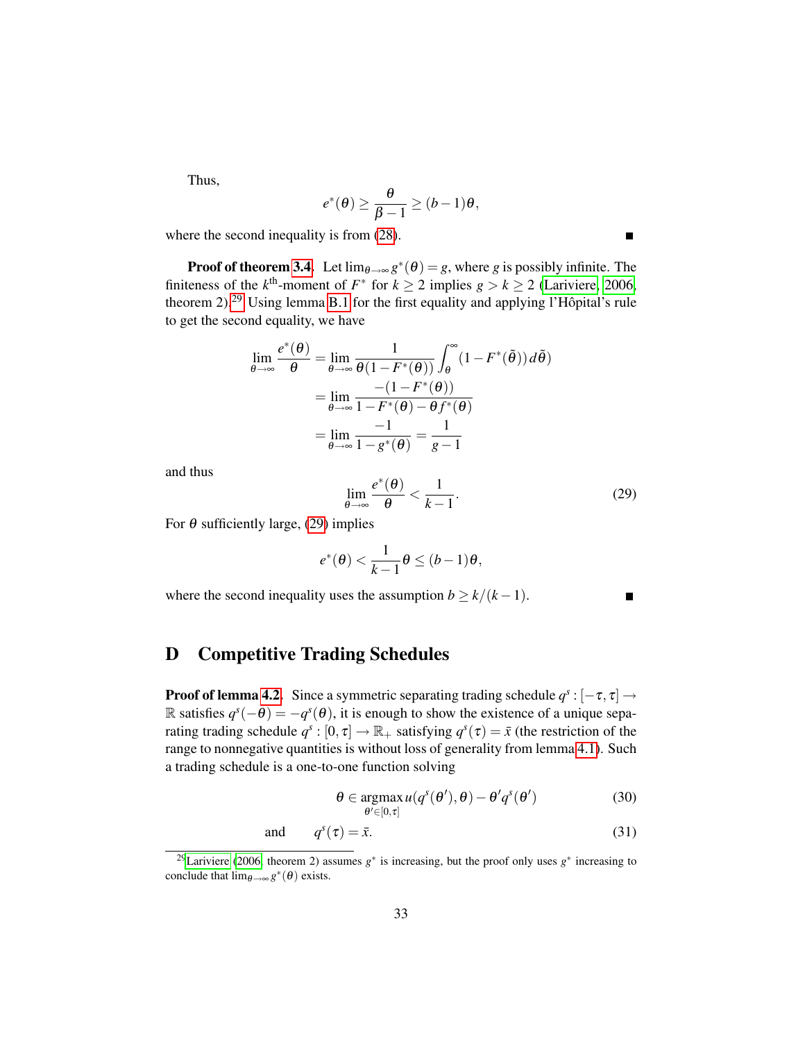Thus,

$$e^*(\theta) \geq \frac{\theta}{\beta - 1} \geq (b-1)\theta,$$

where the second inequality is from (28). ■

**Proof of theorem 3.4.** Let $\lim_{\theta\to\infty} g^*(\theta) = g$, where $g$ is possibly infinite. The finiteness of the $k^{\text{th}}$-moment of $F^*$ for $k \geq 2$ implies $g > k \geq 2$ (Lariviere, 2006, theorem 2).[29] Using lemma B.1 for the first equality and applying l'Hôpital's rule to get the second equality, we have

$$\begin{aligned}
\lim_{\theta\to\infty} \frac{e^*(\theta)}{\theta} &= \lim_{\theta\to\infty} \frac{1}{\theta(1-F^*(\theta))} \int_\theta^\infty (1-F^*(\tilde{\theta}))\, d\tilde{\theta} \\
&= \lim_{\theta\to\infty} \frac{-(1-F^*(\theta))}{1-F^*(\theta) - \theta f^*(\theta)} \\
&= \lim_{\theta\to\infty} \frac{-1}{1-g^*(\theta)} = \frac{1}{g-1}
\end{aligned}$$

and thus

$$\lim_{\theta\to\infty} \frac{e^*(\theta)}{\theta} < \frac{1}{k-1}. \tag{29}$$

For $\theta$ sufficiently large, (29) implies

$$e^*(\theta) < \frac{1}{k-1}\theta \leq (b-1)\theta,$$

where the second inequality uses the assumption $b \geq k/(k-1)$. ■

# D Competitive Trading Schedules

**Proof of lemma 4.2.** Since a symmetric separating trading schedule $q^s : [-\tau, \tau] \to \mathbb{R}$ satisfies $q^s(-\theta) = -q^s(\theta)$, it is enough to show the existence of a unique separating trading schedule $q^s : [0, \tau] \to \mathbb{R}_+$ satisfying $q^s(\tau) = \bar{x}$ (the restriction of the range to nonnegative quantities is without loss of generality from lemma 4.1). Such a trading schedule is a one-to-one function solving

$$\theta \in \operatorname*{argmax}_{\theta' \in [0,\tau]} u(q^s(\theta'), \theta) - \theta' q^s(\theta') \tag{30}$$

$$\text{and} \qquad q^s(\tau) = \bar{x}. \tag{31}$$

[29] Lariviere (2006, theorem 2) assumes $g^*$ is increasing, but the proof only uses $g^*$ increasing to conclude that $\lim_{\theta\to\infty} g^*(\theta)$ exists.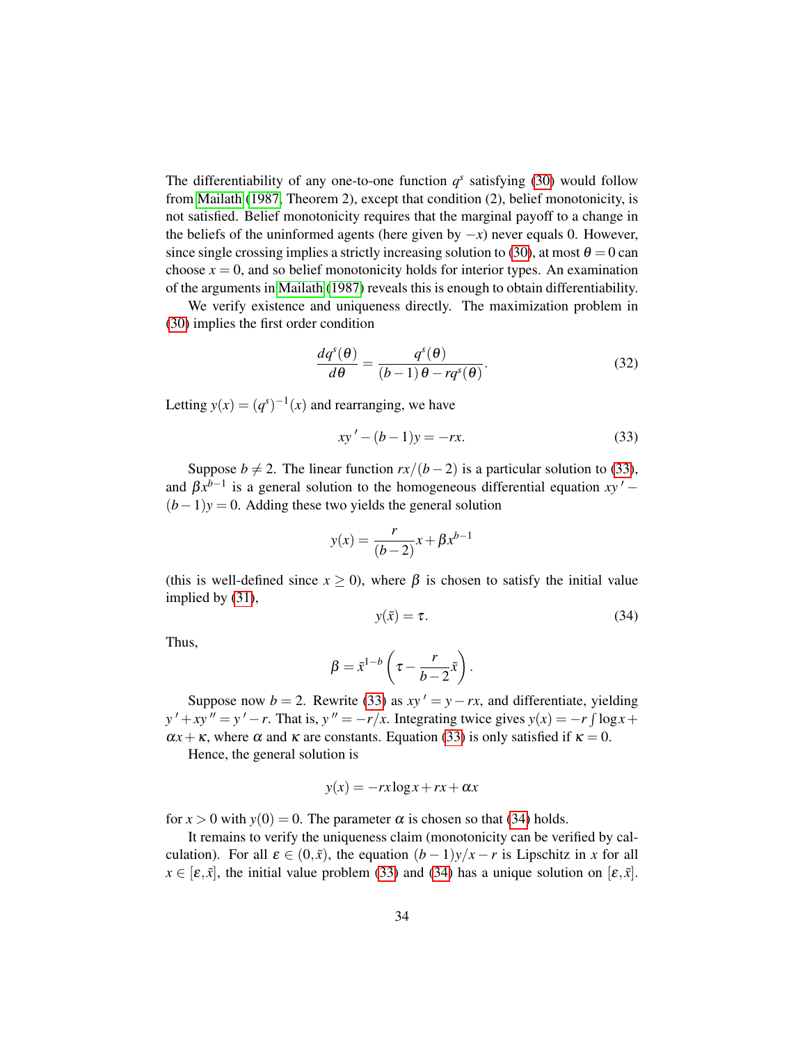The differentiability of any one-to-one function $q^s$ satisfying (30) would follow from Mailath (1987, Theorem 2), except that condition (2), belief monotonicity, is not satisfied. Belief monotonicity requires that the marginal payoff to a change in the beliefs of the uninformed agents (here given by $-x$) never equals 0. However, since single crossing implies a strictly increasing solution to (30), at most $\theta = 0$ can choose $x = 0$, and so belief monotonicity holds for interior types. An examination of the arguments in Mailath (1987) reveals this is enough to obtain differentiability.

We verify existence and uniqueness directly. The maximization problem in (30) implies the first order condition

$$\frac{dq^s(\theta)}{d\theta} = \frac{q^s(\theta)}{(b-1)\,\theta - rq^s(\theta)}. \tag{32}$$

Letting $y(x) = (q^s)^{-1}(x)$ and rearranging, we have

$$xy' - (b-1)y = -rx. \tag{33}$$

Suppose $b \neq 2$. The linear function $rx/(b-2)$ is a particular solution to (33), and $\beta x^{b-1}$ is a general solution to the homogeneous differential equation $xy' - (b-1)y = 0$. Adding these two yields the general solution

$$y(x) = \frac{r}{(b-2)}x + \beta x^{b-1}$$

(this is well-defined since $x \geq 0$), where $\beta$ is chosen to satisfy the initial value implied by (31),

$$y(\bar{x}) = \tau. \tag{34}$$

Thus,

$$\beta = \bar{x}^{1-b}\left(\tau - \frac{r}{b-2}\bar{x}\right).$$

Suppose now $b = 2$. Rewrite (33) as $xy' = y - rx$, and differentiate, yielding $y' + xy'' = y' - r$. That is, $y'' = -r/x$. Integrating twice gives $y(x) = -r\int \log x + \alpha x + \kappa$, where $\alpha$ and $\kappa$ are constants. Equation (33) is only satisfied if $\kappa = 0$.

Hence, the general solution is

$$y(x) = -rx\log x + rx + \alpha x$$

for $x > 0$ with $y(0) = 0$. The parameter $\alpha$ is chosen so that (34) holds.

It remains to verify the uniqueness claim (monotonicity can be verified by calculation). For all $\varepsilon \in (0, \bar{x})$, the equation $(b-1)y/x - r$ is Lipschitz in $x$ for all $x \in [\varepsilon, \bar{x}]$, the initial value problem (33) and (34) has a unique solution on $[\varepsilon, \bar{x}]$.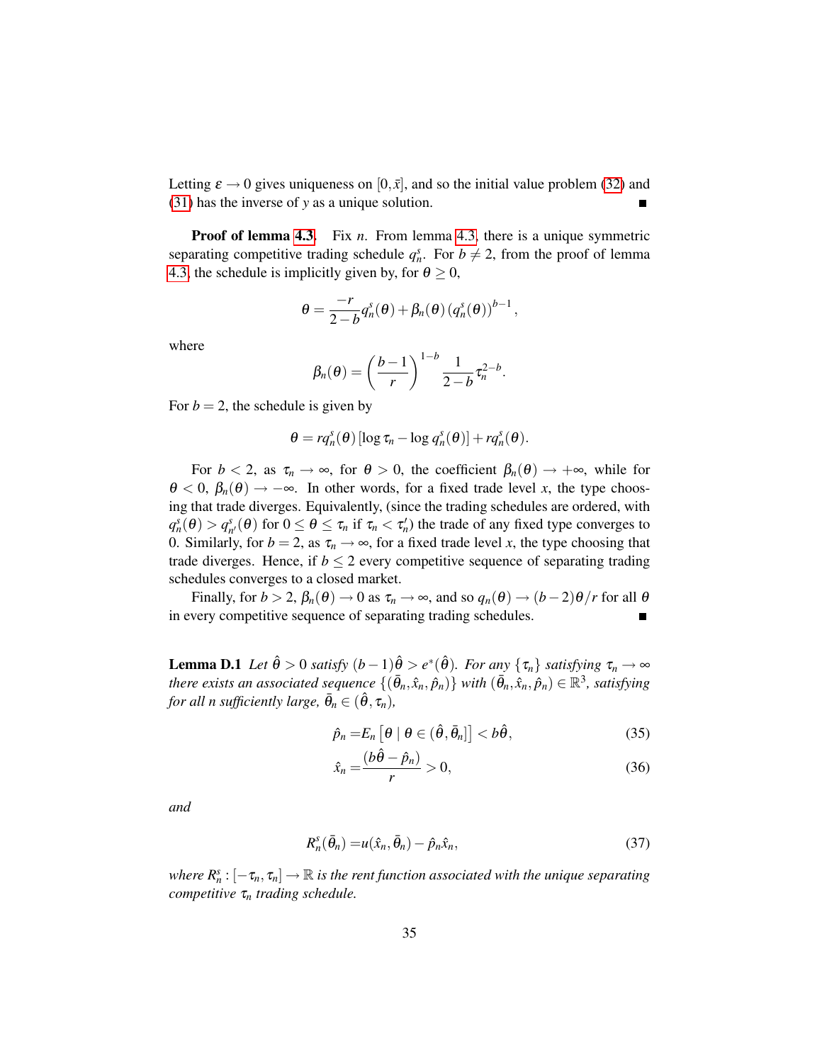Letting $\varepsilon \to 0$ gives uniqueness on $[0, \bar{x}]$, and so the initial value problem (32) and (31) has the inverse of $y$ as a unique solution. ∎

**Proof of lemma 4.3.** Fix $n$. From lemma 4.3, there is a unique symmetric separating competitive trading schedule $q_n^s$. For $b \neq 2$, from the proof of lemma 4.3, the schedule is implicitly given by, for $\theta \geq 0$,

$$\theta = \frac{-r}{2-b} q_n^s(\theta) + \beta_n(\theta) \left(q_n^s(\theta)\right)^{b-1},$$

where

$$\beta_n(\theta) = \left(\frac{b-1}{r}\right)^{1-b} \frac{1}{2-b} \tau_n^{2-b}.$$

For $b = 2$, the schedule is given by

$$\theta = r q_n^s(\theta) \left[\log \tau_n - \log q_n^s(\theta)\right] + r q_n^s(\theta).$$

For $b < 2$, as $\tau_n \to \infty$, for $\theta > 0$, the coefficient $\beta_n(\theta) \to +\infty$, while for $\theta < 0$, $\beta_n(\theta) \to -\infty$. In other words, for a fixed trade level $x$, the type choosing that trade diverges. Equivalently, (since the trading schedules are ordered, with $q_n^s(\theta) > q_{n'}^s(\theta)$ for $0 \leq \theta \leq \tau_n$ if $\tau_n < \tau_n'$) the trade of any fixed type converges to 0. Similarly, for $b = 2$, as $\tau_n \to \infty$, for a fixed trade level $x$, the type choosing that trade diverges. Hence, if $b \leq 2$ every competitive sequence of separating trading schedules converges to a closed market.

Finally, for $b > 2$, $\beta_n(\theta) \to 0$ as $\tau_n \to \infty$, and so $q_n(\theta) \to (b-2)\theta/r$ for all $\theta$ in every competitive sequence of separating trading schedules. ∎

**Lemma D.1** *Let $\hat{\theta} > 0$ satisfy $(b-1)\hat{\theta} > e^*(\hat{\theta})$. For any $\{\tau_n\}$ satisfying $\tau_n \to \infty$ there exists an associated sequence $\{(\bar{\theta}_n, \hat{x}_n, \hat{p}_n)\}$ with $(\bar{\theta}_n, \hat{x}_n, \hat{p}_n) \in \mathbb{R}^3$, satisfying for all $n$ sufficiently large, $\bar{\theta}_n \in (\hat{\theta}, \tau_n)$,*

$$\hat{p}_n = E_n\left[\theta \mid \theta \in (\hat{\theta}, \bar{\theta}_n]\right] < b\hat{\theta}, \tag{35}$$

$$\hat{x}_n = \frac{(b\hat{\theta} - \hat{p}_n)}{r} > 0, \tag{36}$$

*and*

$$R_n^s(\bar{\theta}_n) = u(\hat{x}_n, \bar{\theta}_n) - \hat{p}_n \hat{x}_n, \tag{37}$$

*where $R_n^s : [-\tau_n, \tau_n] \to \mathbb{R}$ is the rent function associated with the unique separating competitive $\tau_n$ trading schedule.*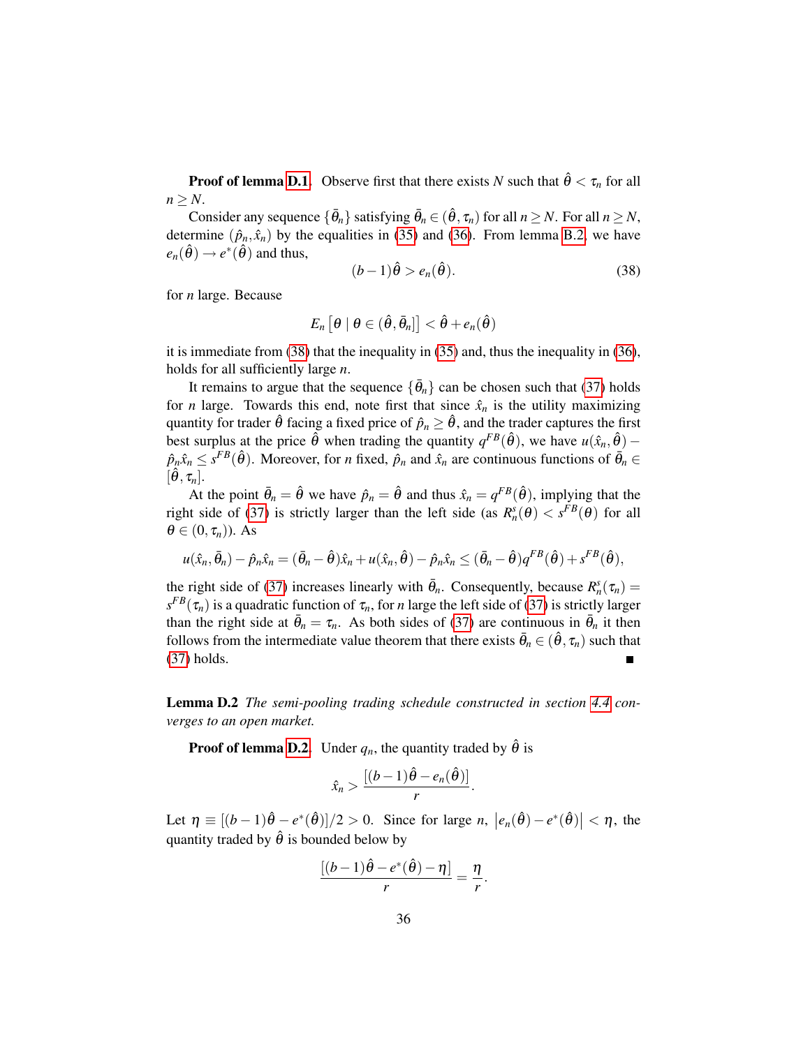**Proof of lemma D.1.** Observe first that there exists $N$ such that $\hat{\theta} < \tau_n$ for all $n \geq N$.

Consider any sequence $\{\bar{\theta}_n\}$ satisfying $\bar{\theta}_n \in (\hat{\theta}, \tau_n)$ for all $n \geq N$. For all $n \geq N$, determine $(\hat{p}_n, \hat{x}_n)$ by the equalities in (35) and (36). From lemma B.2, we have $e_n(\hat{\theta}) \to e^*(\hat{\theta})$ and thus,

$$(b-1)\hat{\theta} > e_n(\hat{\theta}). \tag{38}$$

for $n$ large. Because

$$E_n\left[\theta \mid \theta \in (\hat{\theta}, \bar{\theta}_n]\right] < \hat{\theta} + e_n(\hat{\theta})$$

it is immediate from (38) that the inequality in (35) and, thus the inequality in (36), holds for all sufficiently large $n$.

It remains to argue that the sequence $\{\bar{\theta}_n\}$ can be chosen such that (37) holds for $n$ large. Towards this end, note first that since $\hat{x}_n$ is the utility maximizing quantity for trader $\hat{\theta}$ facing a fixed price of $\hat{p}_n \geq \hat{\theta}$, and the trader captures the first best surplus at the price $\hat{\theta}$ when trading the quantity $q^{FB}(\hat{\theta})$, we have $u(\hat{x}_n, \hat{\theta}) - \hat{p}_n \hat{x}_n \leq s^{FB}(\hat{\theta})$. Moreover, for $n$ fixed, $\hat{p}_n$ and $\hat{x}_n$ are continuous functions of $\bar{\theta}_n \in [\hat{\theta}, \tau_n]$.

At the point $\bar{\theta}_n = \hat{\theta}$ we have $\hat{p}_n = \hat{\theta}$ and thus $\hat{x}_n = q^{FB}(\hat{\theta})$, implying that the right side of (37) is strictly larger than the left side (as $R_n^s(\theta) < s^{FB}(\theta)$ for all $\theta \in (0, \tau_n)$). As

$$u(\hat{x}_n, \bar{\theta}_n) - \hat{p}_n \hat{x}_n = (\bar{\theta}_n - \hat{\theta})\hat{x}_n + u(\hat{x}_n, \hat{\theta}) - \hat{p}_n \hat{x}_n \leq (\bar{\theta}_n - \hat{\theta}) q^{FB}(\hat{\theta}) + s^{FB}(\hat{\theta}),$$

the right side of (37) increases linearly with $\bar{\theta}_n$. Consequently, because $R_n^s(\tau_n) = s^{FB}(\tau_n)$ is a quadratic function of $\tau_n$, for $n$ large the left side of (37) is strictly larger than the right side at $\bar{\theta}_n = \tau_n$. As both sides of (37) are continuous in $\bar{\theta}_n$ it then follows from the intermediate value theorem that there exists $\bar{\theta}_n \in (\hat{\theta}, \tau_n)$ such that (37) holds. ∎

**Lemma D.2** *The semi-pooling trading schedule constructed in section 4.4 converges to an open market.*

**Proof of lemma D.2.** Under $q_n$, the quantity traded by $\hat{\theta}$ is

$$\hat{x}_n > \frac{[(b-1)\hat{\theta} - e_n(\hat{\theta})]}{r}.$$

Let $\eta \equiv [(b-1)\hat{\theta} - e^*(\hat{\theta})]/2 > 0$. Since for large $n$, $\left|e_n(\hat{\theta}) - e^*(\hat{\theta})\right| < \eta$, the quantity traded by $\hat{\theta}$ is bounded below by

$$\frac{[(b-1)\hat{\theta} - e^*(\hat{\theta}) - \eta]}{r} = \frac{\eta}{r}.$$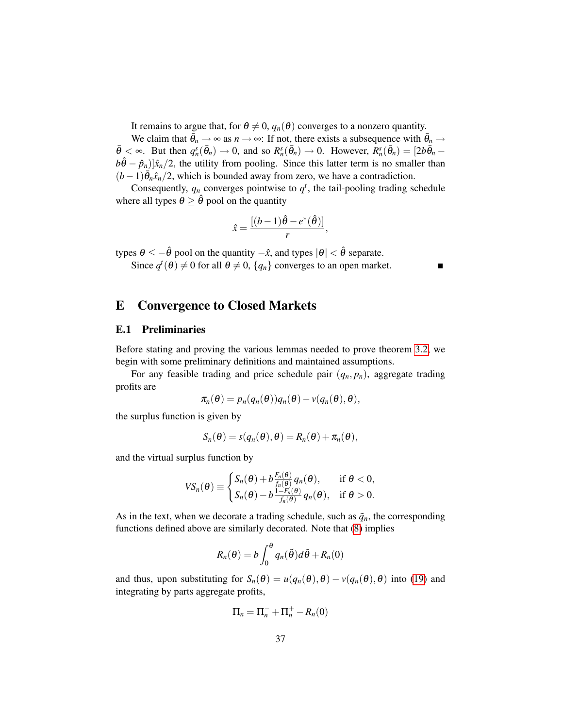It remains to argue that, for $\theta \neq 0$, $q_n(\theta)$ converges to a nonzero quantity.

We claim that $\bar{\theta}_n \to \infty$ as $n \to \infty$: If not, there exists a subsequence with $\bar{\theta}_n \to \bar{\theta} < \infty$. But then $q_n^s(\bar{\theta}_n) \to 0$, and so $R_n^s(\bar{\theta}_n) \to 0$. However, $R_n^s(\bar{\theta}_n) = [2b\bar{\theta}_n - b\hat{\theta} - \hat{p}_n)]\hat{x}_n/2$, the utility from pooling. Since this latter term is no smaller than $(b-1)\bar{\theta}_n\hat{x}_n/2$, which is bounded away from zero, we have a contradiction.

Consequently, $q_n$ converges pointwise to $q^t$, the tail-pooling trading schedule where all types $\theta \geq \hat{\theta}$ pool on the quantity

$$\hat{x} = \frac{[(b-1)\hat{\theta} - e^*(\hat{\theta})]}{r},$$

types $\theta \leq -\hat{\theta}$ pool on the quantity $-\hat{x}$, and types $|\theta| < \hat{\theta}$ separate.

Since $q^t(\theta) \neq 0$ for all $\theta \neq 0$, $\{q_n\}$ converges to an open market. ■

# E Convergence to Closed Markets

## E.1 Preliminaries

Before stating and proving the various lemmas needed to prove theorem 3.2, we begin with some preliminary definitions and maintained assumptions.

For any feasible trading and price schedule pair $(q_n, p_n)$, aggregate trading profits are

$$\pi_n(\theta) = p_n(q_n(\theta))q_n(\theta) - v(q_n(\theta), \theta),$$

the surplus function is given by

$$S_n(\theta) = s(q_n(\theta), \theta) = R_n(\theta) + \pi_n(\theta),$$

and the virtual surplus function by

$$VS_n(\theta) \equiv \begin{cases} S_n(\theta) + b\frac{F_n(\theta)}{f_n(\theta)}q_n(\theta), & \text{if } \theta < 0, \\ S_n(\theta) - b\frac{1-F_n(\theta)}{f_n(\theta)}q_n(\theta), & \text{if } \theta > 0. \end{cases}$$

As in the text, when we decorate a trading schedule, such as $\tilde{q}_n$, the corresponding functions defined above are similarly decorated. Note that (8) implies

$$R_n(\theta) = b\int_0^\theta q_n(\tilde{\theta})d\tilde{\theta} + R_n(0)$$

and thus, upon substituting for $S_n(\theta) = u(q_n(\theta), \theta) - v(q_n(\theta), \theta)$ into (19) and integrating by parts aggregate profits,

$$\Pi_n = \Pi_n^- + \Pi_n^+ - R_n(0)$$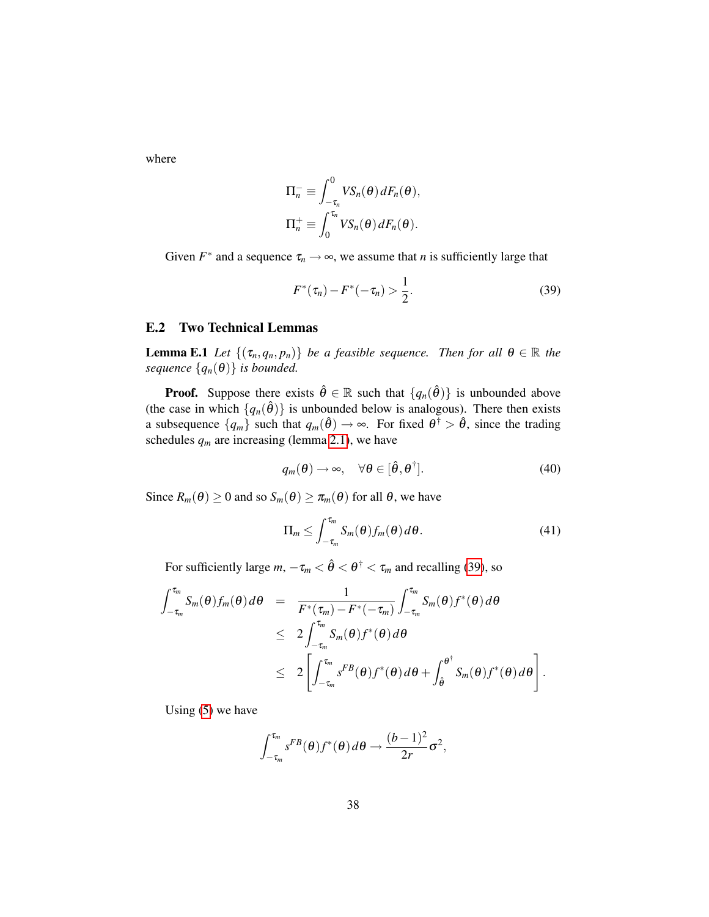where

$$\Pi_n^- \equiv \int_{-\tau_n}^{0} VS_n(\theta)\, dF_n(\theta),$$

$$\Pi_n^+ \equiv \int_{0}^{\tau_n} VS_n(\theta)\, dF_n(\theta).$$

Given $F^*$ and a sequence $\tau_n \to \infty$, we assume that $n$ is sufficiently large that

$$F^*(\tau_n) - F^*(-\tau_n) > \frac{1}{2}. \tag{39}$$

## E.2 Two Technical Lemmas

**Lemma E.1** *Let $\{(\tau_n, q_n, p_n)\}$ be a feasible sequence. Then for all $\theta \in \mathbb{R}$ the sequence $\{q_n(\theta)\}$ is bounded.*

**Proof.** Suppose there exists $\hat{\theta} \in \mathbb{R}$ such that $\{q_n(\hat{\theta})\}$ is unbounded above (the case in which $\{q_n(\hat{\theta})\}$ is unbounded below is analogous). There then exists a subsequence $\{q_m\}$ such that $q_m(\hat{\theta}) \to \infty$. For fixed $\theta^\dagger > \hat{\theta}$, since the trading schedules $q_m$ are increasing (lemma 2.1), we have

$$q_m(\theta) \to \infty, \quad \forall \theta \in [\hat{\theta}, \theta^\dagger]. \tag{40}$$

Since $R_m(\theta) \geq 0$ and so $S_m(\theta) \geq \pi_m(\theta)$ for all $\theta$, we have

$$\Pi_m \leq \int_{-\tau_m}^{\tau_m} S_m(\theta) f_m(\theta)\, d\theta. \tag{41}$$

For sufficiently large $m$, $-\tau_m < \hat{\theta} < \theta^\dagger < \tau_m$ and recalling (39), so

$$\begin{aligned}
\int_{-\tau_m}^{\tau_m} S_m(\theta) f_m(\theta)\, d\theta &= \frac{1}{F^*(\tau_m) - F^*(-\tau_m)} \int_{-\tau_m}^{\tau_m} S_m(\theta) f^*(\theta)\, d\theta \\
&\leq 2 \int_{-\tau_m}^{\tau_m} S_m(\theta) f^*(\theta)\, d\theta \\
&\leq 2 \left[ \int_{-\tau_m}^{\tau_m} s^{FB}(\theta) f^*(\theta)\, d\theta + \int_{\hat{\theta}}^{\theta^\dagger} S_m(\theta) f^*(\theta)\, d\theta \right].
\end{aligned}$$

Using (5) we have

$$\int_{-\tau_m}^{\tau_m} s^{FB}(\theta) f^*(\theta)\, d\theta \to \frac{(b-1)^2}{2r} \sigma^2,$$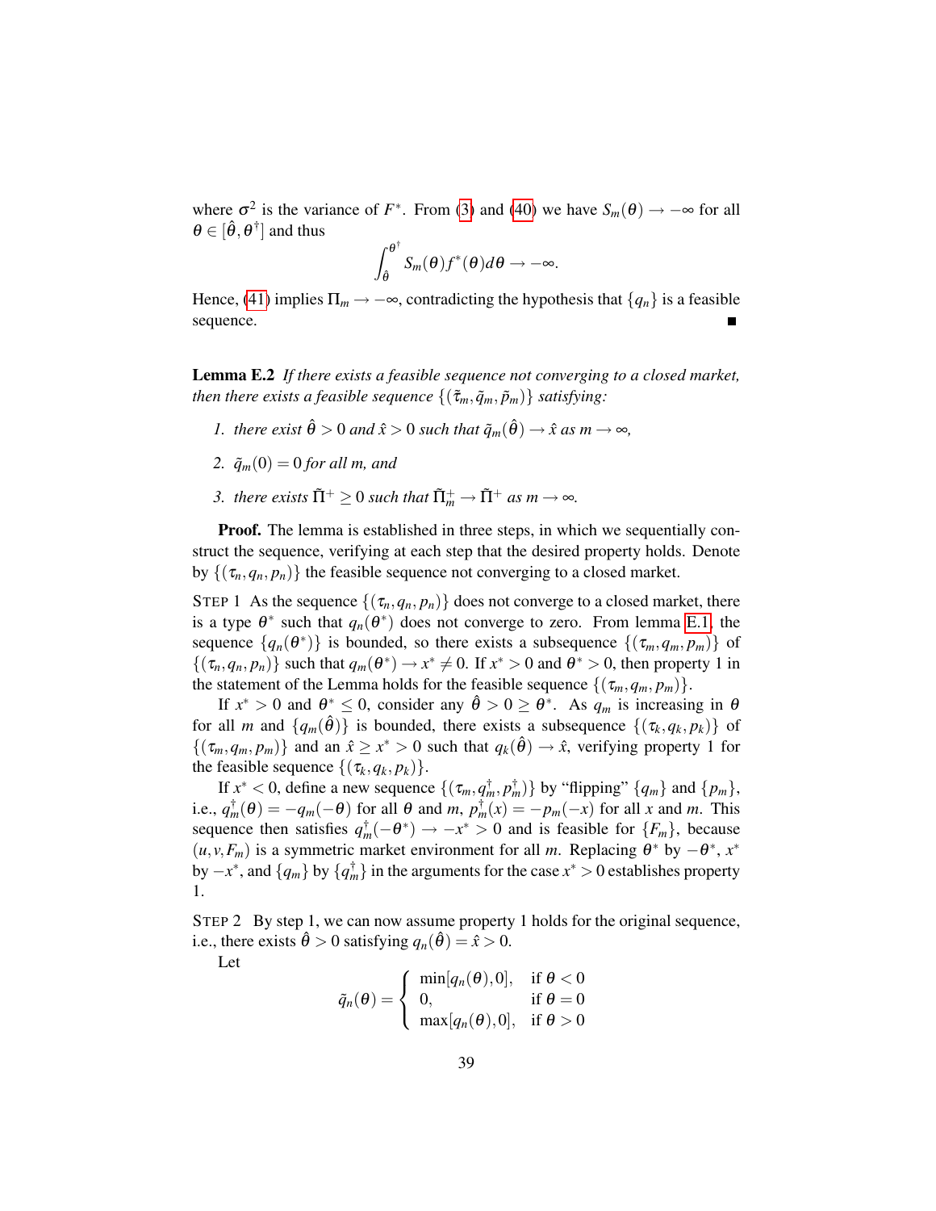where $\sigma^2$ is the variance of $F^*$. From (3) and (40) we have $S_m(\theta) \to -\infty$ for all $\theta \in [\hat{\theta}, \theta^\dagger]$ and thus

$$\int_{\hat{\theta}}^{\theta^\dagger} S_m(\theta) f^*(\theta) d\theta \to -\infty.$$

Hence, (41) implies $\Pi_m \to -\infty$, contradicting the hypothesis that $\{q_n\}$ is a feasible sequence. ■

**Lemma E.2** *If there exists a feasible sequence not converging to a closed market, then there exists a feasible sequence* $\{(\tilde{\tau}_m, \tilde{q}_m, \tilde{p}_m)\}$ *satisfying:*

1. *there exist* $\hat{\theta} > 0$ *and* $\hat{x} > 0$ *such that* $\tilde{q}_m(\hat{\theta}) \to \hat{x}$ *as* $m \to \infty$*,*
2. $\tilde{q}_m(0) = 0$ *for all* $m$*, and*
3. *there exists* $\tilde{\Pi}^+ \geq 0$ *such that* $\tilde{\Pi}_m^+ \to \tilde{\Pi}^+$ *as* $m \to \infty$*.*

**Proof.** The lemma is established in three steps, in which we sequentially construct the sequence, verifying at each step that the desired property holds. Denote by $\{(\tau_n, q_n, p_n)\}$ the feasible sequence not converging to a closed market.

STEP 1 As the sequence $\{(\tau_n, q_n, p_n)\}$ does not converge to a closed market, there is a type $\theta^*$ such that $q_n(\theta^*)$ does not converge to zero. From lemma E.1, the sequence $\{q_n(\theta^*)\}$ is bounded, so there exists a subsequence $\{(\tau_m, q_m, p_m)\}$ of $\{(\tau_n, q_n, p_n)\}$ such that $q_m(\theta^*) \to x^* \neq 0$. If $x^* > 0$ and $\theta^* > 0$, then property 1 in the statement of the Lemma holds for the feasible sequence $\{(\tau_m, q_m, p_m)\}$.

If $x^* > 0$ and $\theta^* \leq 0$, consider any $\hat{\theta} > 0 \geq \theta^*$. As $q_m$ is increasing in $\theta$ for all $m$ and $\{q_m(\hat{\theta})\}$ is bounded, there exists a subsequence $\{(\tau_k, q_k, p_k)\}$ of $\{(\tau_m, q_m, p_m)\}$ and an $\hat{x} \geq x^* > 0$ such that $q_k(\hat{\theta}) \to \hat{x}$, verifying property 1 for the feasible sequence $\{(\tau_k, q_k, p_k)\}$.

If $x^* < 0$, define a new sequence $\{(\tau_m, q_m^\dagger, p_m^\dagger)\}$ by "flipping" $\{q_m\}$ and $\{p_m\}$, i.e., $q_m^\dagger(\theta) = -q_m(-\theta)$ for all $\theta$ and $m$, $p_m^\dagger(x) = -p_m(-x)$ for all $x$ and $m$. This sequence then satisfies $q_m^\dagger(-\theta^*) \to -x^* > 0$ and is feasible for $\{F_m\}$, because $(u, v, F_m)$ is a symmetric market environment for all $m$. Replacing $\theta^*$ by $-\theta^*$, $x^*$ by $-x^*$, and $\{q_m\}$ by $\{q_m^\dagger\}$ in the arguments for the case $x^* > 0$ establishes property 1.

STEP 2 By step 1, we can now assume property 1 holds for the original sequence, i.e., there exists $\hat{\theta} > 0$ satisfying $q_n(\hat{\theta}) = \hat{x} > 0$.

Let

$$\tilde{q}_n(\theta) = \begin{cases} \min[q_n(\theta), 0], & \text{if } \theta < 0 \\ 0, & \text{if } \theta = 0 \\ \max[q_n(\theta), 0], & \text{if } \theta > 0 \end{cases}$$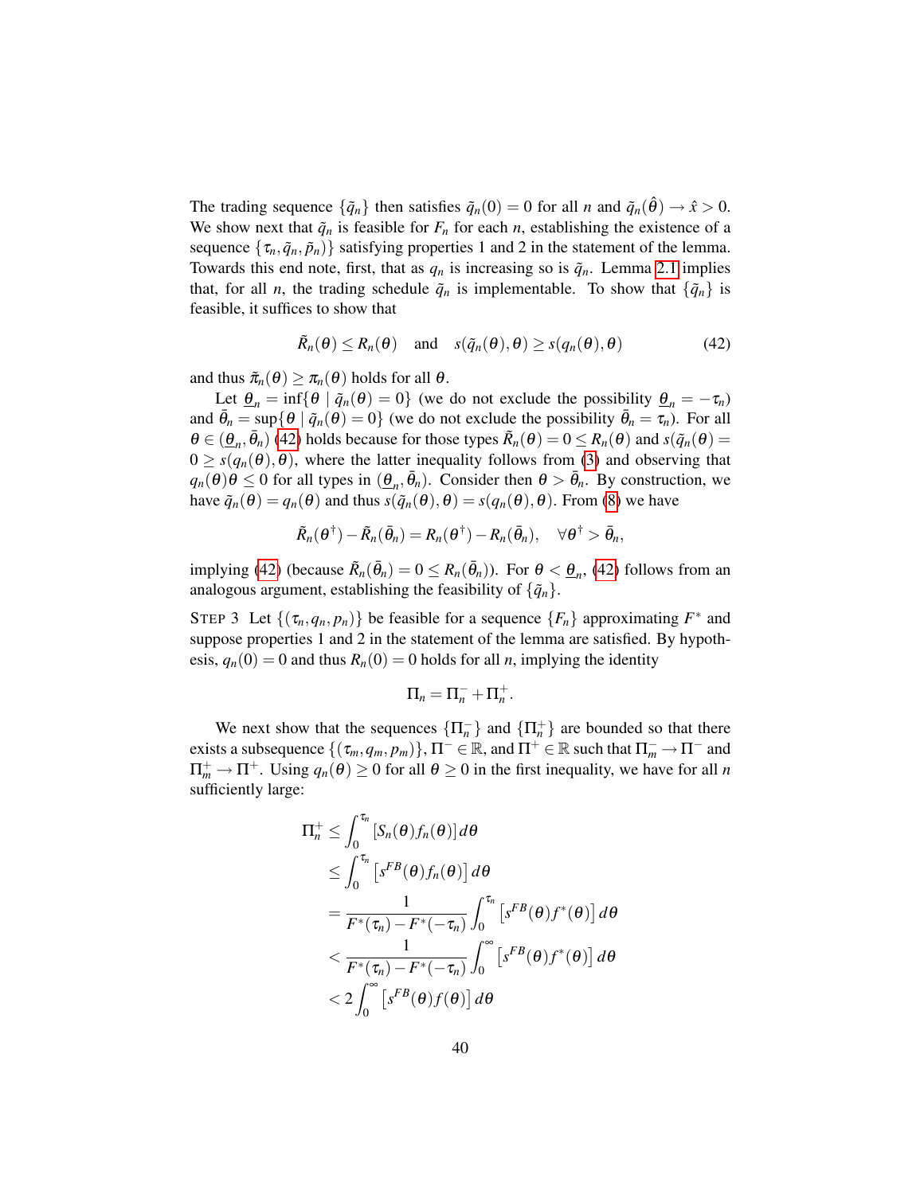The trading sequence $\{\tilde{q}_n\}$ then satisfies $\tilde{q}_n(0) = 0$ for all $n$ and $\tilde{q}_n(\hat{\theta}) \to \hat{x} > 0$. We show next that $\tilde{q}_n$ is feasible for $F_n$ for each $n$, establishing the existence of a sequence $\{\tau_n, \tilde{q}_n, \tilde{p}_n\}$ satisfying properties 1 and 2 in the statement of the lemma. Towards this end note, first, that as $q_n$ is increasing so is $\tilde{q}_n$. Lemma 2.1 implies that, for all $n$, the trading schedule $\tilde{q}_n$ is implementable. To show that $\{\tilde{q}_n\}$ is feasible, it suffices to show that

$$\tilde{R}_n(\theta) \leq R_n(\theta) \quad \text{and} \quad s(\tilde{q}_n(\theta), \theta) \geq s(q_n(\theta), \theta) \tag{42}$$

and thus $\tilde{\pi}_n(\theta) \geq \pi_n(\theta)$ holds for all $\theta$.

Let $\underline{\theta}_n = \inf\{\theta \mid \tilde{q}_n(\theta) = 0\}$ (we do not exclude the possibility $\underline{\theta}_n = -\tau_n$) and $\bar{\theta}_n = \sup\{\theta \mid \tilde{q}_n(\theta) = 0\}$ (we do not exclude the possibility $\bar{\theta}_n = \tau_n$). For all $\theta \in (\underline{\theta}_n, \bar{\theta}_n)$ (42) holds because for those types $\tilde{R}_n(\theta) = 0 \leq R_n(\theta)$ and $s(\tilde{q}_n(\theta) = 0 \geq s(q_n(\theta), \theta)$, where the latter inequality follows from (3) and observing that $q_n(\theta)\theta \leq 0$ for all types in $(\underline{\theta}_n, \bar{\theta}_n)$. Consider then $\theta > \bar{\theta}_n$. By construction, we have $\tilde{q}_n(\theta) = q_n(\theta)$ and thus $s(\tilde{q}_n(\theta), \theta) = s(q_n(\theta), \theta)$. From (8) we have

$$\tilde{R}_n(\theta^\dagger) - \tilde{R}_n(\bar{\theta}_n) = R_n(\theta^\dagger) - R_n(\bar{\theta}_n), \quad \forall \theta^\dagger > \bar{\theta}_n,$$

implying (42) (because $\tilde{R}_n(\bar{\theta}_n) = 0 \leq R_n(\bar{\theta}_n)$). For $\theta < \underline{\theta}_n$, (42) follows from an analogous argument, establishing the feasibility of $\{\tilde{q}_n\}$.

STEP 3 Let $\{(\tau_n, q_n, p_n)\}$ be feasible for a sequence $\{F_n\}$ approximating $F^*$ and suppose properties 1 and 2 in the statement of the lemma are satisfied. By hypothesis, $q_n(0) = 0$ and thus $R_n(0) = 0$ holds for all $n$, implying the identity

$$\Pi_n = \Pi_n^- + \Pi_n^+.$$

We next show that the sequences $\{\Pi_n^-\}$ and $\{\Pi_n^+\}$ are bounded so that there exists a subsequence $\{(\tau_m, q_m, p_m)\}$, $\Pi^- \in \mathbb{R}$, and $\Pi^+ \in \mathbb{R}$ such that $\Pi_m^- \to \Pi^-$ and $\Pi_m^+ \to \Pi^+$. Using $q_n(\theta) \geq 0$ for all $\theta \geq 0$ in the first inequality, we have for all $n$ sufficiently large:

$$\begin{aligned}
\Pi_n^+ &\leq \int_0^{\tau_n} [S_n(\theta) f_n(\theta)] \, d\theta \\
&\leq \int_0^{\tau_n} \left[s^{FB}(\theta) f_n(\theta)\right] d\theta \\
&= \frac{1}{F^*(\tau_n) - F^*(-\tau_n)} \int_0^{\tau_n} \left[s^{FB}(\theta) f^*(\theta)\right] d\theta \\
&< \frac{1}{F^*(\tau_n) - F^*(-\tau_n)} \int_0^{\infty} \left[s^{FB}(\theta) f^*(\theta)\right] d\theta \\
&< 2 \int_0^{\infty} \left[s^{FB}(\theta) f(\theta)\right] d\theta
\end{aligned}$$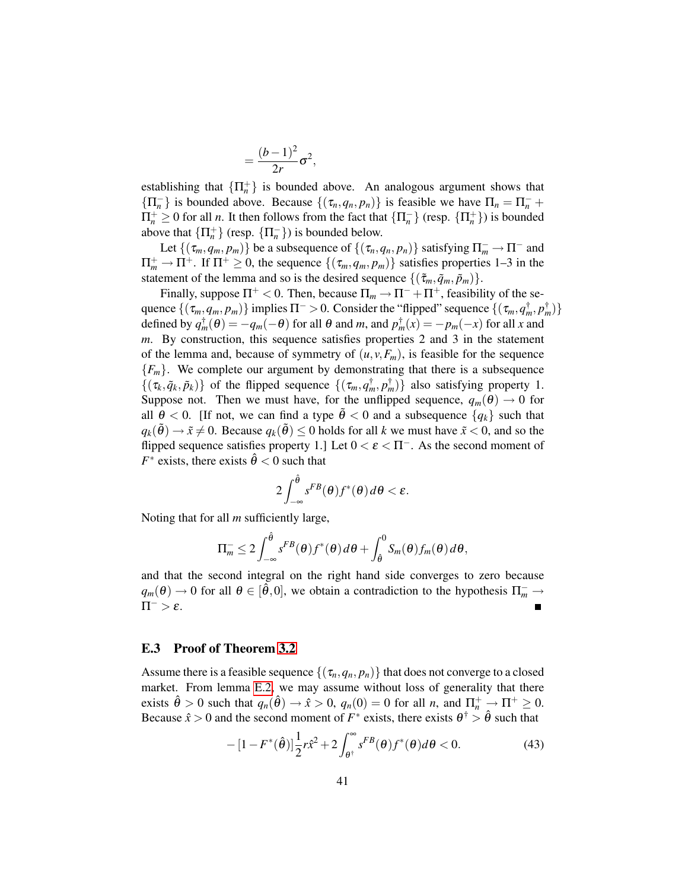$$= \frac{(b-1)^2}{2r}\sigma^2,$$

establishing that $\{\Pi_n^+\}$ is bounded above. An analogous argument shows that $\{\Pi_n^-\}$ is bounded above. Because $\{(\tau_n, q_n, p_n)\}$ is feasible we have $\Pi_n = \Pi_n^- + \Pi_n^+ \geq 0$ for all $n$. It then follows from the fact that $\{\Pi_n^-\}$ (resp. $\{\Pi_n^+\}$) is bounded above that $\{\Pi_n^+\}$ (resp. $\{\Pi_n^-\}$) is bounded below.

Let $\{(\tau_m, q_m, p_m)\}$ be a subsequence of $\{(\tau_n, q_n, p_n)\}$ satisfying $\Pi_m^- \to \Pi^-$ and $\Pi_m^+ \to \Pi^+$. If $\Pi^+ \geq 0$, the sequence $\{(\tau_m, q_m, p_m)\}$ satisfies properties 1–3 in the statement of the lemma and so is the desired sequence $\{(\tilde{\tau}_m, \tilde{q}_m, \tilde{p}_m)\}$.

Finally, suppose $\Pi^+ < 0$. Then, because $\Pi_m \to \Pi^- + \Pi^+$, feasibility of the sequence $\{(\tau_m, q_m, p_m)\}$ implies $\Pi^- > 0$. Consider the "flipped" sequence $\{(\tau_m, q_m^\dagger, p_m^\dagger)\}$ defined by $q_m^\dagger(\theta) = -q_m(-\theta)$ for all $\theta$ and $m$, and $p_m^\dagger(x) = -p_m(-x)$ for all $x$ and $m$. By construction, this sequence satisfies properties 2 and 3 in the statement of the lemma and, because of symmetry of $(u, v, F_m)$, is feasible for the sequence $\{F_m\}$. We complete our argument by demonstrating that there is a subsequence $\{(\tau_k, \tilde{q}_k, \tilde{p}_k)\}$ of the flipped sequence $\{(\tau_m, q_m^\dagger, p_m^\dagger)\}$ also satisfying property 1. Suppose not. Then we must have, for the unflipped sequence, $q_m(\theta) \to 0$ for all $\theta < 0$. [If not, we can find a type $\tilde{\theta} < 0$ and a subsequence $\{q_k\}$ such that $q_k(\tilde{\theta}) \to \tilde{x} \neq 0$. Because $q_k(\tilde{\theta}) \leq 0$ holds for all $k$ we must have $\tilde{x} < 0$, and so the flipped sequence satisfies property 1.] Let $0 < \varepsilon < \Pi^-$. As the second moment of $F^*$ exists, there exists $\hat{\theta} < 0$ such that

$$2\int_{-\infty}^{\hat{\theta}} s^{FB}(\theta) f^*(\theta)\, d\theta < \varepsilon.$$

Noting that for all $m$ sufficiently large,

$$\Pi_m^- \leq 2\int_{-\infty}^{\hat{\theta}} s^{FB}(\theta) f^*(\theta)\, d\theta + \int_{\hat{\theta}}^{0} S_m(\theta) f_m(\theta)\, d\theta,$$

and that the second integral on the right hand side converges to zero because $q_m(\theta) \to 0$ for all $\theta \in [\hat{\theta}, 0]$, we obtain a contradiction to the hypothesis $\Pi_m^- \to \Pi^- > \varepsilon$. ■

## E.3 Proof of Theorem 3.2

Assume there is a feasible sequence $\{(\tau_n, q_n, p_n)\}$ that does not converge to a closed market. From lemma E.2, we may assume without loss of generality that there exists $\hat{\theta} > 0$ such that $q_n(\hat{\theta}) \to \hat{x} > 0$, $q_n(0) = 0$ for all $n$, and $\Pi_n^+ \to \Pi^+ \geq 0$. Because $\hat{x} > 0$ and the second moment of $F^*$ exists, there exists $\theta^\dagger > \hat{\theta}$ such that

$$-[1 - F^*(\hat{\theta})]\frac{1}{2} r\hat{x}^2 + 2\int_{\theta^\dagger}^{\infty} s^{FB}(\theta) f^*(\theta) d\theta < 0. \tag{43}$$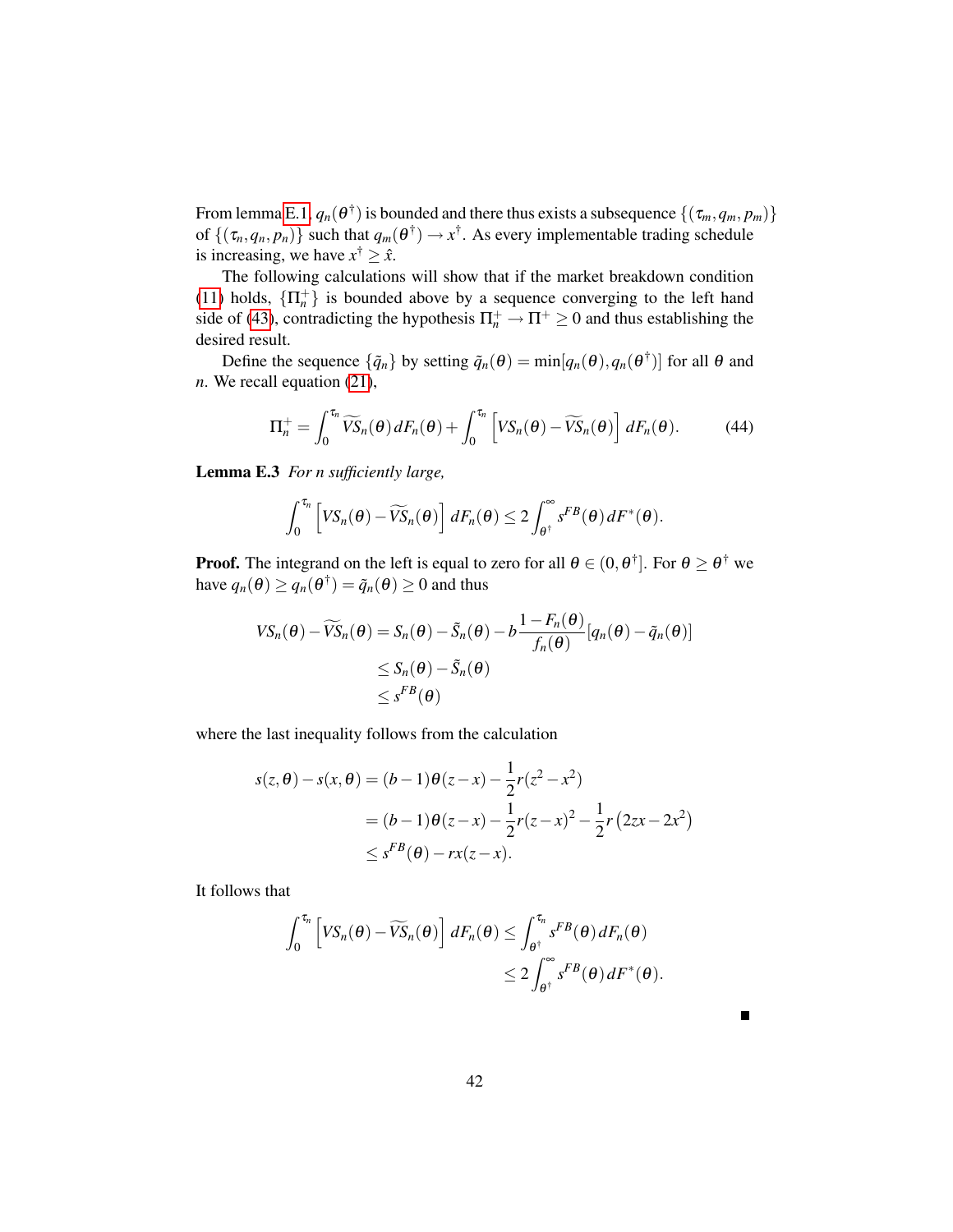From lemma E.1, $q_n(\theta^\dagger)$ is bounded and there thus exists a subsequence $\{(\tau_m, q_m, p_m)\}$ of $\{(\tau_n, q_n, p_n)\}$ such that $q_m(\theta^\dagger) \to x^\dagger$. As every implementable trading schedule is increasing, we have $x^\dagger \geq \hat{x}$.

The following calculations will show that if the market breakdown condition (11) holds, $\{\Pi_n^+\}$ is bounded above by a sequence converging to the left hand side of (43), contradicting the hypothesis $\Pi_n^+ \to \Pi^+ \geq 0$ and thus establishing the desired result.

Define the sequence $\{\tilde{q}_n\}$ by setting $\tilde{q}_n(\theta) = \min[q_n(\theta), q_n(\theta^\dagger)]$ for all $\theta$ and $n$. We recall equation (21),

$$\Pi_n^+ = \int_0^{\tau_n} \widetilde{VS}_n(\theta)\, dF_n(\theta) + \int_0^{\tau_n} \left[ VS_n(\theta) - \widetilde{VS}_n(\theta) \right] dF_n(\theta). \tag{44}$$

**Lemma E.3** *For n sufficiently large,*

$$\int_0^{\tau_n} \left[ VS_n(\theta) - \widetilde{VS}_n(\theta) \right] dF_n(\theta) \leq 2 \int_{\theta^\dagger}^{\infty} s^{FB}(\theta)\, dF^*(\theta).$$

**Proof.** The integrand on the left is equal to zero for all $\theta \in (0, \theta^\dagger]$. For $\theta \geq \theta^\dagger$ we have $q_n(\theta) \geq q_n(\theta^\dagger) = \tilde{q}_n(\theta) \geq 0$ and thus

$$\begin{aligned}
VS_n(\theta) - \widetilde{VS}_n(\theta) &= S_n(\theta) - \tilde{S}_n(\theta) - b\frac{1 - F_n(\theta)}{f_n(\theta)}[q_n(\theta) - \tilde{q}_n(\theta)] \\
&\leq S_n(\theta) - \tilde{S}_n(\theta) \\
&\leq s^{FB}(\theta)
\end{aligned}$$

where the last inequality follows from the calculation

$$\begin{aligned}
s(z, \theta) - s(x, \theta) &= (b-1)\theta(z - x) - \frac{1}{2} r(z^2 - x^2) \\
&= (b-1)\theta(z - x) - \frac{1}{2} r(z - x)^2 - \frac{1}{2} r\left(2zx - 2x^2\right) \\
&\leq s^{FB}(\theta) - rx(z - x).
\end{aligned}$$

It follows that

$$\begin{aligned}
\int_0^{\tau_n} \left[ VS_n(\theta) - \widetilde{VS}_n(\theta) \right] dF_n(\theta) &\leq \int_{\theta^\dagger}^{\tau_n} s^{FB}(\theta)\, dF_n(\theta) \\
&\leq 2 \int_{\theta^\dagger}^{\infty} s^{FB}(\theta)\, dF^*(\theta).
\end{aligned}$$

■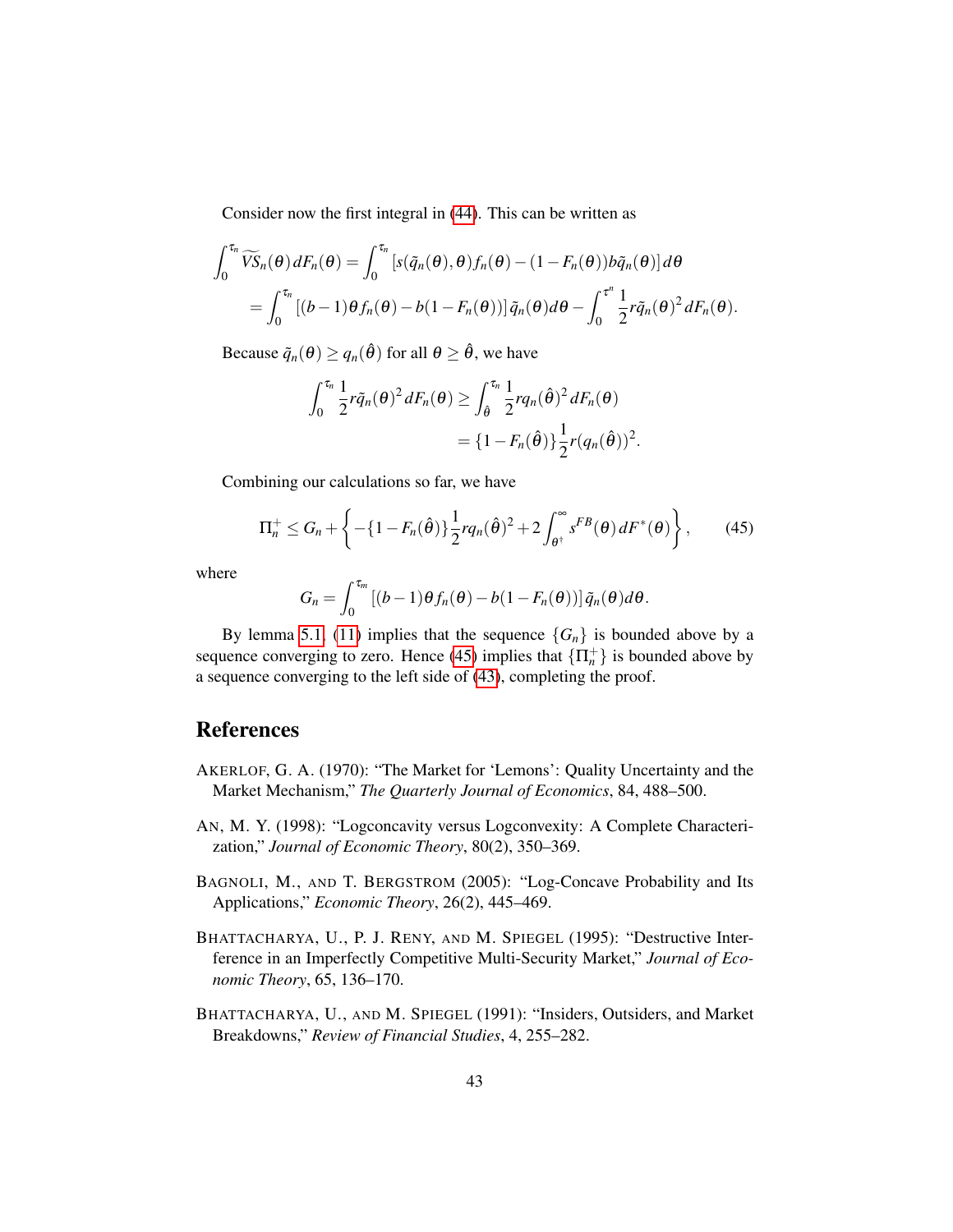Consider now the first integral in (44). This can be written as

$$\int_0^{\tau_n} \widetilde{VS}_n(\theta)\, dF_n(\theta) = \int_0^{\tau_n} [s(\tilde{q}_n(\theta),\theta) f_n(\theta) - (1-F_n(\theta)) b\tilde{q}_n(\theta)]\, d\theta$$
$$= \int_0^{\tau_n} [(b-1)\theta f_n(\theta) - b(1-F_n(\theta))]\, \tilde{q}_n(\theta) d\theta - \int_0^{\tau^n} \frac{1}{2} r\tilde{q}_n(\theta)^2\, dF_n(\theta).$$

Because $\tilde{q}_n(\theta) \geq q_n(\hat{\theta})$ for all $\theta \geq \hat{\theta}$, we have

$$\int_0^{\tau_n} \frac{1}{2} r\tilde{q}_n(\theta)^2\, dF_n(\theta) \geq \int_{\hat{\theta}}^{\tau_n} \frac{1}{2} r q_n(\hat{\theta})^2\, dF_n(\theta)$$
$$= \{1 - F_n(\hat{\theta})\} \frac{1}{2} r (q_n(\hat{\theta}))^2.$$

Combining our calculations so far, we have

$$\Pi_n^+ \leq G_n + \left\{ -\{1 - F_n(\hat{\theta})\} \frac{1}{2} r q_n(\hat{\theta})^2 + 2\int_{\theta^\dagger}^{\infty} s^{FB}(\theta)\, dF^*(\theta) \right\}, \tag{45}$$

where

$$G_n = \int_0^{\tau_m} [(b-1)\theta f_n(\theta) - b(1-F_n(\theta))]\, \tilde{q}_n(\theta) d\theta.$$

By lemma 5.1, (11) implies that the sequence $\{G_n\}$ is bounded above by a sequence converging to zero. Hence (45) implies that $\{\Pi_n^+\}$ is bounded above by a sequence converging to the left side of (43), completing the proof.

## References

AKERLOF, G. A. (1970): "The Market for 'Lemons': Quality Uncertainty and the Market Mechanism," *The Quarterly Journal of Economics*, 84, 488–500.

AN, M. Y. (1998): "Logconcavity versus Logconvexity: A Complete Characterization," *Journal of Economic Theory*, 80(2), 350–369.

BAGNOLI, M., AND T. BERGSTROM (2005): "Log-Concave Probability and Its Applications," *Economic Theory*, 26(2), 445–469.

BHATTACHARYA, U., P. J. RENY, AND M. SPIEGEL (1995): "Destructive Interference in an Imperfectly Competitive Multi-Security Market," *Journal of Economic Theory*, 65, 136–170.

BHATTACHARYA, U., AND M. SPIEGEL (1991): "Insiders, Outsiders, and Market Breakdowns," *Review of Financial Studies*, 4, 255–282.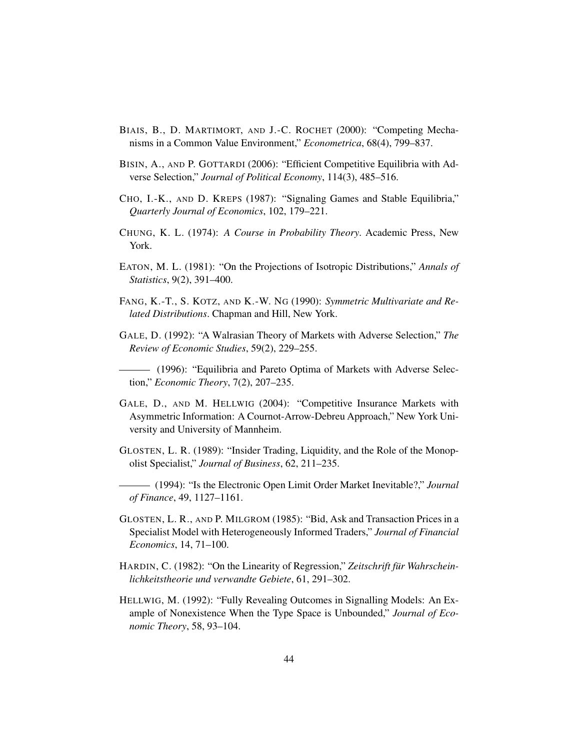BIAIS, B., D. MARTIMORT, AND J.-C. ROCHET (2000): "Competing Mechanisms in a Common Value Environment," *Econometrica*, 68(4), 799–837.

BISIN, A., AND P. GOTTARDI (2006): "Efficient Competitive Equilibria with Adverse Selection," *Journal of Political Economy*, 114(3), 485–516.

CHO, I.-K., AND D. KREPS (1987): "Signaling Games and Stable Equilibria," *Quarterly Journal of Economics*, 102, 179–221.

CHUNG, K. L. (1974): *A Course in Probability Theory*. Academic Press, New York.

EATON, M. L. (1981): "On the Projections of Isotropic Distributions," *Annals of Statistics*, 9(2), 391–400.

FANG, K.-T., S. KOTZ, AND K.-W. NG (1990): *Symmetric Multivariate and Related Distributions*. Chapman and Hill, New York.

GALE, D. (1992): "A Walrasian Theory of Markets with Adverse Selection," *The Review of Economic Studies*, 59(2), 229–255.

——— (1996): "Equilibria and Pareto Optima of Markets with Adverse Selection," *Economic Theory*, 7(2), 207–235.

GALE, D., AND M. HELLWIG (2004): "Competitive Insurance Markets with Asymmetric Information: A Cournot-Arrow-Debreu Approach," New York University and University of Mannheim.

GLOSTEN, L. R. (1989): "Insider Trading, Liquidity, and the Role of the Monopolist Specialist," *Journal of Business*, 62, 211–235.

——— (1994): "Is the Electronic Open Limit Order Market Inevitable?," *Journal of Finance*, 49, 1127–1161.

GLOSTEN, L. R., AND P. MILGROM (1985): "Bid, Ask and Transaction Prices in a Specialist Model with Heterogeneously Informed Traders," *Journal of Financial Economics*, 14, 71–100.

HARDIN, C. (1982): "On the Linearity of Regression," *Zeitschrift für Wahrscheinlichkeitstheorie und verwandte Gebiete*, 61, 291–302.

HELLWIG, M. (1992): "Fully Revealing Outcomes in Signalling Models: An Example of Nonexistence When the Type Space is Unbounded," *Journal of Economic Theory*, 58, 93–104.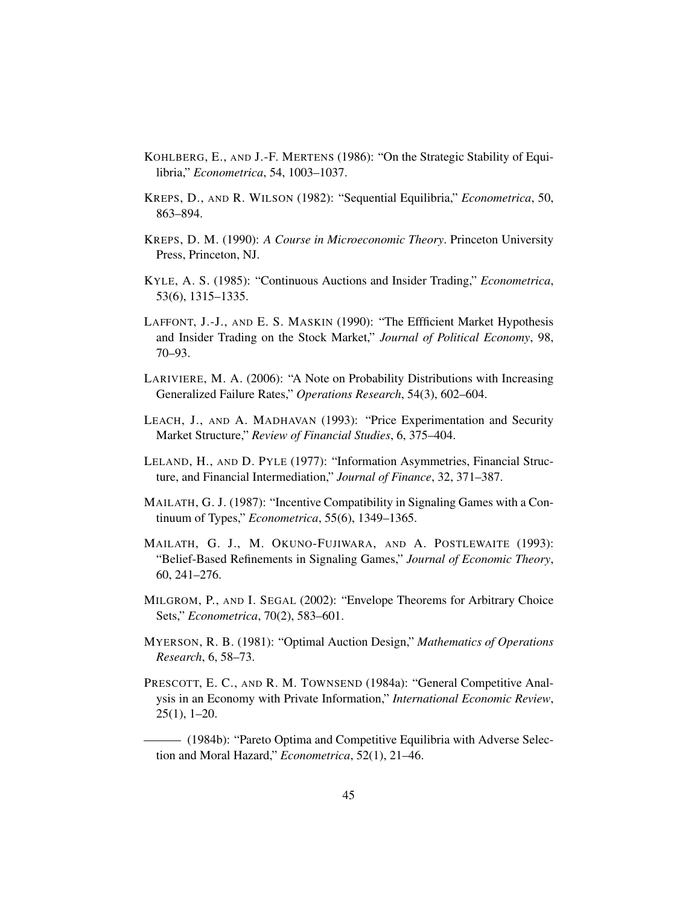KOHLBERG, E., AND J.-F. MERTENS (1986): "On the Strategic Stability of Equilibria," *Econometrica*, 54, 1003–1037.

KREPS, D., AND R. WILSON (1982): "Sequential Equilibria," *Econometrica*, 50, 863–894.

KREPS, D. M. (1990): *A Course in Microeconomic Theory*. Princeton University Press, Princeton, NJ.

KYLE, A. S. (1985): "Continuous Auctions and Insider Trading," *Econometrica*, 53(6), 1315–1335.

LAFFONT, J.-J., AND E. S. MASKIN (1990): "The Effficient Market Hypothesis and Insider Trading on the Stock Market," *Journal of Political Economy*, 98, 70–93.

LARIVIERE, M. A. (2006): "A Note on Probability Distributions with Increasing Generalized Failure Rates," *Operations Research*, 54(3), 602–604.

LEACH, J., AND A. MADHAVAN (1993): "Price Experimentation and Security Market Structure," *Review of Financial Studies*, 6, 375–404.

LELAND, H., AND D. PYLE (1977): "Information Asymmetries, Financial Structure, and Financial Intermediation," *Journal of Finance*, 32, 371–387.

MAILATH, G. J. (1987): "Incentive Compatibility in Signaling Games with a Continuum of Types," *Econometrica*, 55(6), 1349–1365.

MAILATH, G. J., M. OKUNO-FUJIWARA, AND A. POSTLEWAITE (1993): "Belief-Based Refinements in Signaling Games," *Journal of Economic Theory*, 60, 241–276.

MILGROM, P., AND I. SEGAL (2002): "Envelope Theorems for Arbitrary Choice Sets," *Econometrica*, 70(2), 583–601.

MYERSON, R. B. (1981): "Optimal Auction Design," *Mathematics of Operations Research*, 6, 58–73.

PRESCOTT, E. C., AND R. M. TOWNSEND (1984a): "General Competitive Analysis in an Economy with Private Information," *International Economic Review*, 25(1), 1–20.

——— (1984b): "Pareto Optima and Competitive Equilibria with Adverse Selection and Moral Hazard," *Econometrica*, 52(1), 21–46.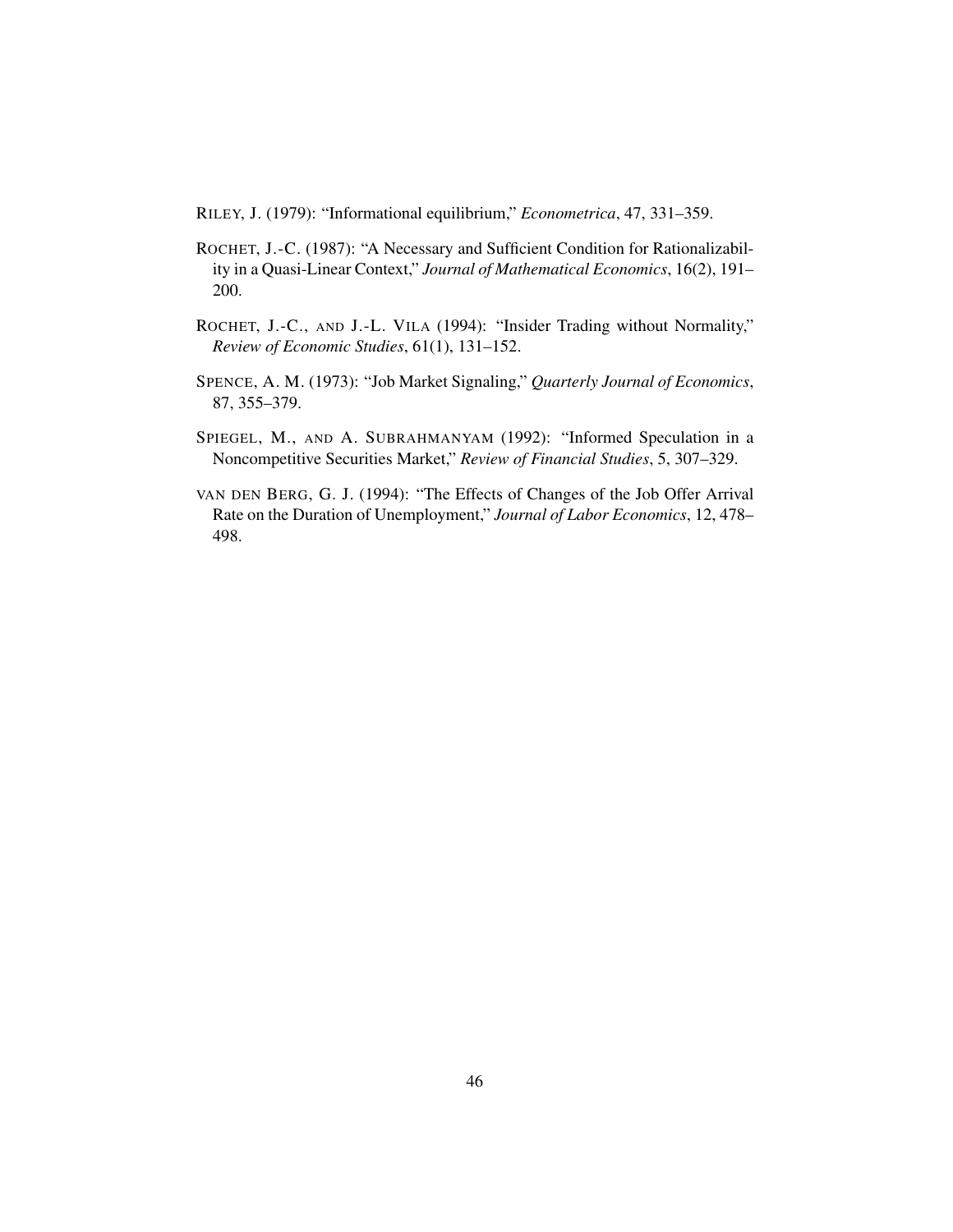RILEY, J. (1979): "Informational equilibrium," *Econometrica*, 47, 331–359.

ROCHET, J.-C. (1987): "A Necessary and Sufficient Condition for Rationalizability in a Quasi-Linear Context," *Journal of Mathematical Economics*, 16(2), 191–200.

ROCHET, J.-C., AND J.-L. VILA (1994): "Insider Trading without Normality," *Review of Economic Studies*, 61(1), 131–152.

SPENCE, A. M. (1973): "Job Market Signaling," *Quarterly Journal of Economics*, 87, 355–379.

SPIEGEL, M., AND A. SUBRAHMANYAM (1992): "Informed Speculation in a Noncompetitive Securities Market," *Review of Financial Studies*, 5, 307–329.

VAN DEN BERG, G. J. (1994): "The Effects of Changes of the Job Offer Arrival Rate on the Duration of Unemployment," *Journal of Labor Economics*, 12, 478–498.